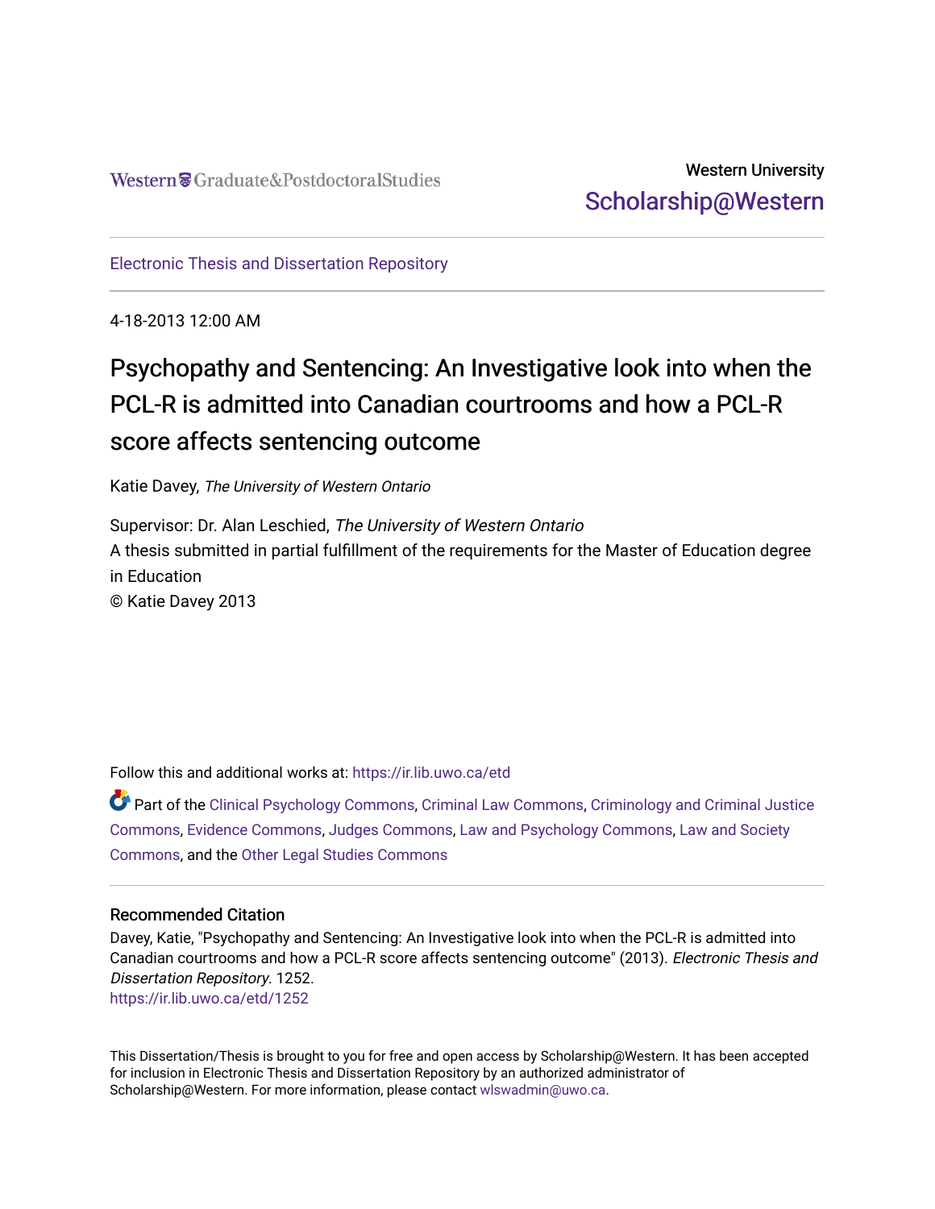Western Graduate&PostdoctoralStudies

Western University
Scholarship@Western

Electronic Thesis and Dissertation Repository

4-18-2013 12:00 AM

# Psychopathy and Sentencing: An Investigative look into when the PCL-R is admitted into Canadian courtrooms and how a PCL-R score affects sentencing outcome

Katie Davey, *The University of Western Ontario*

Supervisor: Dr. Alan Leschied, *The University of Western Ontario*
A thesis submitted in partial fulfillment of the requirements for the Master of Education degree in Education
© Katie Davey 2013

Follow this and additional works at: https://ir.lib.uwo.ca/etd

Part of the Clinical Psychology Commons, Criminal Law Commons, Criminology and Criminal Justice Commons, Evidence Commons, Judges Commons, Law and Psychology Commons, Law and Society Commons, and the Other Legal Studies Commons

## Recommended Citation

Davey, Katie, "Psychopathy and Sentencing: An Investigative look into when the PCL-R is admitted into Canadian courtrooms and how a PCL-R score affects sentencing outcome" (2013). *Electronic Thesis and Dissertation Repository*. 1252.
https://ir.lib.uwo.ca/etd/1252

This Dissertation/Thesis is brought to you for free and open access by Scholarship@Western. It has been accepted for inclusion in Electronic Thesis and Dissertation Repository by an authorized administrator of Scholarship@Western. For more information, please contact wlswadmin@uwo.ca.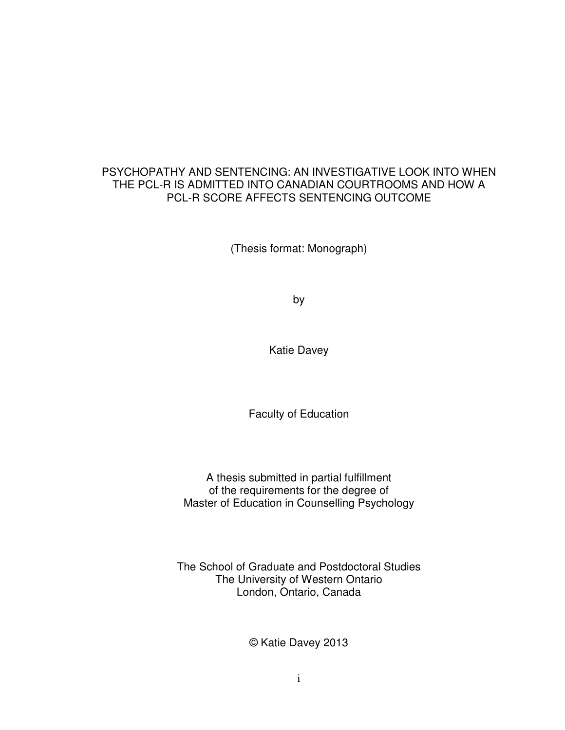# PSYCHOPATHY AND SENTENCING: AN INVESTIGATIVE LOOK INTO WHEN THE PCL-R IS ADMITTED INTO CANADIAN COURTROOMS AND HOW A PCL-R SCORE AFFECTS SENTENCING OUTCOME

(Thesis format: Monograph)

by

Katie Davey

Faculty of Education

A thesis submitted in partial fulfillment
of the requirements for the degree of
Master of Education in Counselling Psychology

The School of Graduate and Postdoctoral Studies
The University of Western Ontario
London, Ontario, Canada

© Katie Davey 2013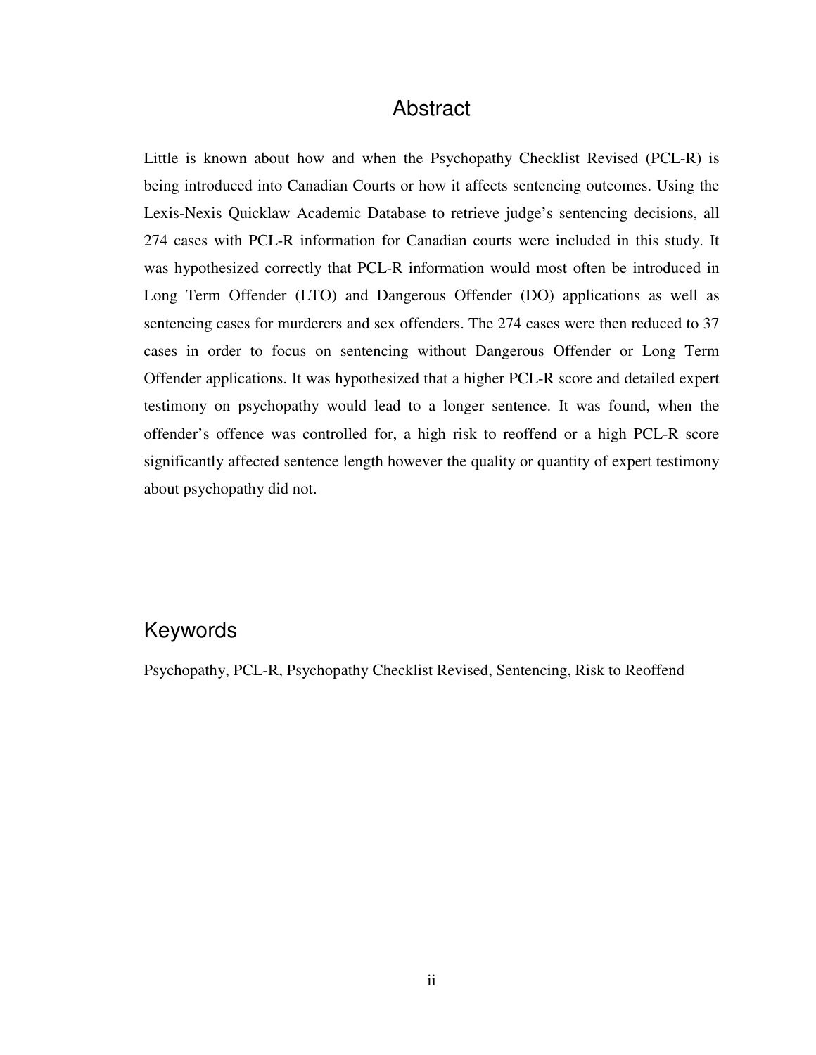# Abstract

Little is known about how and when the Psychopathy Checklist Revised (PCL-R) is being introduced into Canadian Courts or how it affects sentencing outcomes. Using the Lexis-Nexis Quicklaw Academic Database to retrieve judge's sentencing decisions, all 274 cases with PCL-R information for Canadian courts were included in this study. It was hypothesized correctly that PCL-R information would most often be introduced in Long Term Offender (LTO) and Dangerous Offender (DO) applications as well as sentencing cases for murderers and sex offenders. The 274 cases were then reduced to 37 cases in order to focus on sentencing without Dangerous Offender or Long Term Offender applications. It was hypothesized that a higher PCL-R score and detailed expert testimony on psychopathy would lead to a longer sentence. It was found, when the offender's offence was controlled for, a high risk to reoffend or a high PCL-R score significantly affected sentence length however the quality or quantity of expert testimony about psychopathy did not.

# Keywords

Psychopathy, PCL-R, Psychopathy Checklist Revised, Sentencing, Risk to Reoffend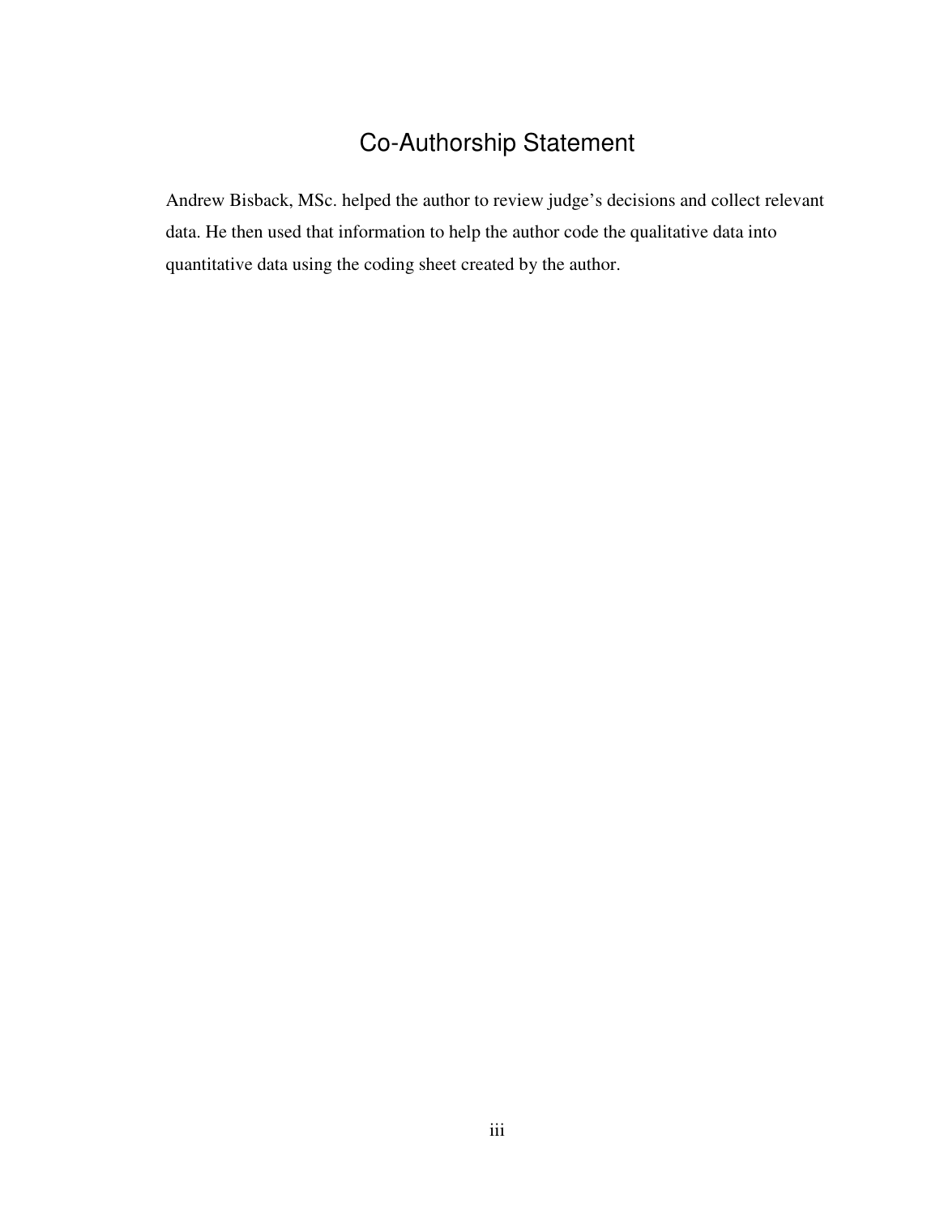# Co-Authorship Statement

Andrew Bisback, MSc. helped the author to review judge's decisions and collect relevant data. He then used that information to help the author code the qualitative data into quantitative data using the coding sheet created by the author.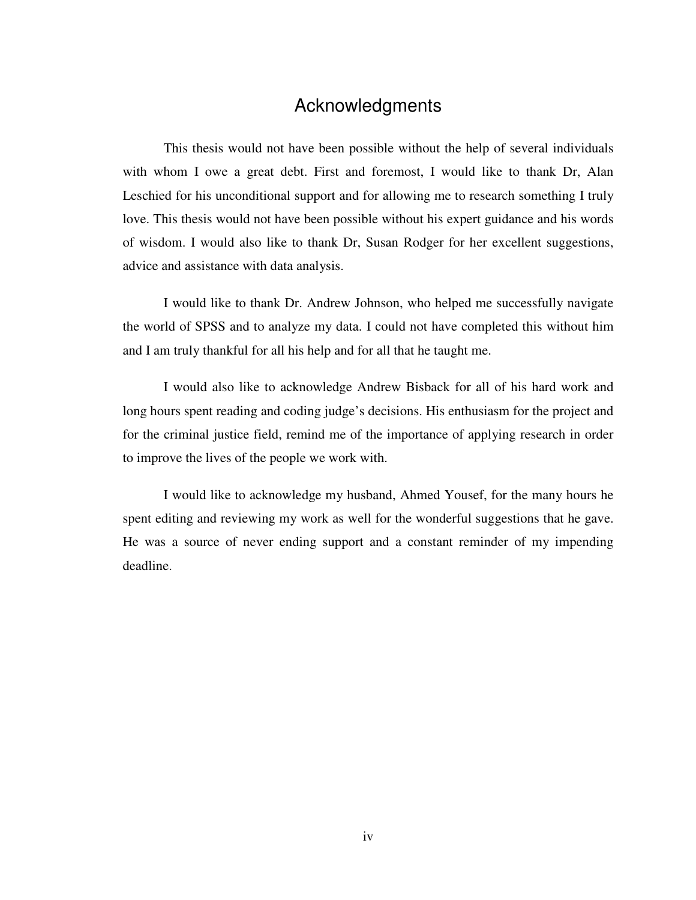# Acknowledgments

This thesis would not have been possible without the help of several individuals with whom I owe a great debt. First and foremost, I would like to thank Dr, Alan Leschied for his unconditional support and for allowing me to research something I truly love. This thesis would not have been possible without his expert guidance and his words of wisdom. I would also like to thank Dr, Susan Rodger for her excellent suggestions, advice and assistance with data analysis.

I would like to thank Dr. Andrew Johnson, who helped me successfully navigate the world of SPSS and to analyze my data. I could not have completed this without him and I am truly thankful for all his help and for all that he taught me.

I would also like to acknowledge Andrew Bisback for all of his hard work and long hours spent reading and coding judge's decisions. His enthusiasm for the project and for the criminal justice field, remind me of the importance of applying research in order to improve the lives of the people we work with.

I would like to acknowledge my husband, Ahmed Yousef, for the many hours he spent editing and reviewing my work as well for the wonderful suggestions that he gave. He was a source of never ending support and a constant reminder of my impending deadline.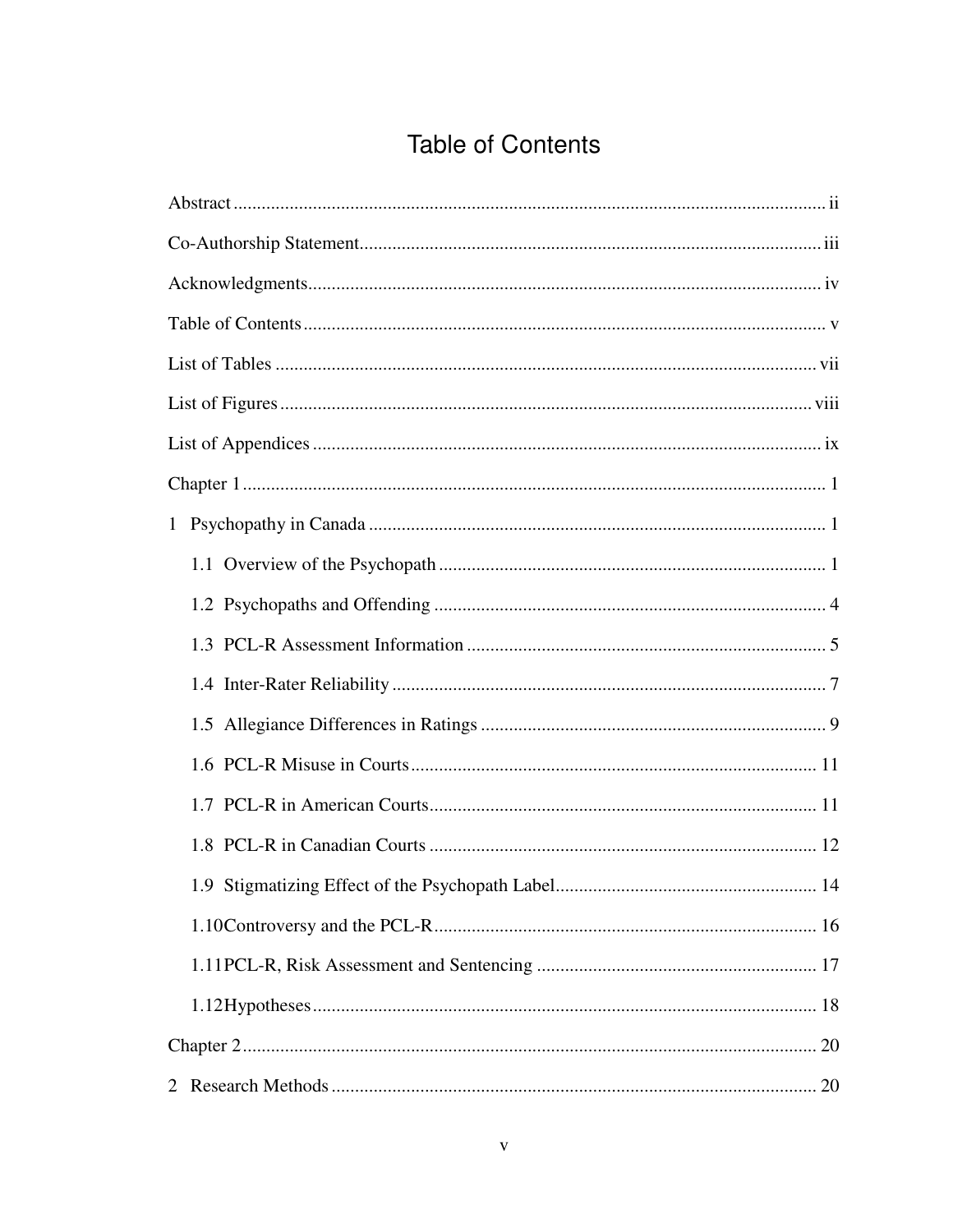# Table of Contents

Abstract ii

Co-Authorship Statement iii

Acknowledgments iv

Table of Contents v

List of Tables vii

List of Figures viii

List of Appendices ix

Chapter 1 1

1 Psychopathy in Canada 1

- 1.1 Overview of the Psychopath 1
- 1.2 Psychopaths and Offending 4
- 1.3 PCL-R Assessment Information 5
- 1.4 Inter-Rater Reliability 7
- 1.5 Allegiance Differences in Ratings 9
- 1.6 PCL-R Misuse in Courts 11
- 1.7 PCL-R in American Courts 11
- 1.8 PCL-R in Canadian Courts 12
- 1.9 Stigmatizing Effect of the Psychopath Label 14
- 1.10 Controversy and the PCL-R 16
- 1.11 PCL-R, Risk Assessment and Sentencing 17
- 1.12 Hypotheses 18

Chapter 2 20

2 Research Methods 20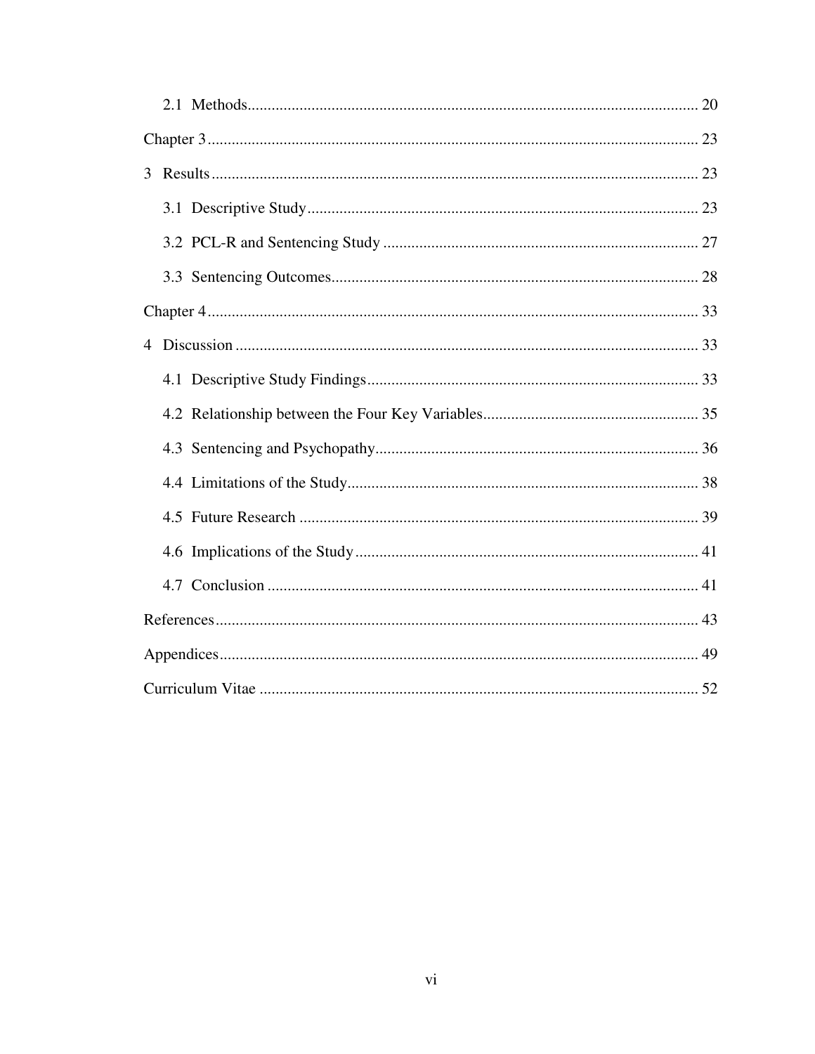2.1 Methods................................................................................................................ 20

Chapter 3......................................................................................................................... 23

3 Results......................................................................................................................... 23

3.1 Descriptive Study................................................................................................. 23

3.2 PCL-R and Sentencing Study .............................................................................. 27

3.3 Sentencing Outcomes........................................................................................... 28

Chapter 4......................................................................................................................... 33

4 Discussion ................................................................................................................... 33

4.1 Descriptive Study Findings.................................................................................. 33

4.2 Relationship between the Four Key Variables..................................................... 35

4.3 Sentencing and Psychopathy................................................................................ 36

4.4 Limitations of the Study....................................................................................... 38

4.5 Future Research ................................................................................................... 39

4.6 Implications of the Study..................................................................................... 41

4.7 Conclusion ........................................................................................................... 41

References....................................................................................................................... 43

Appendices...................................................................................................................... 49

Curriculum Vitae ............................................................................................................ 52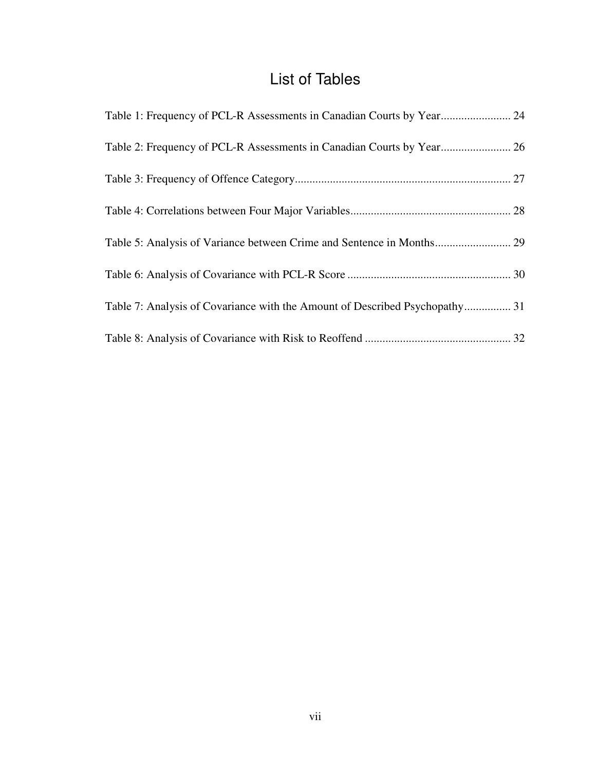# List of Tables

Table 1: Frequency of PCL-R Assessments in Canadian Courts by Year........................ 24

Table 2: Frequency of PCL-R Assessments in Canadian Courts by Year........................ 26

Table 3: Frequency of Offence Category......................................................................... 27

Table 4: Correlations between Four Major Variables...................................................... 28

Table 5: Analysis of Variance between Crime and Sentence in Months.......................... 29

Table 6: Analysis of Covariance with PCL-R Score ........................................................ 30

Table 7: Analysis of Covariance with the Amount of Described Psychopathy................ 31

Table 8: Analysis of Covariance with Risk to Reoffend .................................................. 32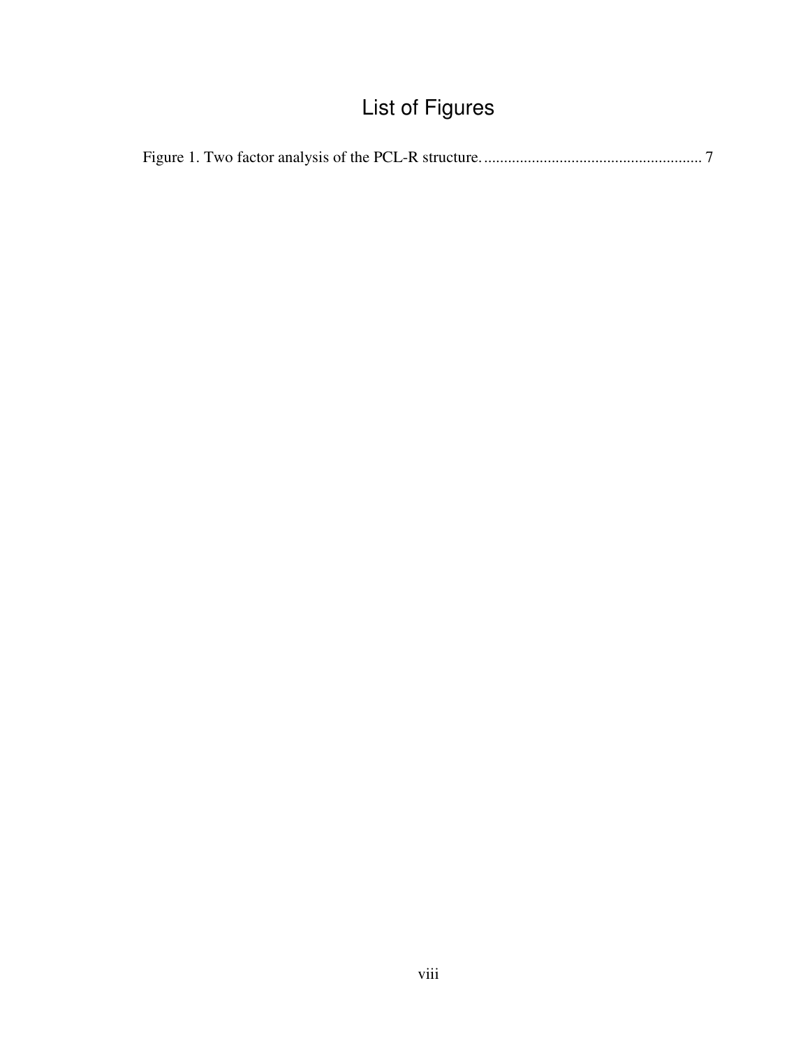# List of Figures

Figure 1. Two factor analysis of the PCL-R structure. ....................................................... 7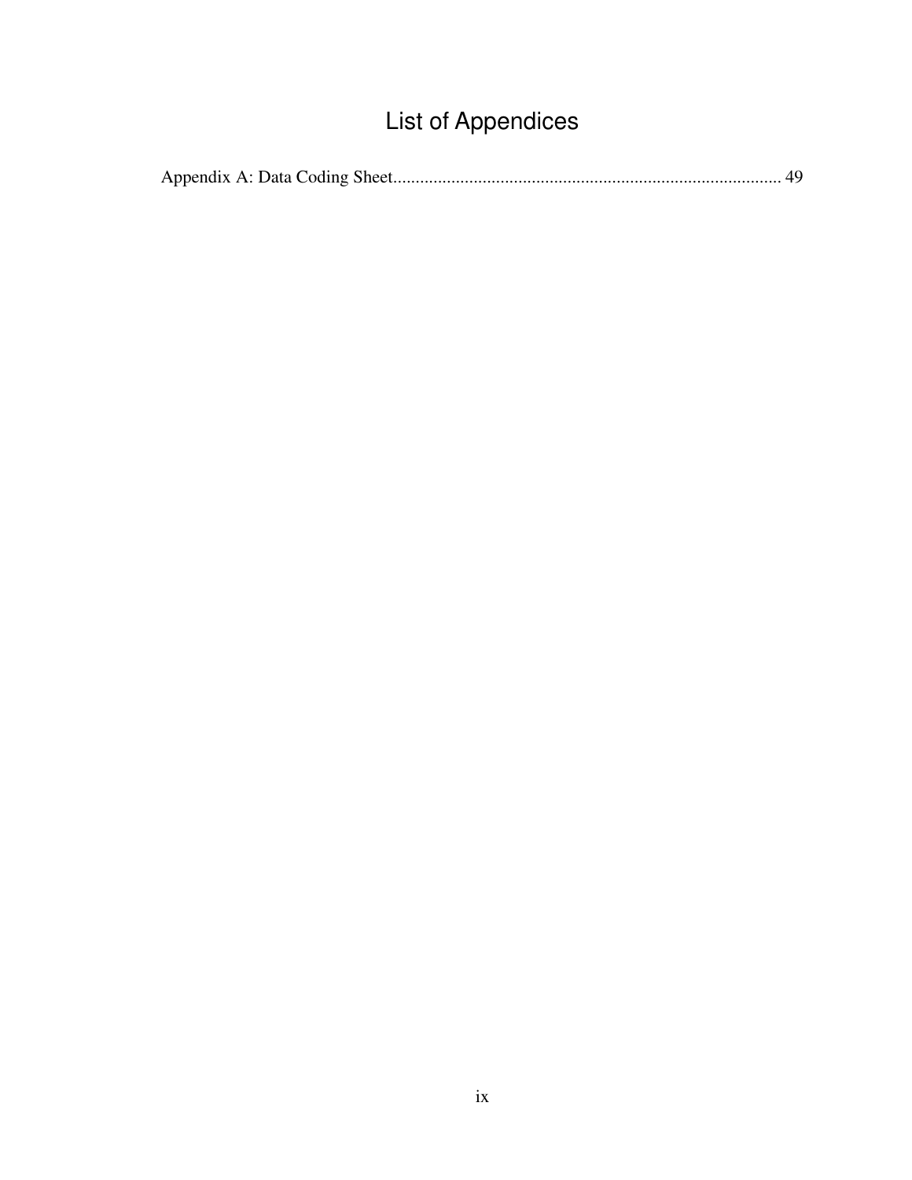# List of Appendices

Appendix A: Data Coding Sheet........................................................................................ 49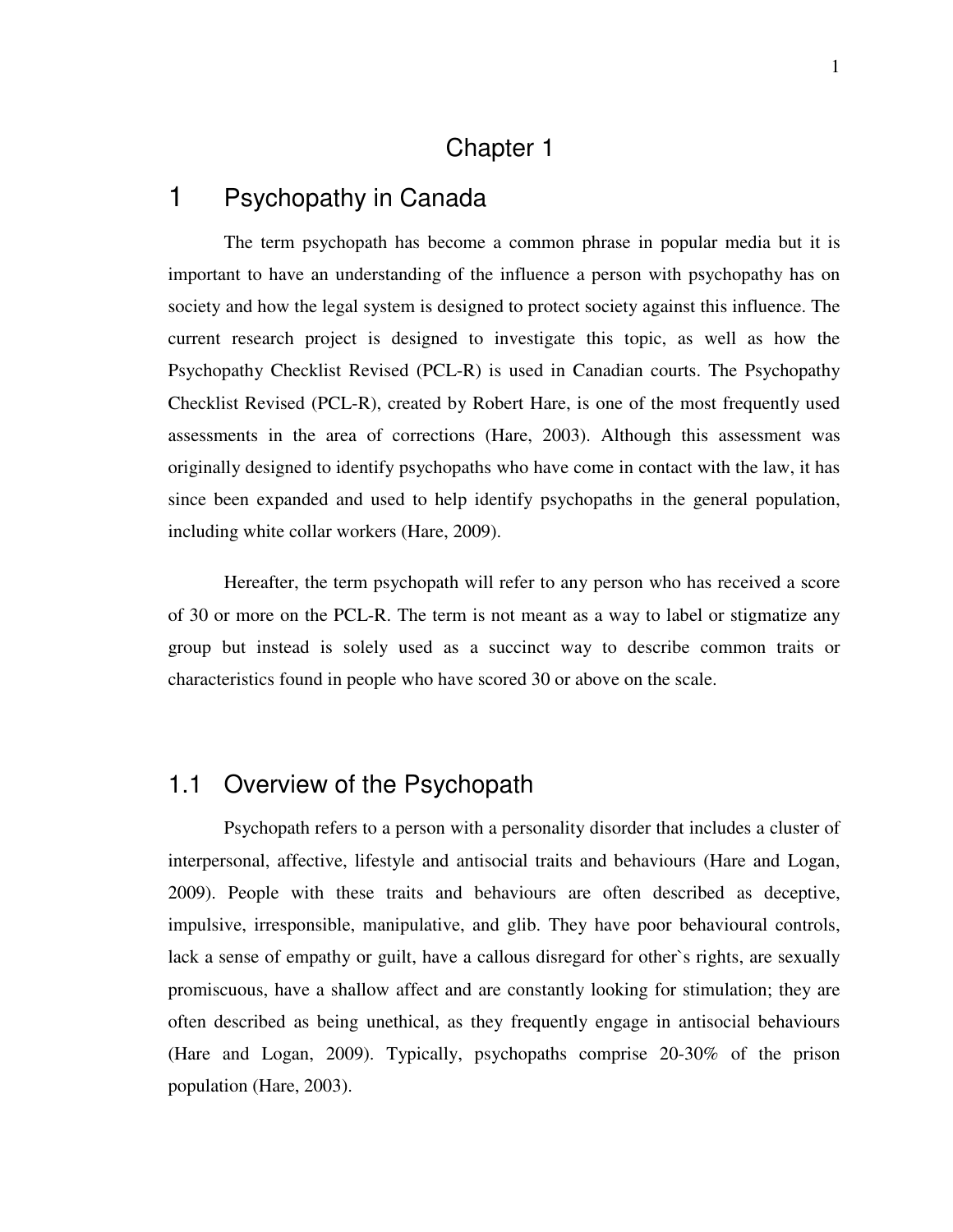# Chapter 1

# 1 Psychopathy in Canada

The term psychopath has become a common phrase in popular media but it is important to have an understanding of the influence a person with psychopathy has on society and how the legal system is designed to protect society against this influence. The current research project is designed to investigate this topic, as well as how the Psychopathy Checklist Revised (PCL-R) is used in Canadian courts. The Psychopathy Checklist Revised (PCL-R), created by Robert Hare, is one of the most frequently used assessments in the area of corrections (Hare, 2003). Although this assessment was originally designed to identify psychopaths who have come in contact with the law, it has since been expanded and used to help identify psychopaths in the general population, including white collar workers (Hare, 2009).

Hereafter, the term psychopath will refer to any person who has received a score of 30 or more on the PCL-R. The term is not meant as a way to label or stigmatize any group but instead is solely used as a succinct way to describe common traits or characteristics found in people who have scored 30 or above on the scale.

## 1.1 Overview of the Psychopath

Psychopath refers to a person with a personality disorder that includes a cluster of interpersonal, affective, lifestyle and antisocial traits and behaviours (Hare and Logan, 2009). People with these traits and behaviours are often described as deceptive, impulsive, irresponsible, manipulative, and glib. They have poor behavioural controls, lack a sense of empathy or guilt, have a callous disregard for other`s rights, are sexually promiscuous, have a shallow affect and are constantly looking for stimulation; they are often described as being unethical, as they frequently engage in antisocial behaviours (Hare and Logan, 2009). Typically, psychopaths comprise 20-30% of the prison population (Hare, 2003).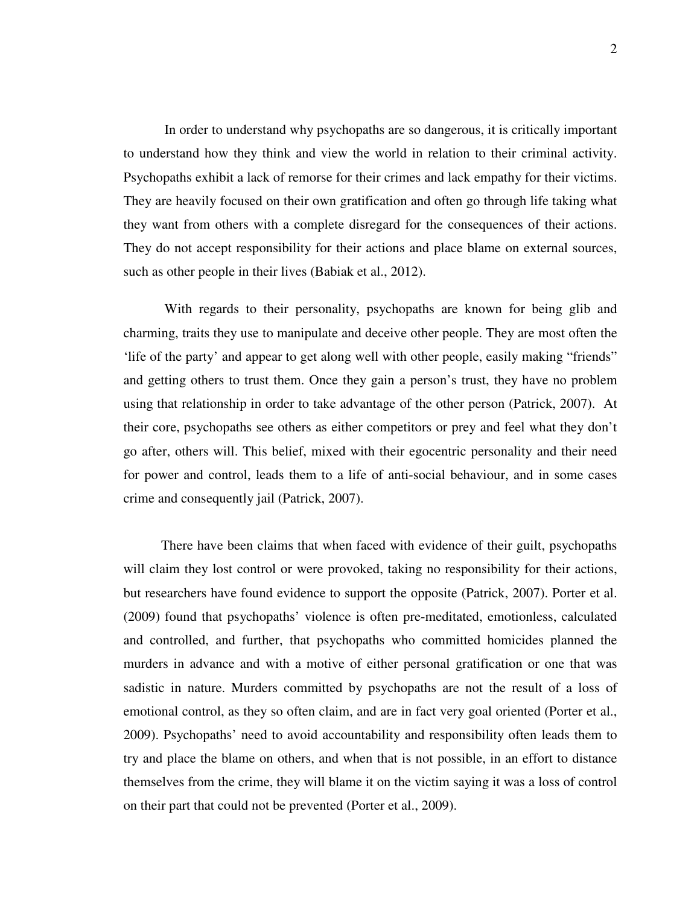In order to understand why psychopaths are so dangerous, it is critically important to understand how they think and view the world in relation to their criminal activity. Psychopaths exhibit a lack of remorse for their crimes and lack empathy for their victims. They are heavily focused on their own gratification and often go through life taking what they want from others with a complete disregard for the consequences of their actions. They do not accept responsibility for their actions and place blame on external sources, such as other people in their lives (Babiak et al., 2012).

With regards to their personality, psychopaths are known for being glib and charming, traits they use to manipulate and deceive other people. They are most often the 'life of the party' and appear to get along well with other people, easily making "friends" and getting others to trust them. Once they gain a person's trust, they have no problem using that relationship in order to take advantage of the other person (Patrick, 2007). At their core, psychopaths see others as either competitors or prey and feel what they don't go after, others will. This belief, mixed with their egocentric personality and their need for power and control, leads them to a life of anti-social behaviour, and in some cases crime and consequently jail (Patrick, 2007).

There have been claims that when faced with evidence of their guilt, psychopaths will claim they lost control or were provoked, taking no responsibility for their actions, but researchers have found evidence to support the opposite (Patrick, 2007). Porter et al. (2009) found that psychopaths' violence is often pre-meditated, emotionless, calculated and controlled, and further, that psychopaths who committed homicides planned the murders in advance and with a motive of either personal gratification or one that was sadistic in nature. Murders committed by psychopaths are not the result of a loss of emotional control, as they so often claim, and are in fact very goal oriented (Porter et al., 2009). Psychopaths' need to avoid accountability and responsibility often leads them to try and place the blame on others, and when that is not possible, in an effort to distance themselves from the crime, they will blame it on the victim saying it was a loss of control on their part that could not be prevented (Porter et al., 2009).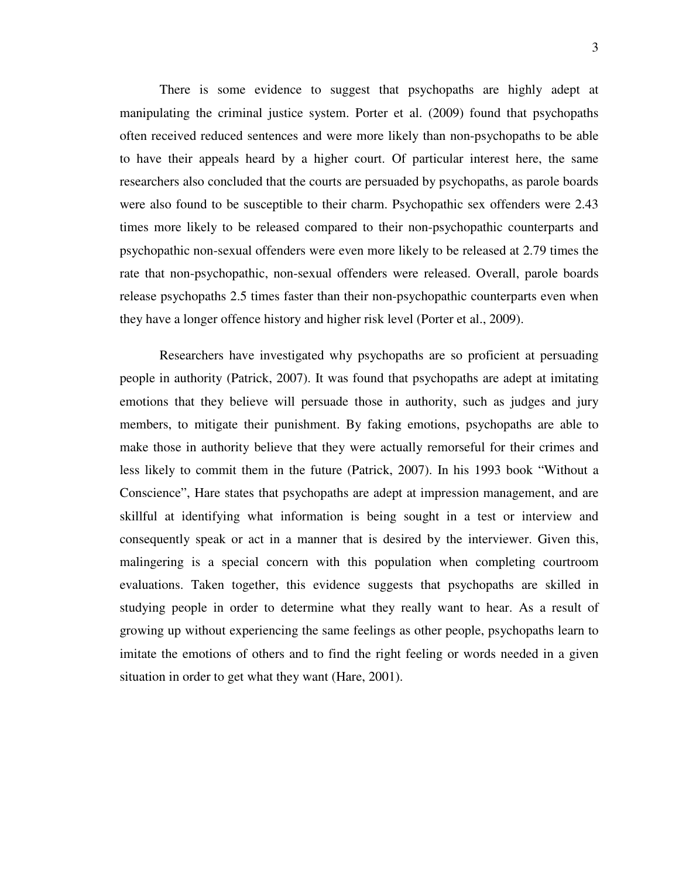There is some evidence to suggest that psychopaths are highly adept at manipulating the criminal justice system. Porter et al. (2009) found that psychopaths often received reduced sentences and were more likely than non-psychopaths to be able to have their appeals heard by a higher court. Of particular interest here, the same researchers also concluded that the courts are persuaded by psychopaths, as parole boards were also found to be susceptible to their charm. Psychopathic sex offenders were 2.43 times more likely to be released compared to their non-psychopathic counterparts and psychopathic non-sexual offenders were even more likely to be released at 2.79 times the rate that non-psychopathic, non-sexual offenders were released. Overall, parole boards release psychopaths 2.5 times faster than their non-psychopathic counterparts even when they have a longer offence history and higher risk level (Porter et al., 2009).

Researchers have investigated why psychopaths are so proficient at persuading people in authority (Patrick, 2007). It was found that psychopaths are adept at imitating emotions that they believe will persuade those in authority, such as judges and jury members, to mitigate their punishment. By faking emotions, psychopaths are able to make those in authority believe that they were actually remorseful for their crimes and less likely to commit them in the future (Patrick, 2007). In his 1993 book "Without a Conscience", Hare states that psychopaths are adept at impression management, and are skillful at identifying what information is being sought in a test or interview and consequently speak or act in a manner that is desired by the interviewer. Given this, malingering is a special concern with this population when completing courtroom evaluations. Taken together, this evidence suggests that psychopaths are skilled in studying people in order to determine what they really want to hear. As a result of growing up without experiencing the same feelings as other people, psychopaths learn to imitate the emotions of others and to find the right feeling or words needed in a given situation in order to get what they want (Hare, 2001).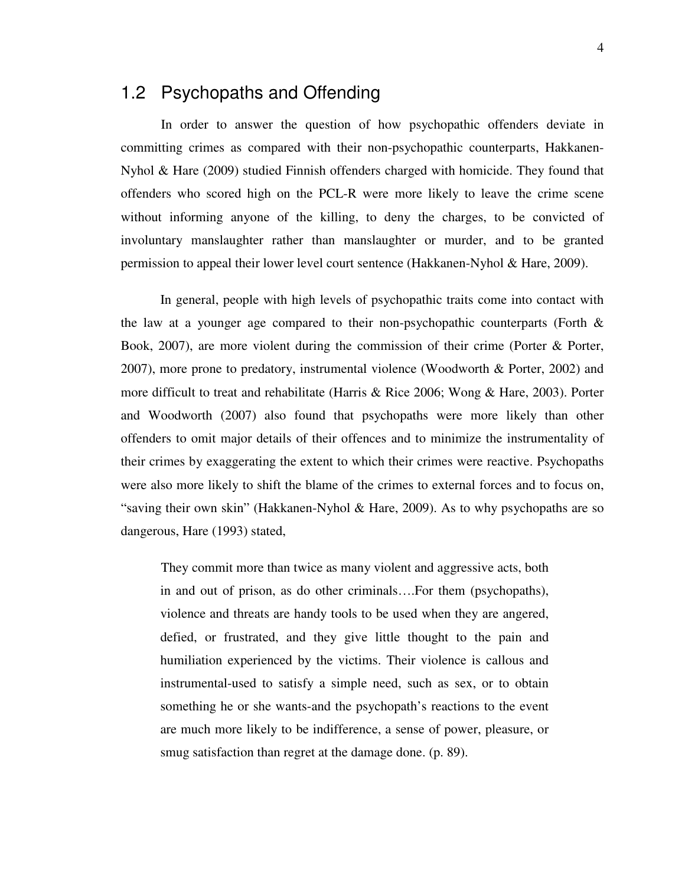## 1.2 Psychopaths and Offending

In order to answer the question of how psychopathic offenders deviate in committing crimes as compared with their non-psychopathic counterparts, Hakkanen-Nyhol & Hare (2009) studied Finnish offenders charged with homicide. They found that offenders who scored high on the PCL-R were more likely to leave the crime scene without informing anyone of the killing, to deny the charges, to be convicted of involuntary manslaughter rather than manslaughter or murder, and to be granted permission to appeal their lower level court sentence (Hakkanen-Nyhol & Hare, 2009).

In general, people with high levels of psychopathic traits come into contact with the law at a younger age compared to their non-psychopathic counterparts (Forth & Book, 2007), are more violent during the commission of their crime (Porter & Porter, 2007), more prone to predatory, instrumental violence (Woodworth & Porter, 2002) and more difficult to treat and rehabilitate (Harris & Rice 2006; Wong & Hare, 2003). Porter and Woodworth (2007) also found that psychopaths were more likely than other offenders to omit major details of their offences and to minimize the instrumentality of their crimes by exaggerating the extent to which their crimes were reactive. Psychopaths were also more likely to shift the blame of the crimes to external forces and to focus on, "saving their own skin" (Hakkanen-Nyhol & Hare, 2009). As to why psychopaths are so dangerous, Hare (1993) stated,

> They commit more than twice as many violent and aggressive acts, both in and out of prison, as do other criminals….For them (psychopaths), violence and threats are handy tools to be used when they are angered, defied, or frustrated, and they give little thought to the pain and humiliation experienced by the victims. Their violence is callous and instrumental-used to satisfy a simple need, such as sex, or to obtain something he or she wants-and the psychopath's reactions to the event are much more likely to be indifference, a sense of power, pleasure, or smug satisfaction than regret at the damage done. (p. 89).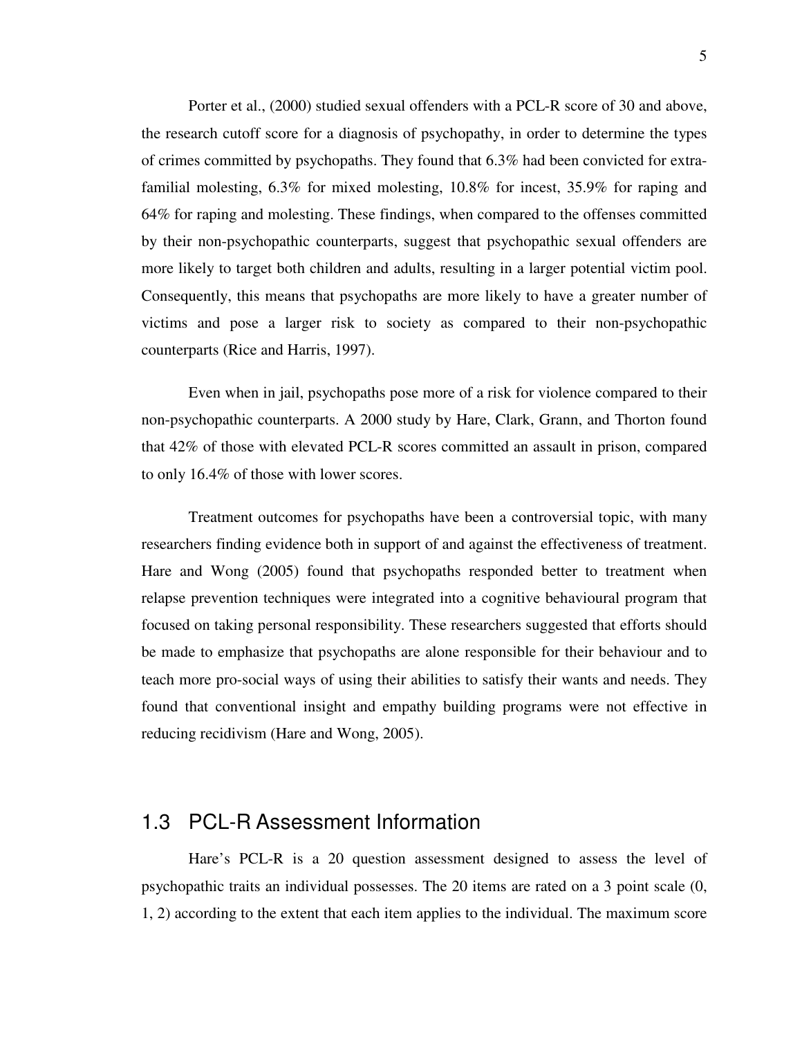Porter et al., (2000) studied sexual offenders with a PCL-R score of 30 and above, the research cutoff score for a diagnosis of psychopathy, in order to determine the types of crimes committed by psychopaths. They found that 6.3% had been convicted for extra-familial molesting, 6.3% for mixed molesting, 10.8% for incest, 35.9% for raping and 64% for raping and molesting. These findings, when compared to the offenses committed by their non-psychopathic counterparts, suggest that psychopathic sexual offenders are more likely to target both children and adults, resulting in a larger potential victim pool. Consequently, this means that psychopaths are more likely to have a greater number of victims and pose a larger risk to society as compared to their non-psychopathic counterparts (Rice and Harris, 1997).

Even when in jail, psychopaths pose more of a risk for violence compared to their non-psychopathic counterparts. A 2000 study by Hare, Clark, Grann, and Thorton found that 42% of those with elevated PCL-R scores committed an assault in prison, compared to only 16.4% of those with lower scores.

Treatment outcomes for psychopaths have been a controversial topic, with many researchers finding evidence both in support of and against the effectiveness of treatment. Hare and Wong (2005) found that psychopaths responded better to treatment when relapse prevention techniques were integrated into a cognitive behavioural program that focused on taking personal responsibility. These researchers suggested that efforts should be made to emphasize that psychopaths are alone responsible for their behaviour and to teach more pro-social ways of using their abilities to satisfy their wants and needs. They found that conventional insight and empathy building programs were not effective in reducing recidivism (Hare and Wong, 2005).

## 1.3 PCL-R Assessment Information

Hare's PCL-R is a 20 question assessment designed to assess the level of psychopathic traits an individual possesses. The 20 items are rated on a 3 point scale (0, 1, 2) according to the extent that each item applies to the individual. The maximum score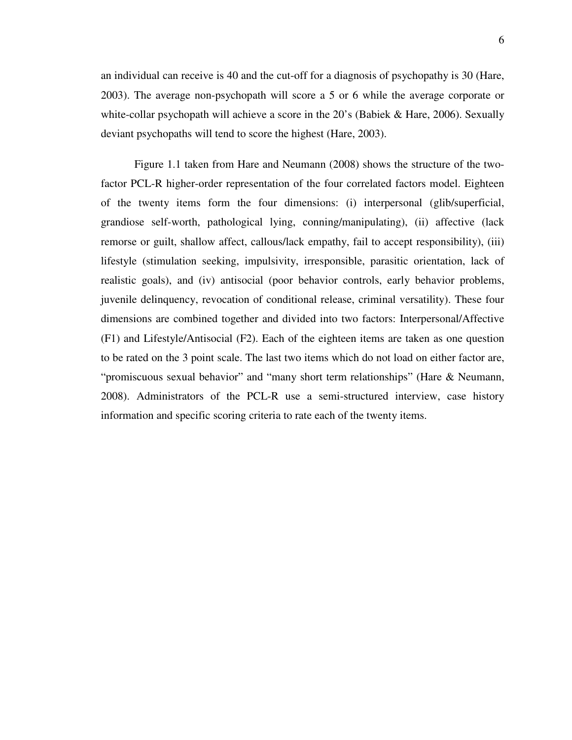an individual can receive is 40 and the cut-off for a diagnosis of psychopathy is 30 (Hare, 2003). The average non-psychopath will score a 5 or 6 while the average corporate or white-collar psychopath will achieve a score in the 20's (Babiek & Hare, 2006). Sexually deviant psychopaths will tend to score the highest (Hare, 2003).

Figure 1.1 taken from Hare and Neumann (2008) shows the structure of the two-factor PCL-R higher-order representation of the four correlated factors model. Eighteen of the twenty items form the four dimensions: (i) interpersonal (glib/superficial, grandiose self-worth, pathological lying, conning/manipulating), (ii) affective (lack remorse or guilt, shallow affect, callous/lack empathy, fail to accept responsibility), (iii) lifestyle (stimulation seeking, impulsivity, irresponsible, parasitic orientation, lack of realistic goals), and (iv) antisocial (poor behavior controls, early behavior problems, juvenile delinquency, revocation of conditional release, criminal versatility). These four dimensions are combined together and divided into two factors: Interpersonal/Affective (F1) and Lifestyle/Antisocial (F2). Each of the eighteen items are taken as one question to be rated on the 3 point scale. The last two items which do not load on either factor are, "promiscuous sexual behavior" and "many short term relationships" (Hare & Neumann, 2008). Administrators of the PCL-R use a semi-structured interview, case history information and specific scoring criteria to rate each of the twenty items.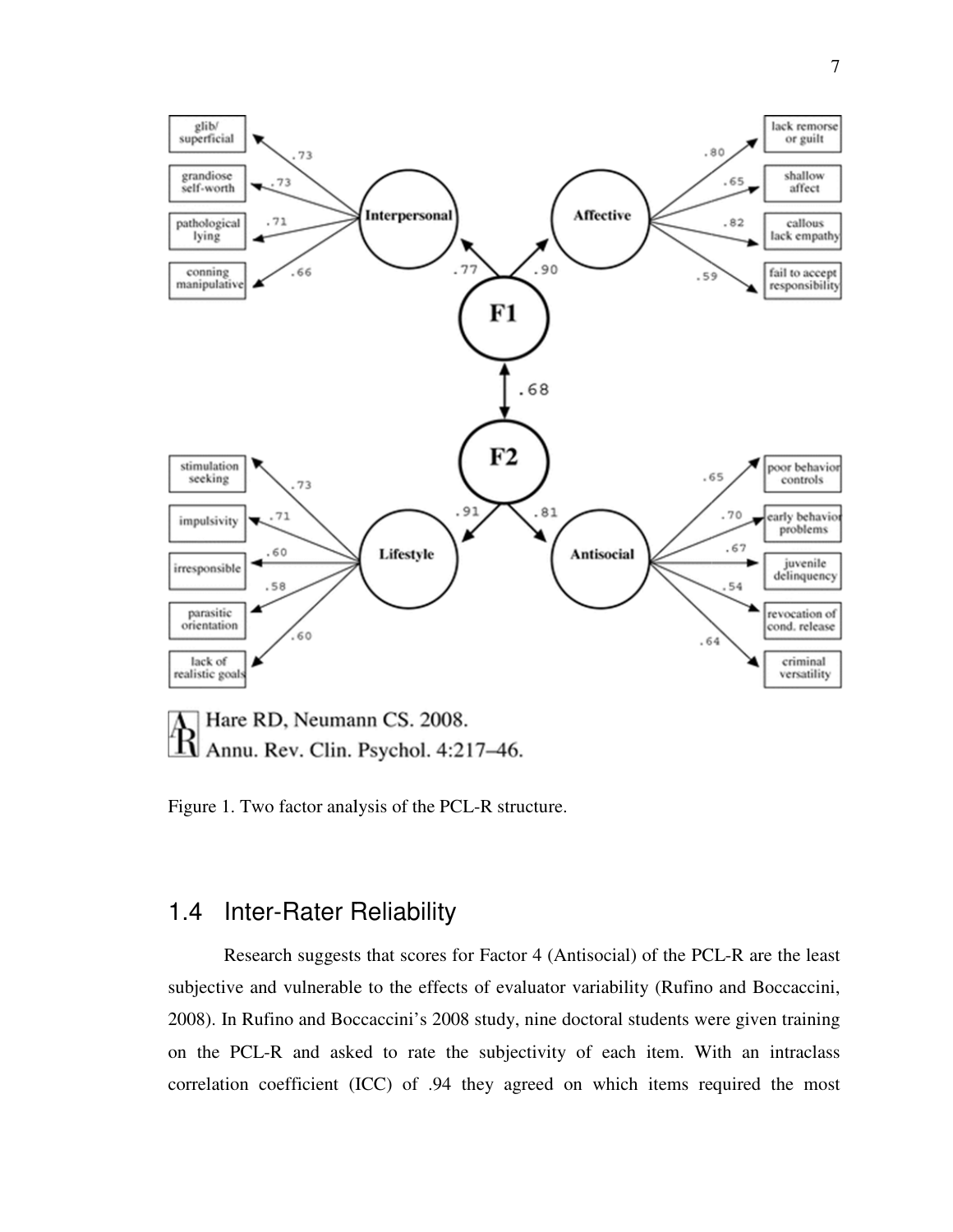Figure 1. Two factor analysis of the PCL-R structure.

## 1.4 Inter-Rater Reliability

Research suggests that scores for Factor 4 (Antisocial) of the PCL-R are the least subjective and vulnerable to the effects of evaluator variability (Rufino and Boccaccini, 2008). In Rufino and Boccaccini's 2008 study, nine doctoral students were given training on the PCL-R and asked to rate the subjectivity of each item. With an intraclass correlation coefficient (ICC) of .94 they agreed on which items required the most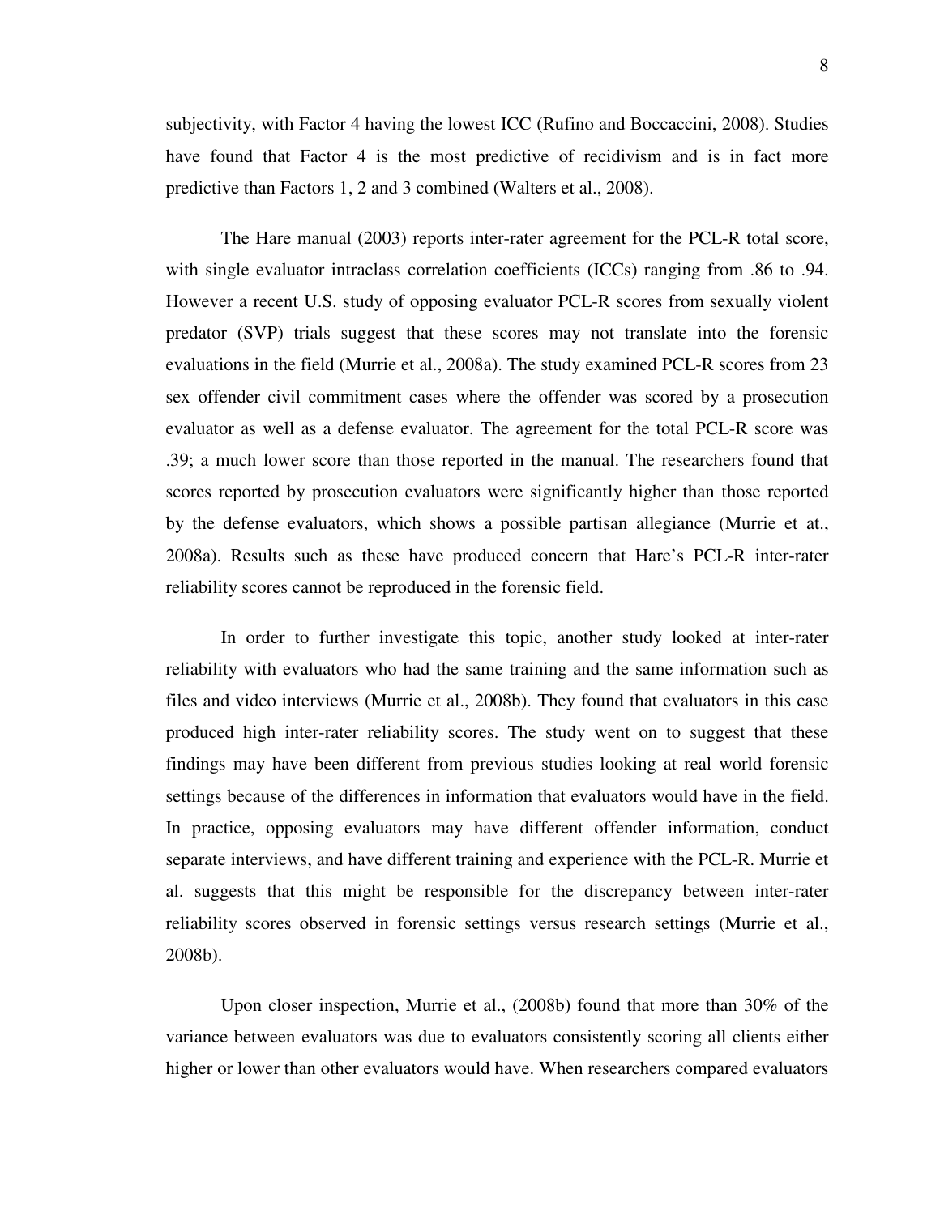subjectivity, with Factor 4 having the lowest ICC (Rufino and Boccaccini, 2008). Studies have found that Factor 4 is the most predictive of recidivism and is in fact more predictive than Factors 1, 2 and 3 combined (Walters et al., 2008).

The Hare manual (2003) reports inter-rater agreement for the PCL-R total score, with single evaluator intraclass correlation coefficients (ICCs) ranging from .86 to .94. However a recent U.S. study of opposing evaluator PCL-R scores from sexually violent predator (SVP) trials suggest that these scores may not translate into the forensic evaluations in the field (Murrie et al., 2008a). The study examined PCL-R scores from 23 sex offender civil commitment cases where the offender was scored by a prosecution evaluator as well as a defense evaluator. The agreement for the total PCL-R score was .39; a much lower score than those reported in the manual. The researchers found that scores reported by prosecution evaluators were significantly higher than those reported by the defense evaluators, which shows a possible partisan allegiance (Murrie et at., 2008a). Results such as these have produced concern that Hare's PCL-R inter-rater reliability scores cannot be reproduced in the forensic field.

In order to further investigate this topic, another study looked at inter-rater reliability with evaluators who had the same training and the same information such as files and video interviews (Murrie et al., 2008b). They found that evaluators in this case produced high inter-rater reliability scores. The study went on to suggest that these findings may have been different from previous studies looking at real world forensic settings because of the differences in information that evaluators would have in the field. In practice, opposing evaluators may have different offender information, conduct separate interviews, and have different training and experience with the PCL-R. Murrie et al. suggests that this might be responsible for the discrepancy between inter-rater reliability scores observed in forensic settings versus research settings (Murrie et al., 2008b).

Upon closer inspection, Murrie et al., (2008b) found that more than 30% of the variance between evaluators was due to evaluators consistently scoring all clients either higher or lower than other evaluators would have. When researchers compared evaluators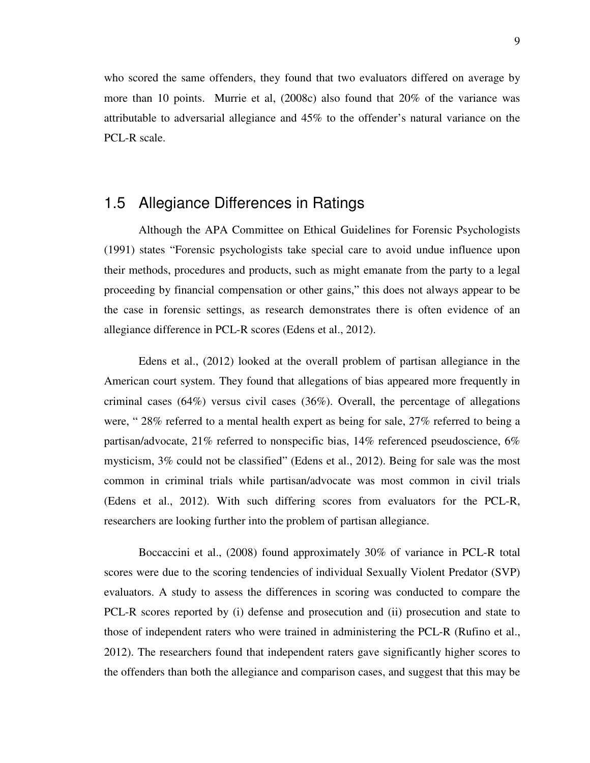who scored the same offenders, they found that two evaluators differed on average by more than 10 points. Murrie et al, (2008c) also found that 20% of the variance was attributable to adversarial allegiance and 45% to the offender's natural variance on the PCL-R scale.

## 1.5 Allegiance Differences in Ratings

Although the APA Committee on Ethical Guidelines for Forensic Psychologists (1991) states "Forensic psychologists take special care to avoid undue influence upon their methods, procedures and products, such as might emanate from the party to a legal proceeding by financial compensation or other gains," this does not always appear to be the case in forensic settings, as research demonstrates there is often evidence of an allegiance difference in PCL-R scores (Edens et al., 2012).

Edens et al., (2012) looked at the overall problem of partisan allegiance in the American court system. They found that allegations of bias appeared more frequently in criminal cases (64%) versus civil cases (36%). Overall, the percentage of allegations were, " 28% referred to a mental health expert as being for sale, 27% referred to being a partisan/advocate, 21% referred to nonspecific bias, 14% referenced pseudoscience, 6% mysticism, 3% could not be classified" (Edens et al., 2012). Being for sale was the most common in criminal trials while partisan/advocate was most common in civil trials (Edens et al., 2012). With such differing scores from evaluators for the PCL-R, researchers are looking further into the problem of partisan allegiance.

Boccaccini et al., (2008) found approximately 30% of variance in PCL-R total scores were due to the scoring tendencies of individual Sexually Violent Predator (SVP) evaluators. A study to assess the differences in scoring was conducted to compare the PCL-R scores reported by (i) defense and prosecution and (ii) prosecution and state to those of independent raters who were trained in administering the PCL-R (Rufino et al., 2012). The researchers found that independent raters gave significantly higher scores to the offenders than both the allegiance and comparison cases, and suggest that this may be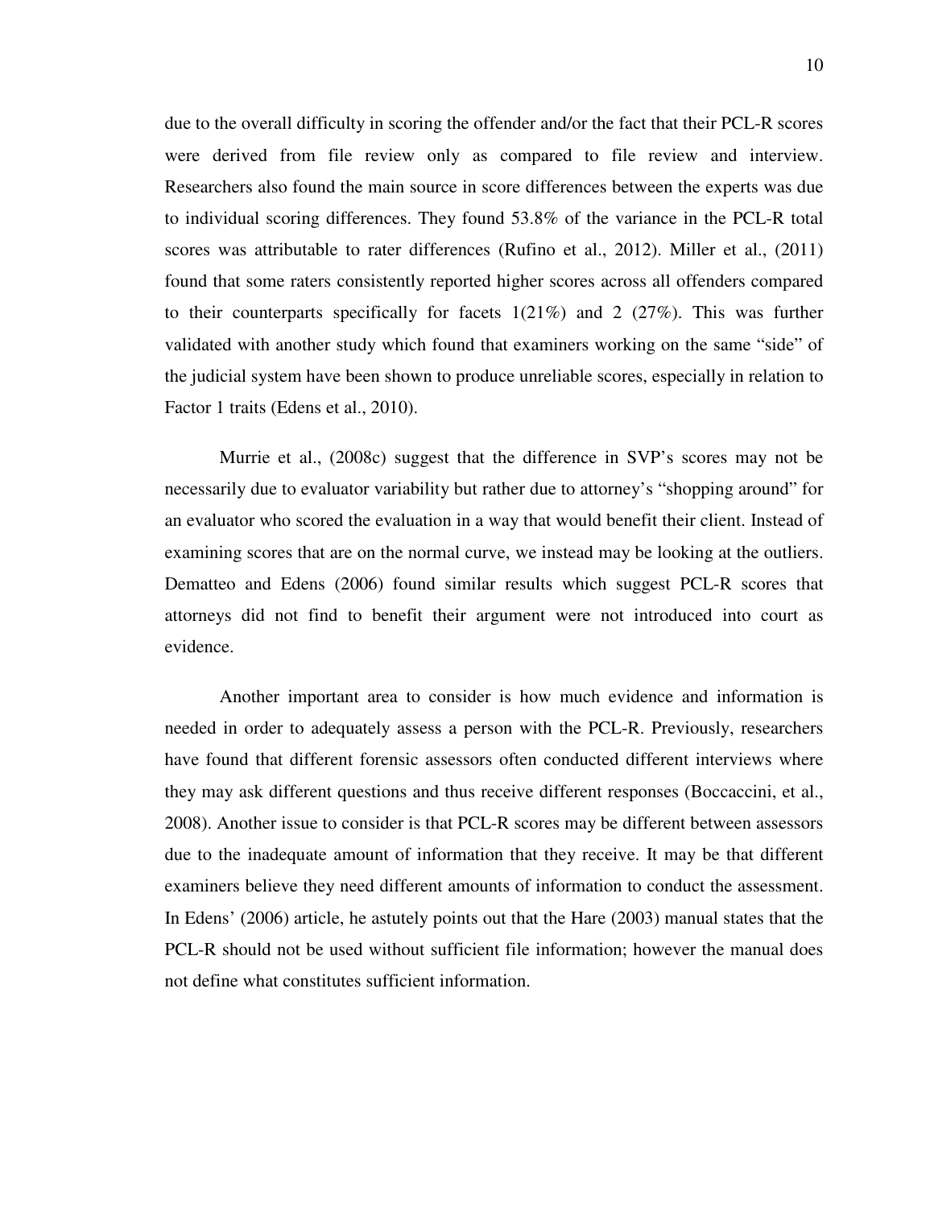due to the overall difficulty in scoring the offender and/or the fact that their PCL-R scores were derived from file review only as compared to file review and interview. Researchers also found the main source in score differences between the experts was due to individual scoring differences. They found 53.8% of the variance in the PCL-R total scores was attributable to rater differences (Rufino et al., 2012). Miller et al., (2011) found that some raters consistently reported higher scores across all offenders compared to their counterparts specifically for facets 1(21%) and 2 (27%). This was further validated with another study which found that examiners working on the same "side" of the judicial system have been shown to produce unreliable scores, especially in relation to Factor 1 traits (Edens et al., 2010).

Murrie et al., (2008c) suggest that the difference in SVP's scores may not be necessarily due to evaluator variability but rather due to attorney's "shopping around" for an evaluator who scored the evaluation in a way that would benefit their client. Instead of examining scores that are on the normal curve, we instead may be looking at the outliers. Dematteo and Edens (2006) found similar results which suggest PCL-R scores that attorneys did not find to benefit their argument were not introduced into court as evidence.

Another important area to consider is how much evidence and information is needed in order to adequately assess a person with the PCL-R. Previously, researchers have found that different forensic assessors often conducted different interviews where they may ask different questions and thus receive different responses (Boccaccini, et al., 2008). Another issue to consider is that PCL-R scores may be different between assessors due to the inadequate amount of information that they receive. It may be that different examiners believe they need different amounts of information to conduct the assessment. In Edens' (2006) article, he astutely points out that the Hare (2003) manual states that the PCL-R should not be used without sufficient file information; however the manual does not define what constitutes sufficient information.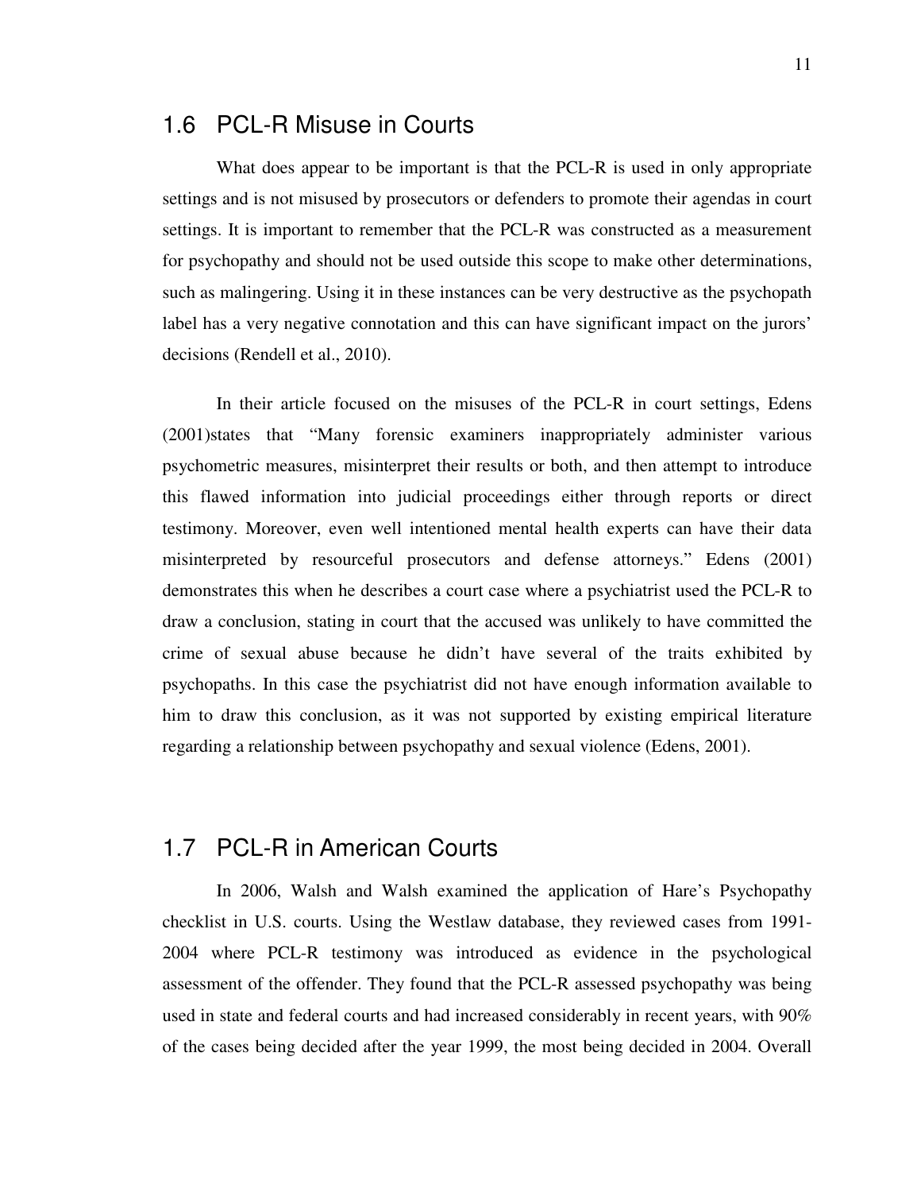## 1.6 PCL-R Misuse in Courts

What does appear to be important is that the PCL-R is used in only appropriate settings and is not misused by prosecutors or defenders to promote their agendas in court settings. It is important to remember that the PCL-R was constructed as a measurement for psychopathy and should not be used outside this scope to make other determinations, such as malingering. Using it in these instances can be very destructive as the psychopath label has a very negative connotation and this can have significant impact on the jurors' decisions (Rendell et al., 2010).

In their article focused on the misuses of the PCL-R in court settings, Edens (2001)states that "Many forensic examiners inappropriately administer various psychometric measures, misinterpret their results or both, and then attempt to introduce this flawed information into judicial proceedings either through reports or direct testimony. Moreover, even well intentioned mental health experts can have their data misinterpreted by resourceful prosecutors and defense attorneys." Edens (2001) demonstrates this when he describes a court case where a psychiatrist used the PCL-R to draw a conclusion, stating in court that the accused was unlikely to have committed the crime of sexual abuse because he didn't have several of the traits exhibited by psychopaths. In this case the psychiatrist did not have enough information available to him to draw this conclusion, as it was not supported by existing empirical literature regarding a relationship between psychopathy and sexual violence (Edens, 2001).

## 1.7 PCL-R in American Courts

In 2006, Walsh and Walsh examined the application of Hare's Psychopathy checklist in U.S. courts. Using the Westlaw database, they reviewed cases from 1991-2004 where PCL-R testimony was introduced as evidence in the psychological assessment of the offender. They found that the PCL-R assessed psychopathy was being used in state and federal courts and had increased considerably in recent years, with 90% of the cases being decided after the year 1999, the most being decided in 2004. Overall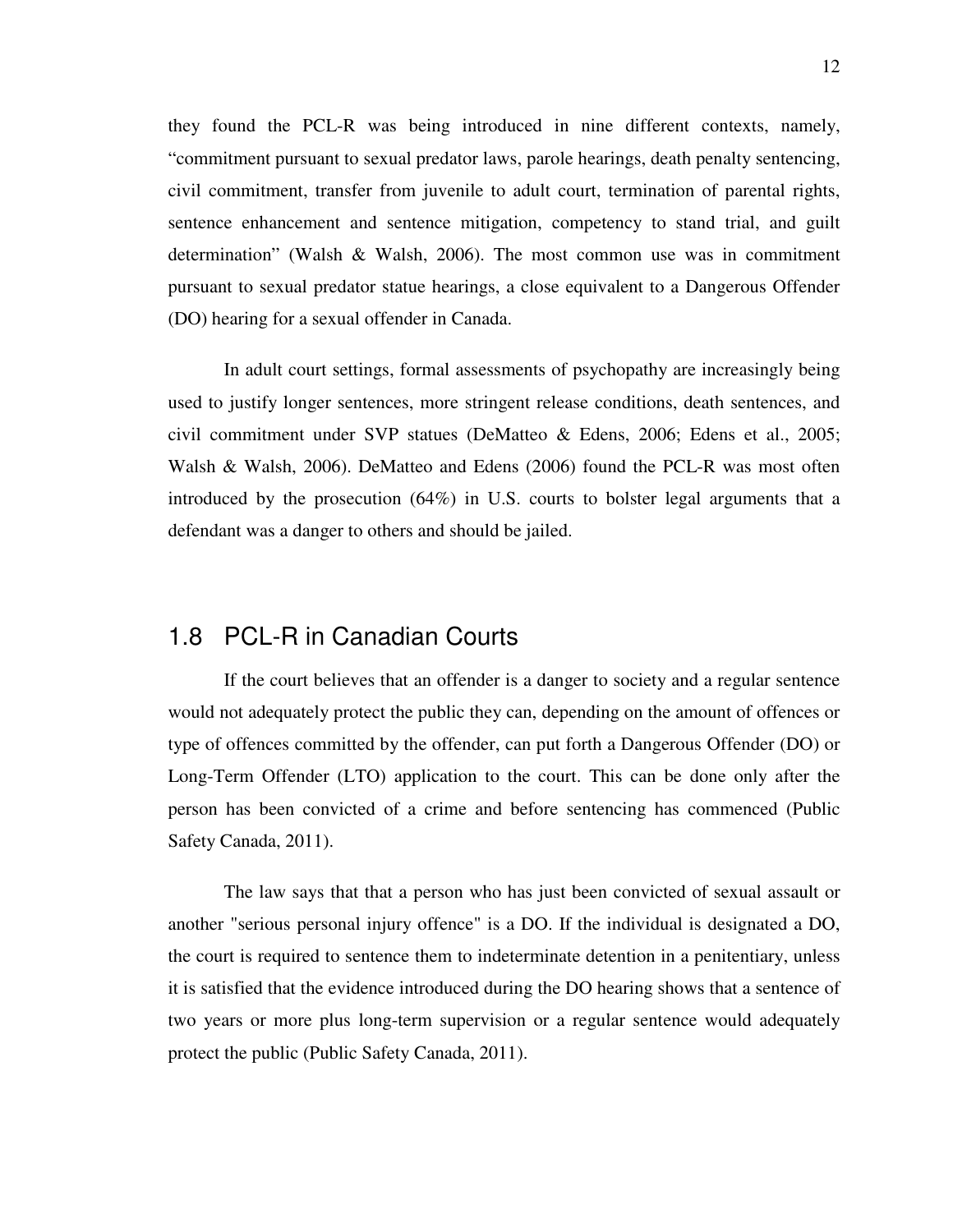they found the PCL-R was being introduced in nine different contexts, namely, "commitment pursuant to sexual predator laws, parole hearings, death penalty sentencing, civil commitment, transfer from juvenile to adult court, termination of parental rights, sentence enhancement and sentence mitigation, competency to stand trial, and guilt determination" (Walsh & Walsh, 2006). The most common use was in commitment pursuant to sexual predator statue hearings, a close equivalent to a Dangerous Offender (DO) hearing for a sexual offender in Canada.

In adult court settings, formal assessments of psychopathy are increasingly being used to justify longer sentences, more stringent release conditions, death sentences, and civil commitment under SVP statues (DeMatteo & Edens, 2006; Edens et al., 2005; Walsh & Walsh, 2006). DeMatteo and Edens (2006) found the PCL-R was most often introduced by the prosecution (64%) in U.S. courts to bolster legal arguments that a defendant was a danger to others and should be jailed.

## 1.8 PCL-R in Canadian Courts

If the court believes that an offender is a danger to society and a regular sentence would not adequately protect the public they can, depending on the amount of offences or type of offences committed by the offender, can put forth a Dangerous Offender (DO) or Long-Term Offender (LTO) application to the court. This can be done only after the person has been convicted of a crime and before sentencing has commenced (Public Safety Canada, 2011).

The law says that that a person who has just been convicted of sexual assault or another "serious personal injury offence" is a DO. If the individual is designated a DO, the court is required to sentence them to indeterminate detention in a penitentiary, unless it is satisfied that the evidence introduced during the DO hearing shows that a sentence of two years or more plus long-term supervision or a regular sentence would adequately protect the public (Public Safety Canada, 2011).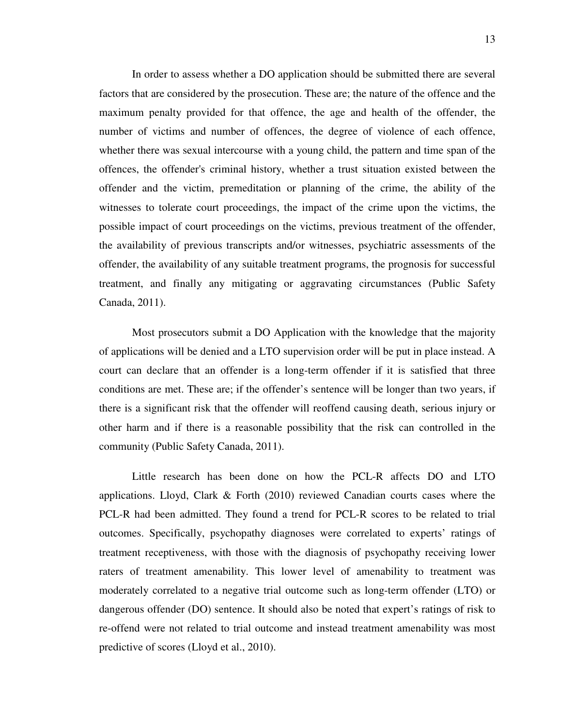In order to assess whether a DO application should be submitted there are several factors that are considered by the prosecution. These are; the nature of the offence and the maximum penalty provided for that offence, the age and health of the offender, the number of victims and number of offences, the degree of violence of each offence, whether there was sexual intercourse with a young child, the pattern and time span of the offences, the offender's criminal history, whether a trust situation existed between the offender and the victim, premeditation or planning of the crime, the ability of the witnesses to tolerate court proceedings, the impact of the crime upon the victims, the possible impact of court proceedings on the victims, previous treatment of the offender, the availability of previous transcripts and/or witnesses, psychiatric assessments of the offender, the availability of any suitable treatment programs, the prognosis for successful treatment, and finally any mitigating or aggravating circumstances (Public Safety Canada, 2011).

Most prosecutors submit a DO Application with the knowledge that the majority of applications will be denied and a LTO supervision order will be put in place instead. A court can declare that an offender is a long-term offender if it is satisfied that three conditions are met. These are; if the offender's sentence will be longer than two years, if there is a significant risk that the offender will reoffend causing death, serious injury or other harm and if there is a reasonable possibility that the risk can controlled in the community (Public Safety Canada, 2011).

Little research has been done on how the PCL-R affects DO and LTO applications. Lloyd, Clark & Forth (2010) reviewed Canadian courts cases where the PCL-R had been admitted. They found a trend for PCL-R scores to be related to trial outcomes. Specifically, psychopathy diagnoses were correlated to experts' ratings of treatment receptiveness, with those with the diagnosis of psychopathy receiving lower raters of treatment amenability. This lower level of amenability to treatment was moderately correlated to a negative trial outcome such as long-term offender (LTO) or dangerous offender (DO) sentence. It should also be noted that expert's ratings of risk to re-offend were not related to trial outcome and instead treatment amenability was most predictive of scores (Lloyd et al., 2010).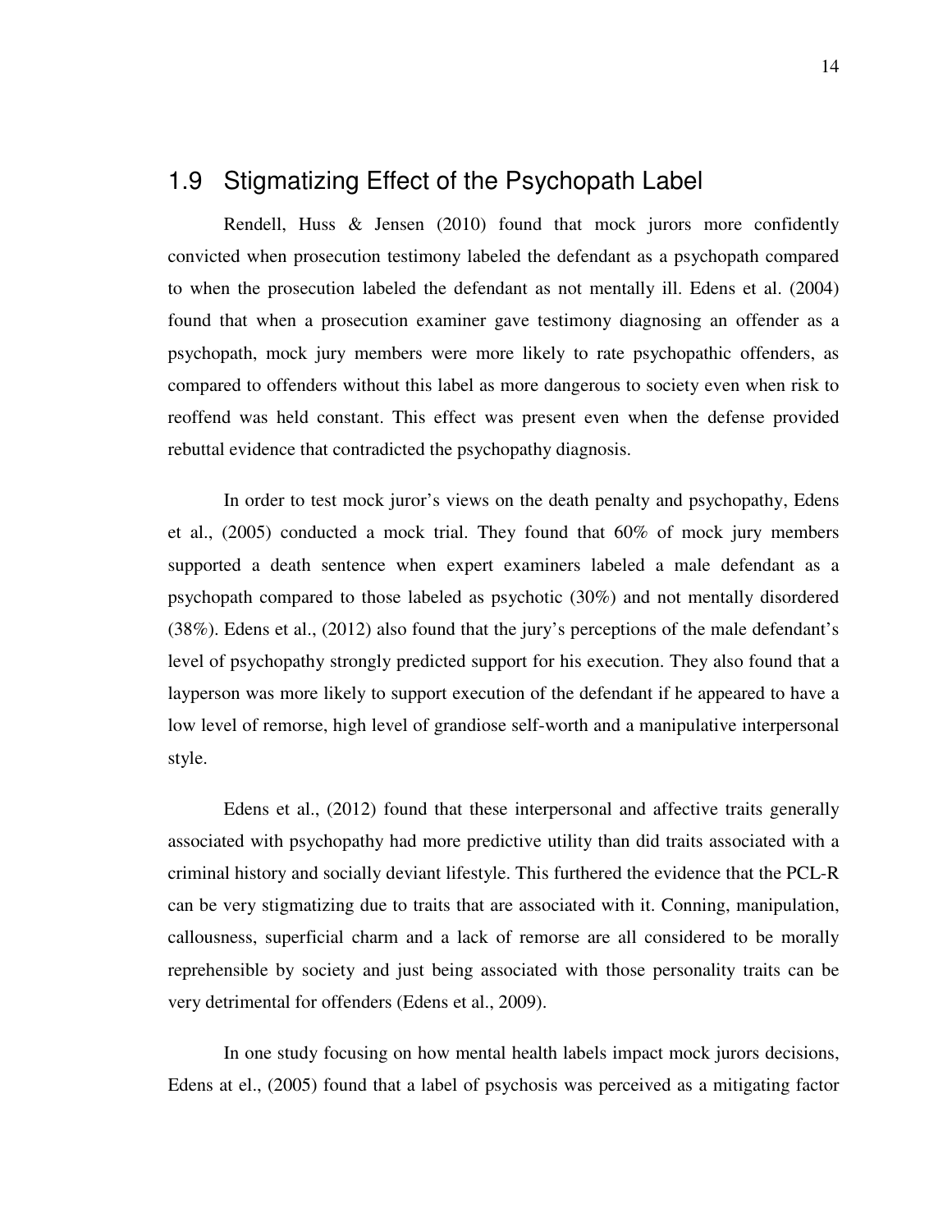## 1.9 Stigmatizing Effect of the Psychopath Label

Rendell, Huss & Jensen (2010) found that mock jurors more confidently convicted when prosecution testimony labeled the defendant as a psychopath compared to when the prosecution labeled the defendant as not mentally ill. Edens et al. (2004) found that when a prosecution examiner gave testimony diagnosing an offender as a psychopath, mock jury members were more likely to rate psychopathic offenders, as compared to offenders without this label as more dangerous to society even when risk to reoffend was held constant. This effect was present even when the defense provided rebuttal evidence that contradicted the psychopathy diagnosis.

In order to test mock juror's views on the death penalty and psychopathy, Edens et al., (2005) conducted a mock trial. They found that 60% of mock jury members supported a death sentence when expert examiners labeled a male defendant as a psychopath compared to those labeled as psychotic (30%) and not mentally disordered (38%). Edens et al., (2012) also found that the jury's perceptions of the male defendant's level of psychopathy strongly predicted support for his execution. They also found that a layperson was more likely to support execution of the defendant if he appeared to have a low level of remorse, high level of grandiose self-worth and a manipulative interpersonal style.

Edens et al., (2012) found that these interpersonal and affective traits generally associated with psychopathy had more predictive utility than did traits associated with a criminal history and socially deviant lifestyle. This furthered the evidence that the PCL-R can be very stigmatizing due to traits that are associated with it. Conning, manipulation, callousness, superficial charm and a lack of remorse are all considered to be morally reprehensible by society and just being associated with those personality traits can be very detrimental for offenders (Edens et al., 2009).

In one study focusing on how mental health labels impact mock jurors decisions, Edens at el., (2005) found that a label of psychosis was perceived as a mitigating factor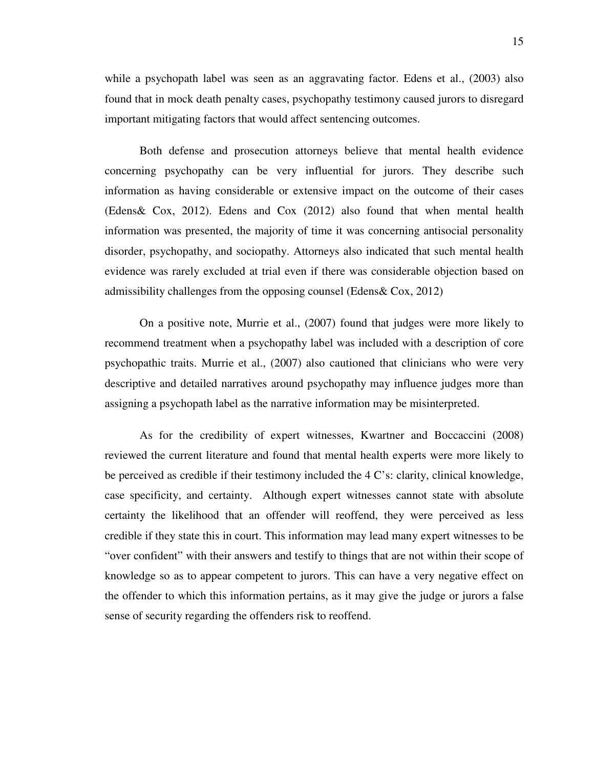while a psychopath label was seen as an aggravating factor. Edens et al., (2003) also found that in mock death penalty cases, psychopathy testimony caused jurors to disregard important mitigating factors that would affect sentencing outcomes.

Both defense and prosecution attorneys believe that mental health evidence concerning psychopathy can be very influential for jurors. They describe such information as having considerable or extensive impact on the outcome of their cases (Edens& Cox, 2012). Edens and Cox (2012) also found that when mental health information was presented, the majority of time it was concerning antisocial personality disorder, psychopathy, and sociopathy. Attorneys also indicated that such mental health evidence was rarely excluded at trial even if there was considerable objection based on admissibility challenges from the opposing counsel (Edens& Cox, 2012)

On a positive note, Murrie et al., (2007) found that judges were more likely to recommend treatment when a psychopathy label was included with a description of core psychopathic traits. Murrie et al., (2007) also cautioned that clinicians who were very descriptive and detailed narratives around psychopathy may influence judges more than assigning a psychopath label as the narrative information may be misinterpreted.

As for the credibility of expert witnesses, Kwartner and Boccaccini (2008) reviewed the current literature and found that mental health experts were more likely to be perceived as credible if their testimony included the 4 C's: clarity, clinical knowledge, case specificity, and certainty. Although expert witnesses cannot state with absolute certainty the likelihood that an offender will reoffend, they were perceived as less credible if they state this in court. This information may lead many expert witnesses to be "over confident" with their answers and testify to things that are not within their scope of knowledge so as to appear competent to jurors. This can have a very negative effect on the offender to which this information pertains, as it may give the judge or jurors a false sense of security regarding the offenders risk to reoffend.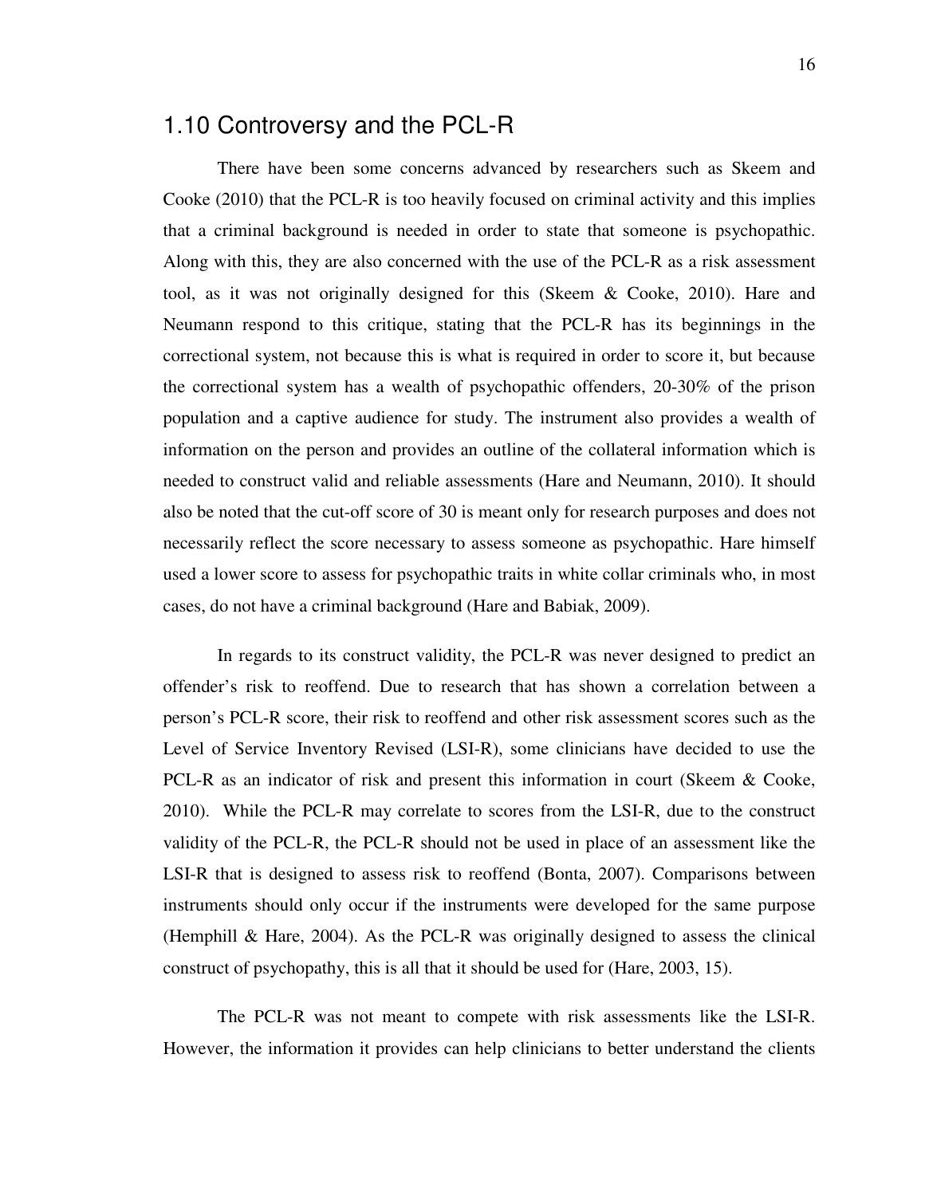## 1.10 Controversy and the PCL-R

There have been some concerns advanced by researchers such as Skeem and Cooke (2010) that the PCL-R is too heavily focused on criminal activity and this implies that a criminal background is needed in order to state that someone is psychopathic. Along with this, they are also concerned with the use of the PCL-R as a risk assessment tool, as it was not originally designed for this (Skeem & Cooke, 2010). Hare and Neumann respond to this critique, stating that the PCL-R has its beginnings in the correctional system, not because this is what is required in order to score it, but because the correctional system has a wealth of psychopathic offenders, 20-30% of the prison population and a captive audience for study. The instrument also provides a wealth of information on the person and provides an outline of the collateral information which is needed to construct valid and reliable assessments (Hare and Neumann, 2010). It should also be noted that the cut-off score of 30 is meant only for research purposes and does not necessarily reflect the score necessary to assess someone as psychopathic. Hare himself used a lower score to assess for psychopathic traits in white collar criminals who, in most cases, do not have a criminal background (Hare and Babiak, 2009).

In regards to its construct validity, the PCL-R was never designed to predict an offender's risk to reoffend. Due to research that has shown a correlation between a person's PCL-R score, their risk to reoffend and other risk assessment scores such as the Level of Service Inventory Revised (LSI-R), some clinicians have decided to use the PCL-R as an indicator of risk and present this information in court (Skeem & Cooke, 2010). While the PCL-R may correlate to scores from the LSI-R, due to the construct validity of the PCL-R, the PCL-R should not be used in place of an assessment like the LSI-R that is designed to assess risk to reoffend (Bonta, 2007). Comparisons between instruments should only occur if the instruments were developed for the same purpose (Hemphill & Hare, 2004). As the PCL-R was originally designed to assess the clinical construct of psychopathy, this is all that it should be used for (Hare, 2003, 15).

The PCL-R was not meant to compete with risk assessments like the LSI-R. However, the information it provides can help clinicians to better understand the clients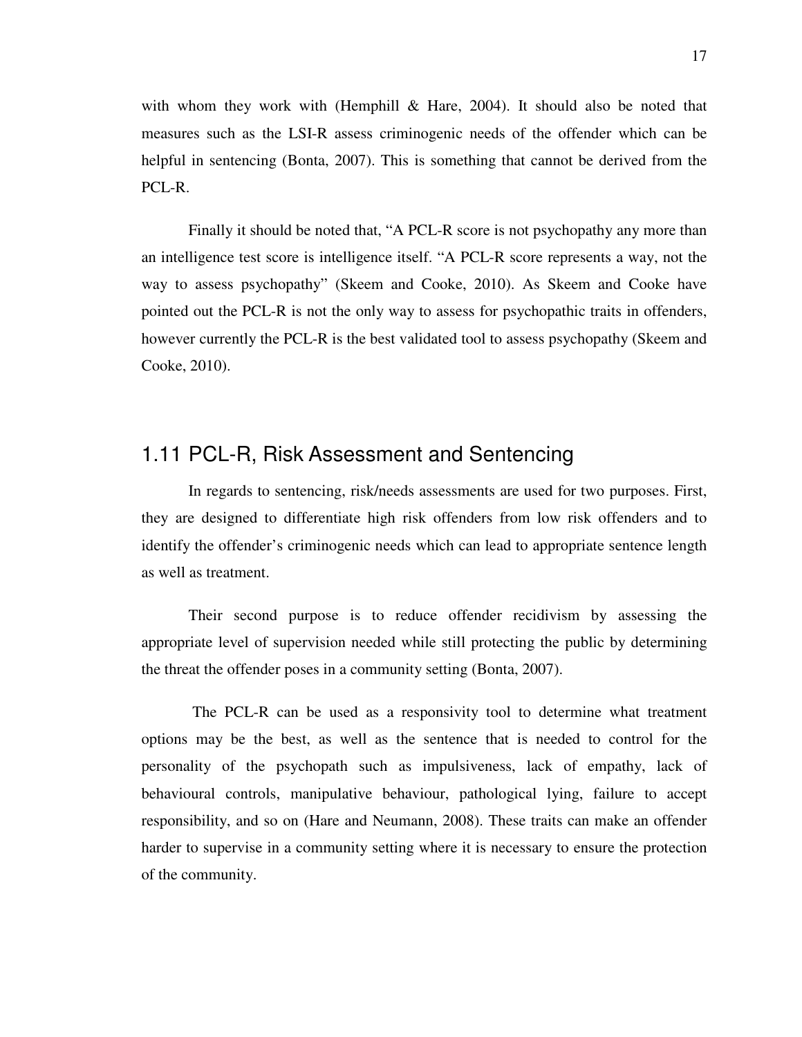with whom they work with (Hemphill & Hare, 2004). It should also be noted that measures such as the LSI-R assess criminogenic needs of the offender which can be helpful in sentencing (Bonta, 2007). This is something that cannot be derived from the PCL-R.

Finally it should be noted that, "A PCL-R score is not psychopathy any more than an intelligence test score is intelligence itself. "A PCL-R score represents a way, not the way to assess psychopathy" (Skeem and Cooke, 2010). As Skeem and Cooke have pointed out the PCL-R is not the only way to assess for psychopathic traits in offenders, however currently the PCL-R is the best validated tool to assess psychopathy (Skeem and Cooke, 2010).

## 1.11 PCL-R, Risk Assessment and Sentencing

In regards to sentencing, risk/needs assessments are used for two purposes. First, they are designed to differentiate high risk offenders from low risk offenders and to identify the offender's criminogenic needs which can lead to appropriate sentence length as well as treatment.

Their second purpose is to reduce offender recidivism by assessing the appropriate level of supervision needed while still protecting the public by determining the threat the offender poses in a community setting (Bonta, 2007).

The PCL-R can be used as a responsivity tool to determine what treatment options may be the best, as well as the sentence that is needed to control for the personality of the psychopath such as impulsiveness, lack of empathy, lack of behavioural controls, manipulative behaviour, pathological lying, failure to accept responsibility, and so on (Hare and Neumann, 2008). These traits can make an offender harder to supervise in a community setting where it is necessary to ensure the protection of the community.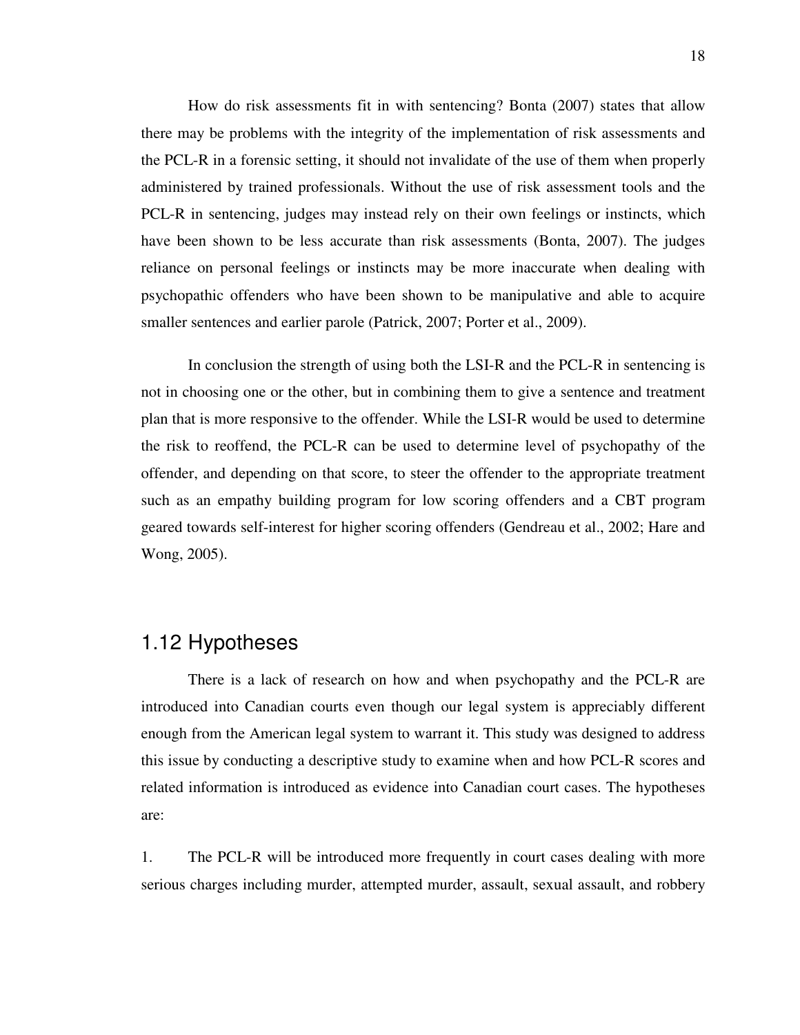How do risk assessments fit in with sentencing? Bonta (2007) states that allow there may be problems with the integrity of the implementation of risk assessments and the PCL-R in a forensic setting, it should not invalidate of the use of them when properly administered by trained professionals. Without the use of risk assessment tools and the PCL-R in sentencing, judges may instead rely on their own feelings or instincts, which have been shown to be less accurate than risk assessments (Bonta, 2007). The judges reliance on personal feelings or instincts may be more inaccurate when dealing with psychopathic offenders who have been shown to be manipulative and able to acquire smaller sentences and earlier parole (Patrick, 2007; Porter et al., 2009).

In conclusion the strength of using both the LSI-R and the PCL-R in sentencing is not in choosing one or the other, but in combining them to give a sentence and treatment plan that is more responsive to the offender. While the LSI-R would be used to determine the risk to reoffend, the PCL-R can be used to determine level of psychopathy of the offender, and depending on that score, to steer the offender to the appropriate treatment such as an empathy building program for low scoring offenders and a CBT program geared towards self-interest for higher scoring offenders (Gendreau et al., 2002; Hare and Wong, 2005).

## 1.12 Hypotheses

There is a lack of research on how and when psychopathy and the PCL-R are introduced into Canadian courts even though our legal system is appreciably different enough from the American legal system to warrant it. This study was designed to address this issue by conducting a descriptive study to examine when and how PCL-R scores and related information is introduced as evidence into Canadian court cases. The hypotheses are:

1. The PCL-R will be introduced more frequently in court cases dealing with more serious charges including murder, attempted murder, assault, sexual assault, and robbery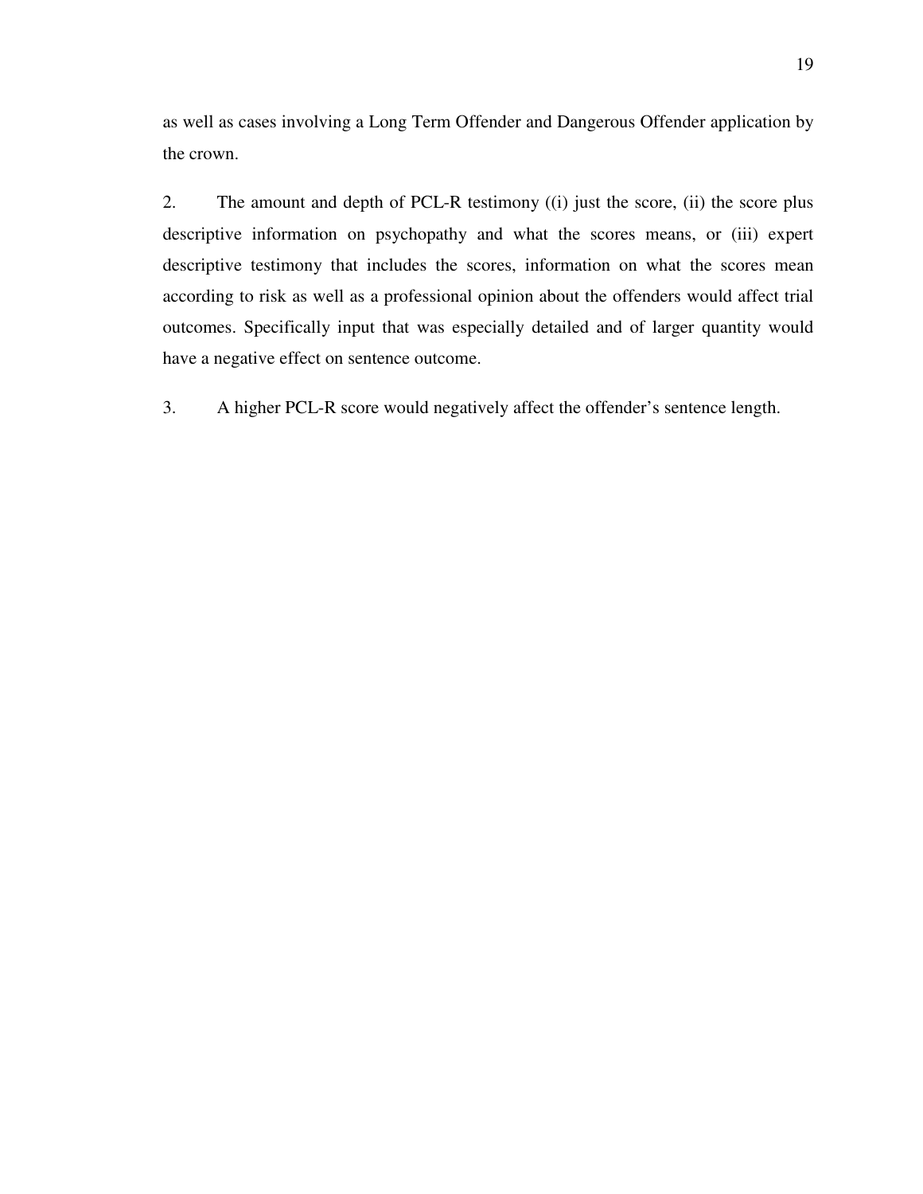as well as cases involving a Long Term Offender and Dangerous Offender application by the crown.

2. The amount and depth of PCL-R testimony ((i) just the score, (ii) the score plus descriptive information on psychopathy and what the scores means, or (iii) expert descriptive testimony that includes the scores, information on what the scores mean according to risk as well as a professional opinion about the offenders would affect trial outcomes. Specifically input that was especially detailed and of larger quantity would have a negative effect on sentence outcome.

3. A higher PCL-R score would negatively affect the offender's sentence length.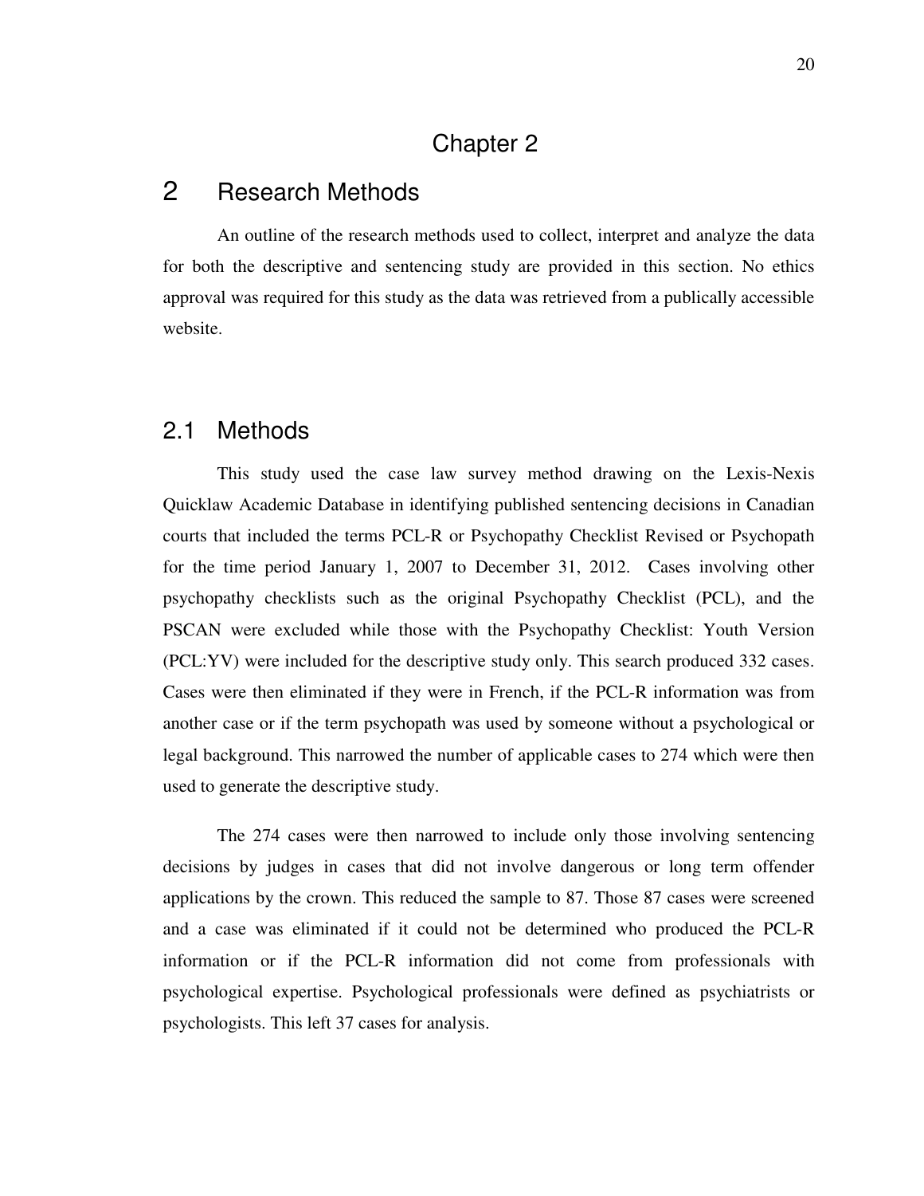# Chapter 2

# 2 Research Methods

An outline of the research methods used to collect, interpret and analyze the data for both the descriptive and sentencing study are provided in this section. No ethics approval was required for this study as the data was retrieved from a publically accessible website.

## 2.1 Methods

This study used the case law survey method drawing on the Lexis-Nexis Quicklaw Academic Database in identifying published sentencing decisions in Canadian courts that included the terms PCL-R or Psychopathy Checklist Revised or Psychopath for the time period January 1, 2007 to December 31, 2012. Cases involving other psychopathy checklists such as the original Psychopathy Checklist (PCL), and the PSCAN were excluded while those with the Psychopathy Checklist: Youth Version (PCL:YV) were included for the descriptive study only. This search produced 332 cases. Cases were then eliminated if they were in French, if the PCL-R information was from another case or if the term psychopath was used by someone without a psychological or legal background. This narrowed the number of applicable cases to 274 which were then used to generate the descriptive study.

The 274 cases were then narrowed to include only those involving sentencing decisions by judges in cases that did not involve dangerous or long term offender applications by the crown. This reduced the sample to 87. Those 87 cases were screened and a case was eliminated if it could not be determined who produced the PCL-R information or if the PCL-R information did not come from professionals with psychological expertise. Psychological professionals were defined as psychiatrists or psychologists. This left 37 cases for analysis.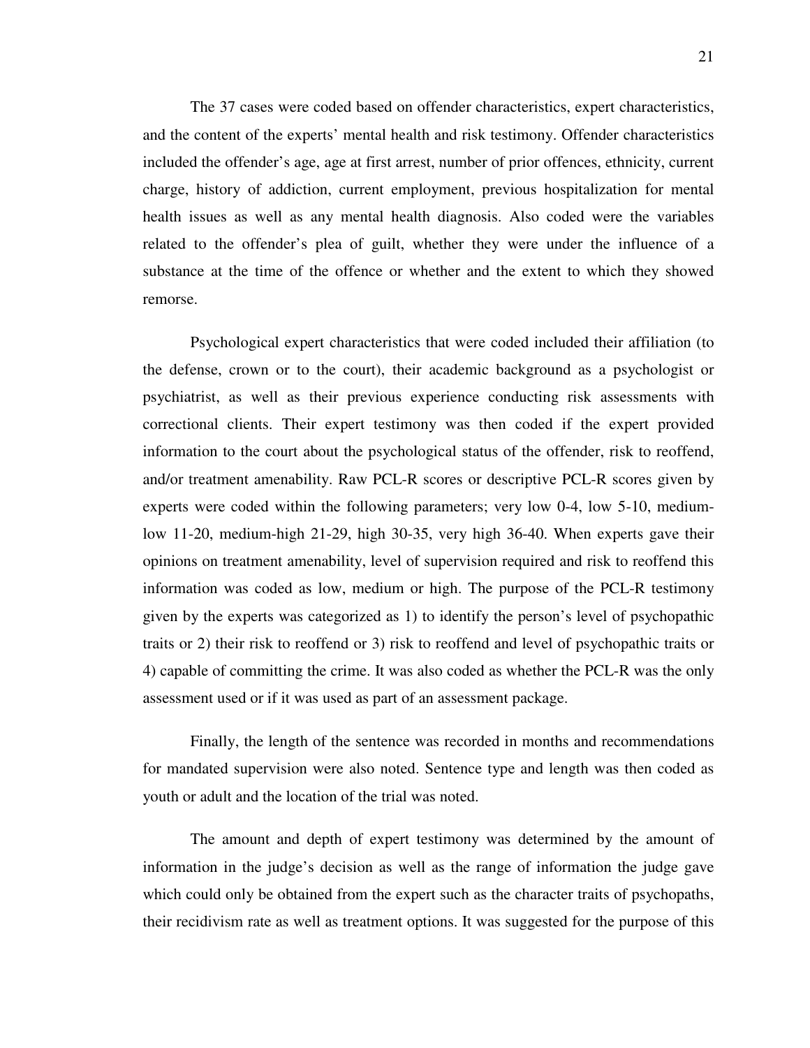The 37 cases were coded based on offender characteristics, expert characteristics, and the content of the experts' mental health and risk testimony. Offender characteristics included the offender's age, age at first arrest, number of prior offences, ethnicity, current charge, history of addiction, current employment, previous hospitalization for mental health issues as well as any mental health diagnosis. Also coded were the variables related to the offender's plea of guilt, whether they were under the influence of a substance at the time of the offence or whether and the extent to which they showed remorse.

Psychological expert characteristics that were coded included their affiliation (to the defense, crown or to the court), their academic background as a psychologist or psychiatrist, as well as their previous experience conducting risk assessments with correctional clients. Their expert testimony was then coded if the expert provided information to the court about the psychological status of the offender, risk to reoffend, and/or treatment amenability. Raw PCL-R scores or descriptive PCL-R scores given by experts were coded within the following parameters; very low 0-4, low 5-10, medium-low 11-20, medium-high 21-29, high 30-35, very high 36-40. When experts gave their opinions on treatment amenability, level of supervision required and risk to reoffend this information was coded as low, medium or high. The purpose of the PCL-R testimony given by the experts was categorized as 1) to identify the person's level of psychopathic traits or 2) their risk to reoffend or 3) risk to reoffend and level of psychopathic traits or 4) capable of committing the crime. It was also coded as whether the PCL-R was the only assessment used or if it was used as part of an assessment package.

Finally, the length of the sentence was recorded in months and recommendations for mandated supervision were also noted. Sentence type and length was then coded as youth or adult and the location of the trial was noted.

The amount and depth of expert testimony was determined by the amount of information in the judge's decision as well as the range of information the judge gave which could only be obtained from the expert such as the character traits of psychopaths, their recidivism rate as well as treatment options. It was suggested for the purpose of this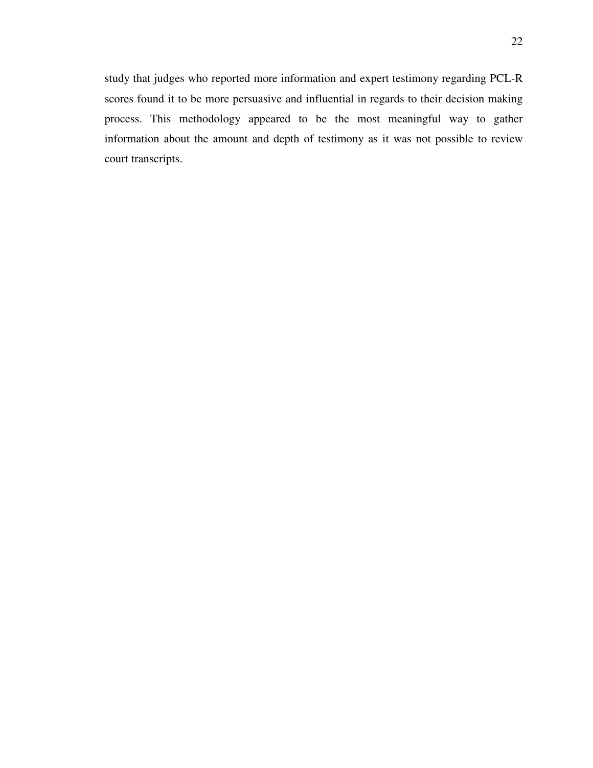study that judges who reported more information and expert testimony regarding PCL-R scores found it to be more persuasive and influential in regards to their decision making process. This methodology appeared to be the most meaningful way to gather information about the amount and depth of testimony as it was not possible to review court transcripts.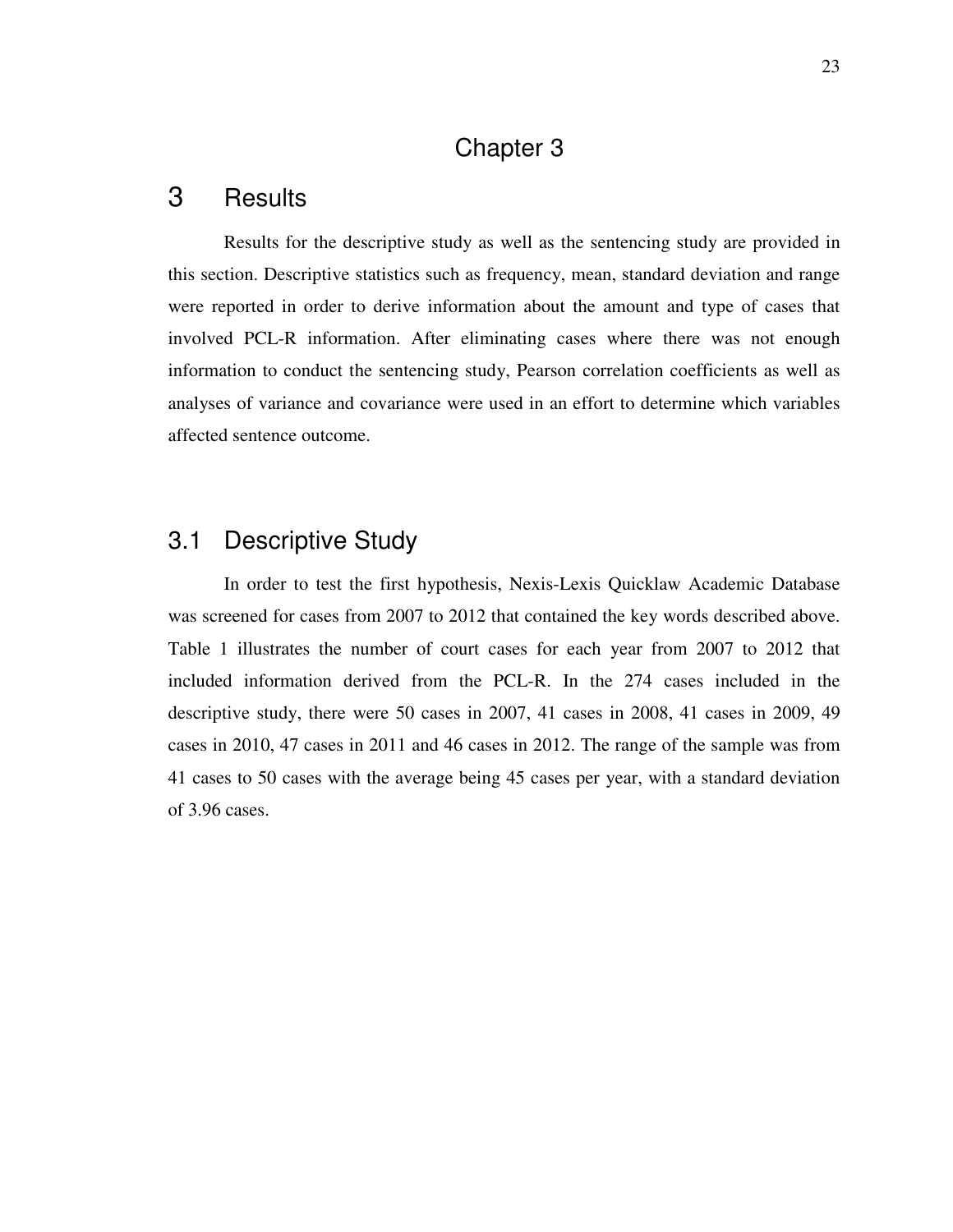# Chapter 3

# 3 Results

Results for the descriptive study as well as the sentencing study are provided in this section. Descriptive statistics such as frequency, mean, standard deviation and range were reported in order to derive information about the amount and type of cases that involved PCL-R information. After eliminating cases where there was not enough information to conduct the sentencing study, Pearson correlation coefficients as well as analyses of variance and covariance were used in an effort to determine which variables affected sentence outcome.

## 3.1 Descriptive Study

In order to test the first hypothesis, Nexis-Lexis Quicklaw Academic Database was screened for cases from 2007 to 2012 that contained the key words described above. Table 1 illustrates the number of court cases for each year from 2007 to 2012 that included information derived from the PCL-R. In the 274 cases included in the descriptive study, there were 50 cases in 2007, 41 cases in 2008, 41 cases in 2009, 49 cases in 2010, 47 cases in 2011 and 46 cases in 2012. The range of the sample was from 41 cases to 50 cases with the average being 45 cases per year, with a standard deviation of 3.96 cases.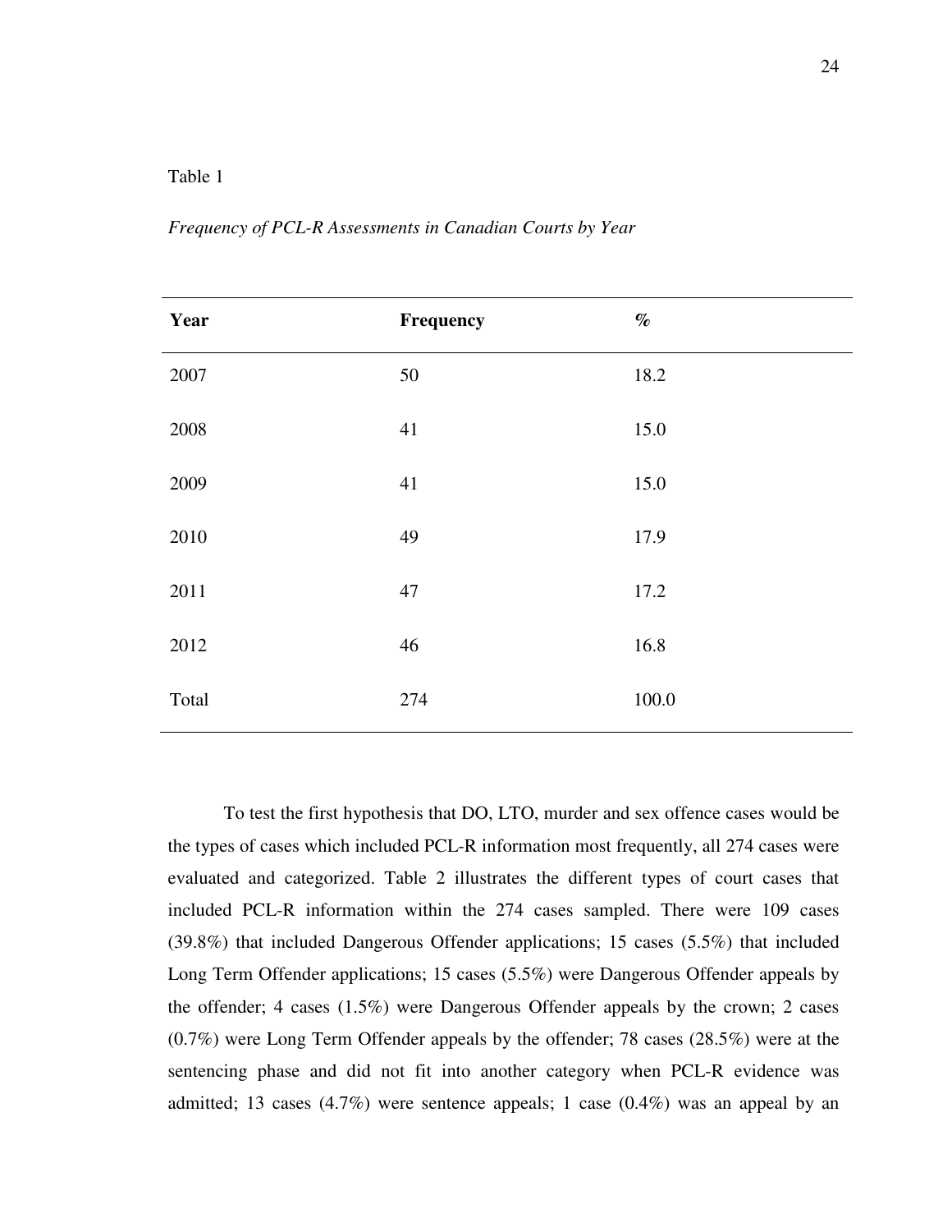Table 1

*Frequency of PCL-R Assessments in Canadian Courts by Year*

| **Year** | **Frequency** | **%** |
|---|---|---|
| 2007 | 50 | 18.2 |
| 2008 | 41 | 15.0 |
| 2009 | 41 | 15.0 |
| 2010 | 49 | 17.9 |
| 2011 | 47 | 17.2 |
| 2012 | 46 | 16.8 |
| Total | 274 | 100.0 |

To test the first hypothesis that DO, LTO, murder and sex offence cases would be the types of cases which included PCL-R information most frequently, all 274 cases were evaluated and categorized. Table 2 illustrates the different types of court cases that included PCL-R information within the 274 cases sampled. There were 109 cases (39.8%) that included Dangerous Offender applications; 15 cases (5.5%) that included Long Term Offender applications; 15 cases (5.5%) were Dangerous Offender appeals by the offender; 4 cases (1.5%) were Dangerous Offender appeals by the crown; 2 cases (0.7%) were Long Term Offender appeals by the offender; 78 cases (28.5%) were at the sentencing phase and did not fit into another category when PCL-R evidence was admitted; 13 cases (4.7%) were sentence appeals; 1 case (0.4%) was an appeal by an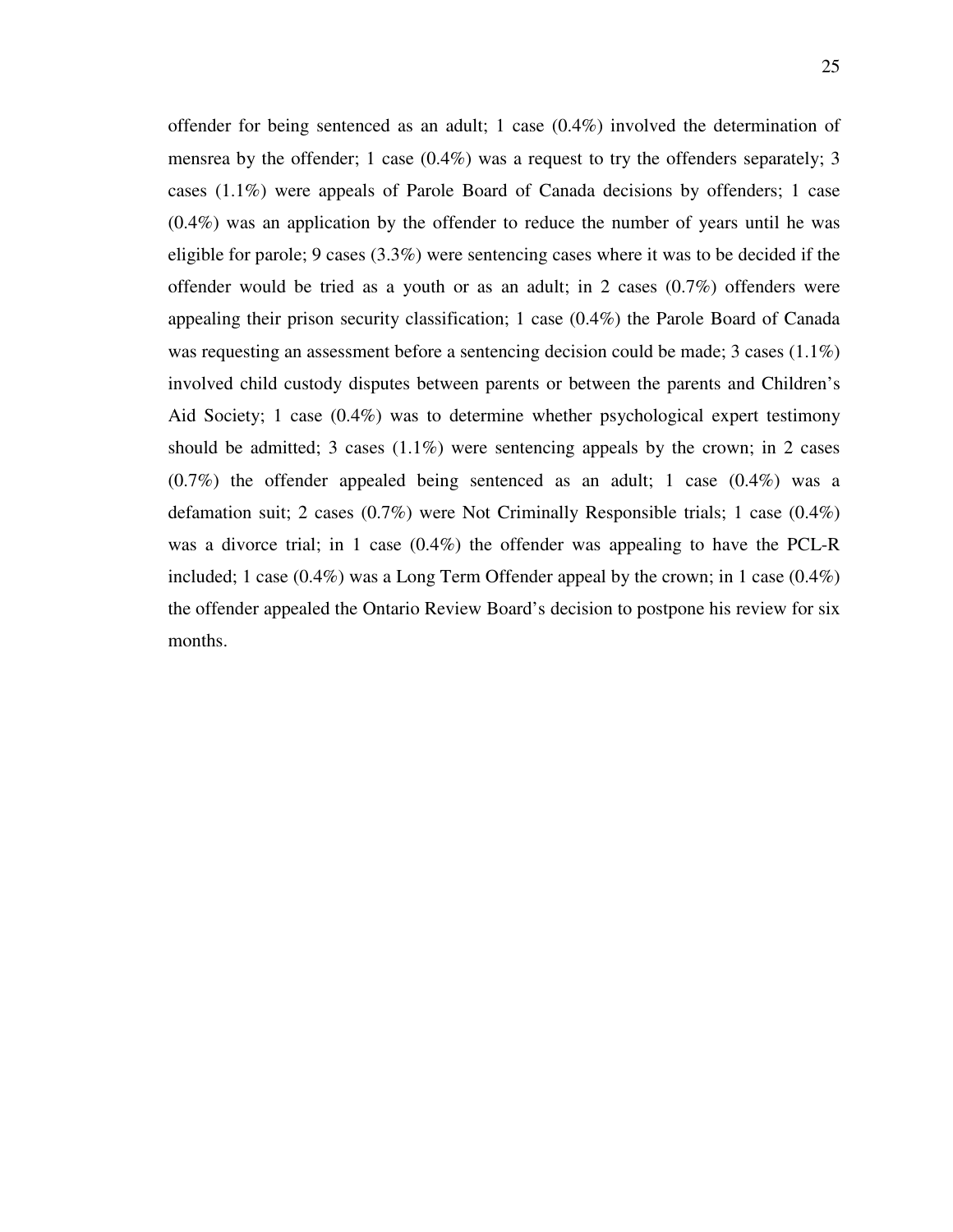offender for being sentenced as an adult; 1 case (0.4%) involved the determination of mensrea by the offender; 1 case (0.4%) was a request to try the offenders separately; 3 cases (1.1%) were appeals of Parole Board of Canada decisions by offenders; 1 case (0.4%) was an application by the offender to reduce the number of years until he was eligible for parole; 9 cases (3.3%) were sentencing cases where it was to be decided if the offender would be tried as a youth or as an adult; in 2 cases (0.7%) offenders were appealing their prison security classification; 1 case (0.4%) the Parole Board of Canada was requesting an assessment before a sentencing decision could be made; 3 cases (1.1%) involved child custody disputes between parents or between the parents and Children's Aid Society; 1 case (0.4%) was to determine whether psychological expert testimony should be admitted; 3 cases (1.1%) were sentencing appeals by the crown; in 2 cases (0.7%) the offender appealed being sentenced as an adult; 1 case (0.4%) was a defamation suit; 2 cases (0.7%) were Not Criminally Responsible trials; 1 case (0.4%) was a divorce trial; in 1 case (0.4%) the offender was appealing to have the PCL-R included; 1 case (0.4%) was a Long Term Offender appeal by the crown; in 1 case (0.4%) the offender appealed the Ontario Review Board's decision to postpone his review for six months.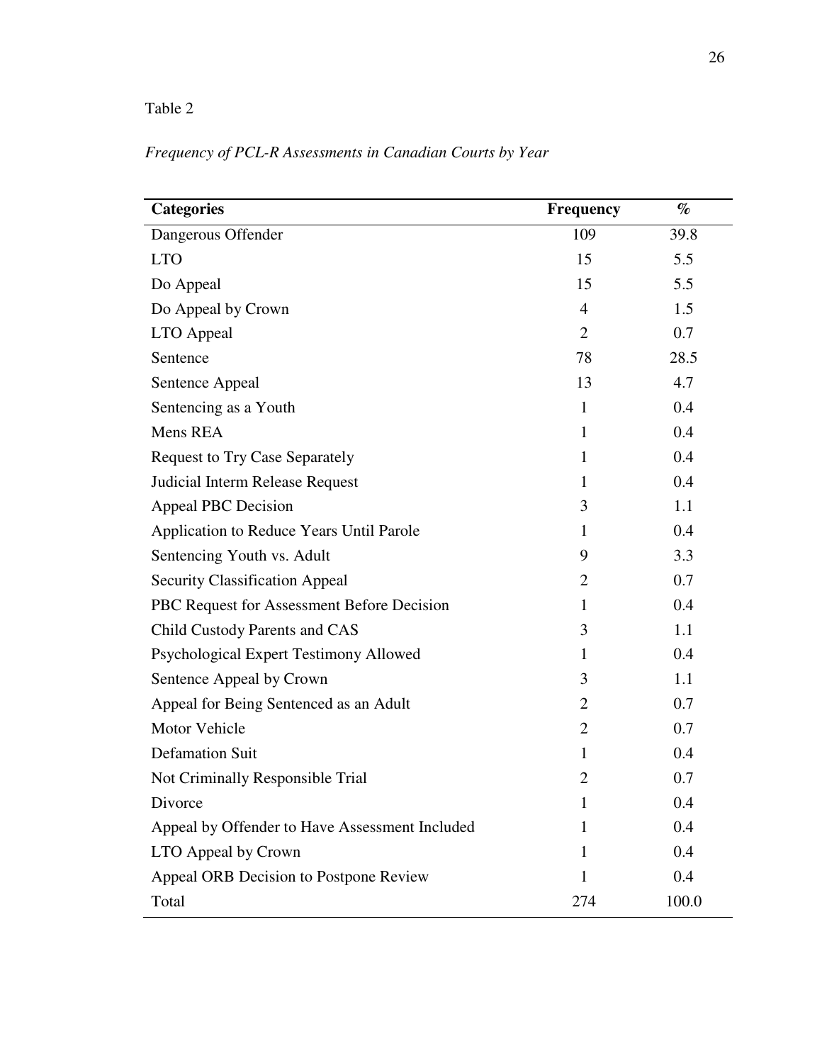Table 2

*Frequency of PCL-R Assessments in Canadian Courts by Year*

| Categories | Frequency | % |
|---|---|---|
| Dangerous Offender | 109 | 39.8 |
| LTO | 15 | 5.5 |
| Do Appeal | 15 | 5.5 |
| Do Appeal by Crown | 4 | 1.5 |
| LTO Appeal | 2 | 0.7 |
| Sentence | 78 | 28.5 |
| Sentence Appeal | 13 | 4.7 |
| Sentencing as a Youth | 1 | 0.4 |
| Mens REA | 1 | 0.4 |
| Request to Try Case Separately | 1 | 0.4 |
| Judicial Interm Release Request | 1 | 0.4 |
| Appeal PBC Decision | 3 | 1.1 |
| Application to Reduce Years Until Parole | 1 | 0.4 |
| Sentencing Youth vs. Adult | 9 | 3.3 |
| Security Classification Appeal | 2 | 0.7 |
| PBC Request for Assessment Before Decision | 1 | 0.4 |
| Child Custody Parents and CAS | 3 | 1.1 |
| Psychological Expert Testimony Allowed | 1 | 0.4 |
| Sentence Appeal by Crown | 3 | 1.1 |
| Appeal for Being Sentenced as an Adult | 2 | 0.7 |
| Motor Vehicle | 2 | 0.7 |
| Defamation Suit | 1 | 0.4 |
| Not Criminally Responsible Trial | 2 | 0.7 |
| Divorce | 1 | 0.4 |
| Appeal by Offender to Have Assessment Included | 1 | 0.4 |
| LTO Appeal by Crown | 1 | 0.4 |
| Appeal ORB Decision to Postpone Review | 1 | 0.4 |
| Total | 274 | 100.0 |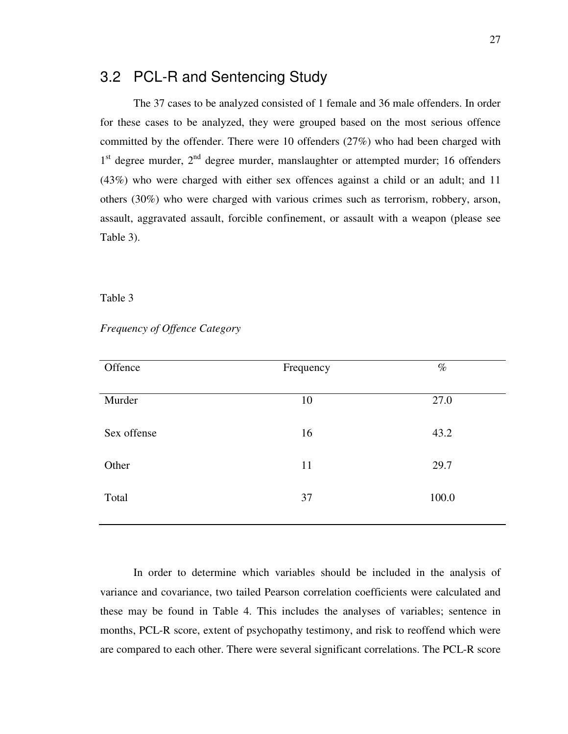## 3.2 PCL-R and Sentencing Study

The 37 cases to be analyzed consisted of 1 female and 36 male offenders. In order for these cases to be analyzed, they were grouped based on the most serious offence committed by the offender. There were 10 offenders (27%) who had been charged with 1st degree murder, 2nd degree murder, manslaughter or attempted murder; 16 offenders (43%) who were charged with either sex offences against a child or an adult; and 11 others (30%) who were charged with various crimes such as terrorism, robbery, arson, assault, aggravated assault, forcible confinement, or assault with a weapon (please see Table 3).

Table 3

*Frequency of Offence Category*

| Offence | Frequency | % |
|---|---|---|
| Murder | 10 | 27.0 |
| Sex offense | 16 | 43.2 |
| Other | 11 | 29.7 |
| Total | 37 | 100.0 |

In order to determine which variables should be included in the analysis of variance and covariance, two tailed Pearson correlation coefficients were calculated and these may be found in Table 4. This includes the analyses of variables; sentence in months, PCL-R score, extent of psychopathy testimony, and risk to reoffend which were are compared to each other. There were several significant correlations. The PCL-R score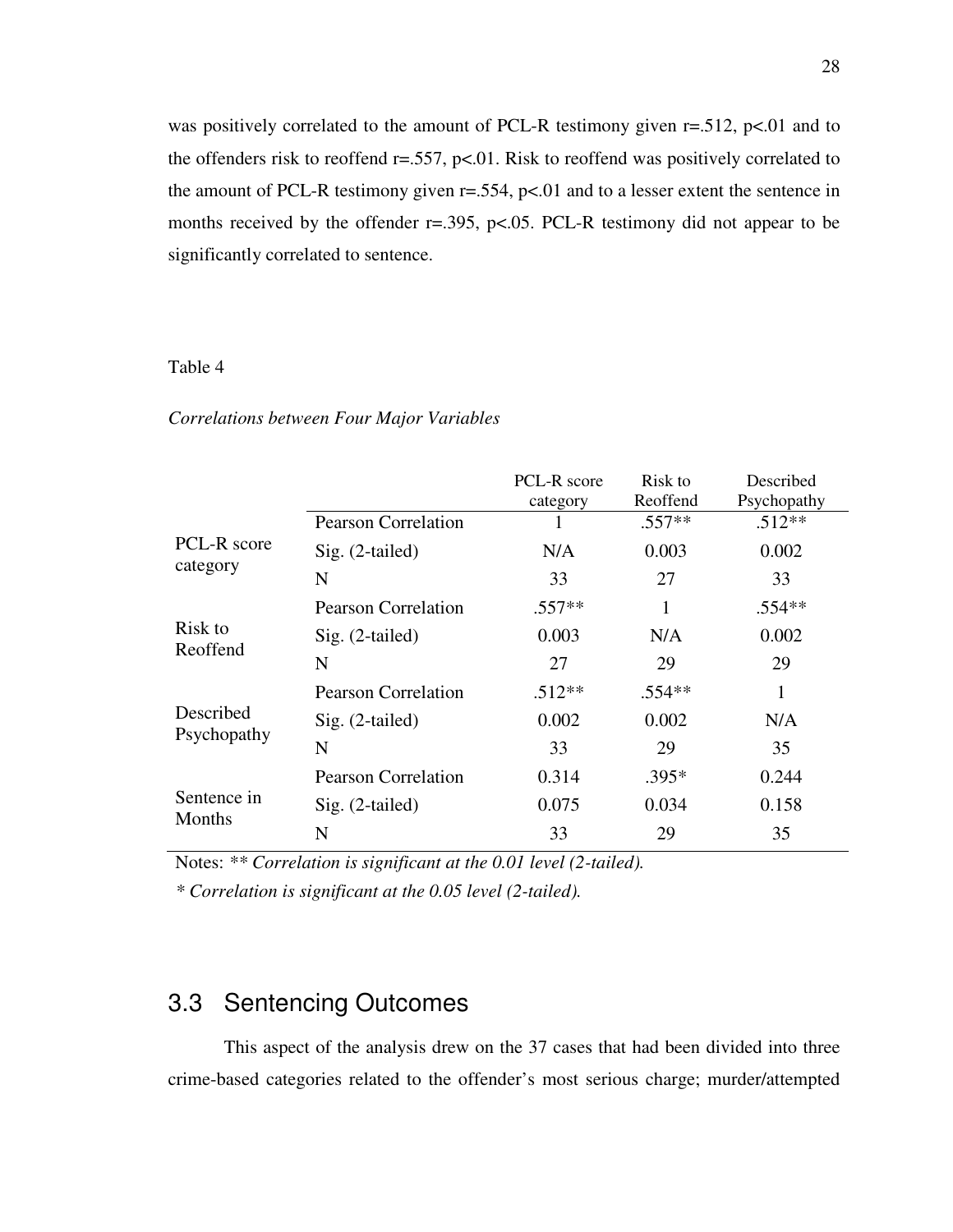was positively correlated to the amount of PCL-R testimony given r=.512, p<.01 and to the offenders risk to reoffend r=.557, p<.01. Risk to reoffend was positively correlated to the amount of PCL-R testimony given r=.554, p<.01 and to a lesser extent the sentence in months received by the offender r=.395, p<.05. PCL-R testimony did not appear to be significantly correlated to sentence.

Table 4

*Correlations between Four Major Variables*

| | | PCL-R score category | Risk to Reoffend | Described Psychopathy |
|---|---|---|---|---|
| PCL-R score category | Pearson Correlation | 1 | .557** | .512** |
| | Sig. (2-tailed) | N/A | 0.003 | 0.002 |
| | N | 33 | 27 | 33 |
| Risk to Reoffend | Pearson Correlation | .557** | 1 | .554** |
| | Sig. (2-tailed) | 0.003 | N/A | 0.002 |
| | N | 27 | 29 | 29 |
| Described Psychopathy | Pearson Correlation | .512** | .554** | 1 |
| | Sig. (2-tailed) | 0.002 | 0.002 | N/A |
| | N | 33 | 29 | 35 |
| Sentence in Months | Pearson Correlation | 0.314 | .395* | 0.244 |
| | Sig. (2-tailed) | 0.075 | 0.034 | 0.158 |
| | N | 33 | 29 | 35 |

Notes: *** Correlation is significant at the 0.01 level (2-tailed).*

** Correlation is significant at the 0.05 level (2-tailed).*

## 3.3 Sentencing Outcomes

This aspect of the analysis drew on the 37 cases that had been divided into three crime-based categories related to the offender's most serious charge; murder/attempted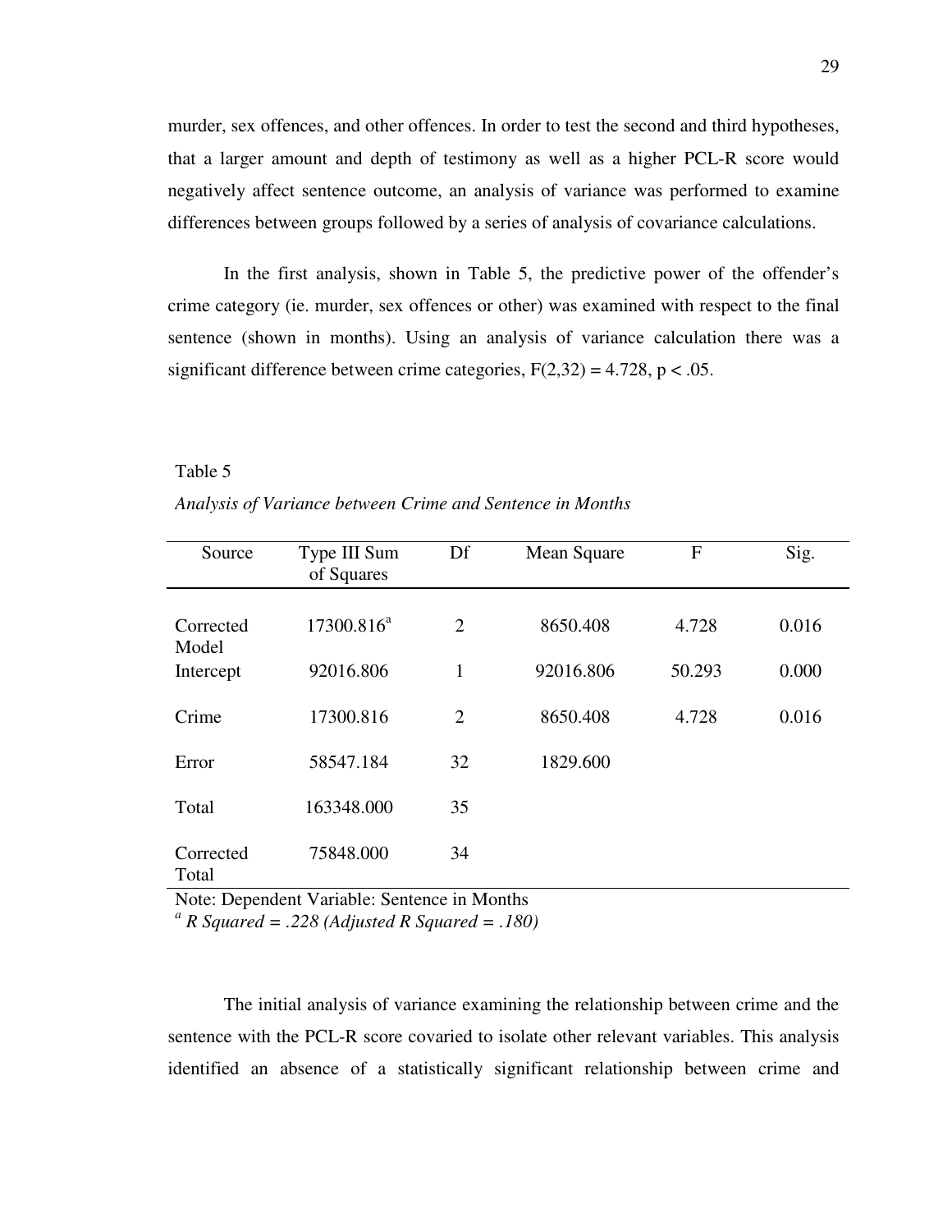murder, sex offences, and other offences. In order to test the second and third hypotheses, that a larger amount and depth of testimony as well as a higher PCL-R score would negatively affect sentence outcome, an analysis of variance was performed to examine differences between groups followed by a series of analysis of covariance calculations.

In the first analysis, shown in Table 5, the predictive power of the offender's crime category (ie. murder, sex offences or other) was examined with respect to the final sentence (shown in months). Using an analysis of variance calculation there was a significant difference between crime categories, $F(2,32) = 4.728$, $p < .05$.

Table 5

*Analysis of Variance between Crime and Sentence in Months*

| Source | Type III Sum of Squares | Df | Mean Square | F | Sig. |
|---|---|---|---|---|---|
| Corrected Model | 17300.816[a] | 2 | 8650.408 | 4.728 | 0.016 |
| Intercept | 92016.806 | 1 | 92016.806 | 50.293 | 0.000 |
| Crime | 17300.816 | 2 | 8650.408 | 4.728 | 0.016 |
| Error | 58547.184 | 32 | 1829.600 | | |
| Total | 163348.000 | 35 | | | |
| Corrected Total | 75848.000 | 34 | | | |

Note: Dependent Variable: Sentence in Months
[a] *R Squared = .228 (Adjusted R Squared = .180)*

The initial analysis of variance examining the relationship between crime and the sentence with the PCL-R score covaried to isolate other relevant variables. This analysis identified an absence of a statistically significant relationship between crime and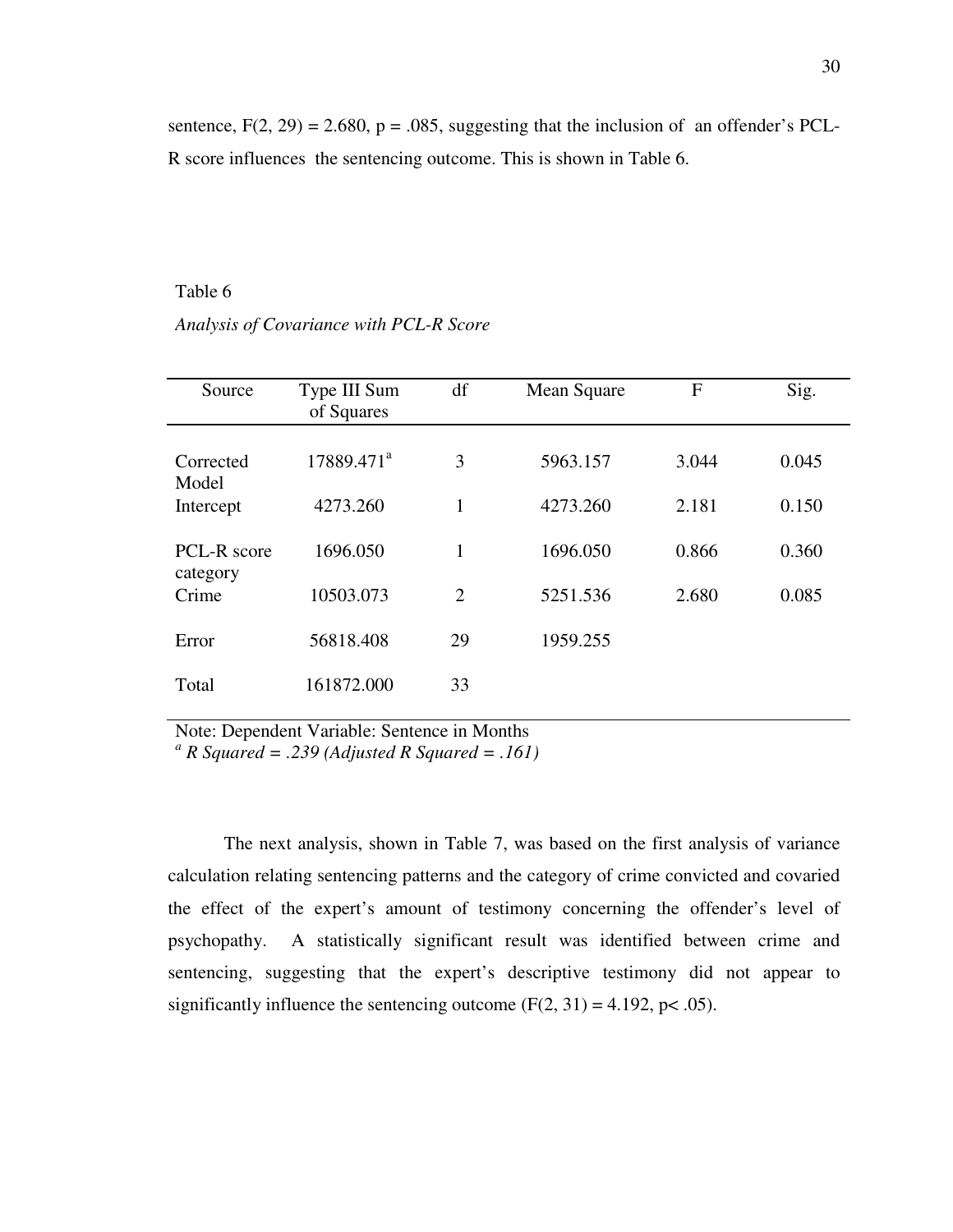sentence, $F(2, 29) = 2.680$, $p = .085$, suggesting that the inclusion of an offender's PCL-R score influences the sentencing outcome. This is shown in Table 6.

Table 6

*Analysis of Covariance with PCL-R Score*

| Source | Type III Sum of Squares | df | Mean Square | F | Sig. |
|---|---|---|---|---|---|
| Corrected Model | 17889.471[a] | 3 | 5963.157 | 3.044 | 0.045 |
| Intercept | 4273.260 | 1 | 4273.260 | 2.181 | 0.150 |
| PCL-R score category | 1696.050 | 1 | 1696.050 | 0.866 | 0.360 |
| Crime | 10503.073 | 2 | 5251.536 | 2.680 | 0.085 |
| Error | 56818.408 | 29 | 1959.255 | | |
| Total | 161872.000 | 33 | | | |

Note: Dependent Variable: Sentence in Months
[a] *R Squared = .239 (Adjusted R Squared = .161)*

The next analysis, shown in Table 7, was based on the first analysis of variance calculation relating sentencing patterns and the category of crime convicted and covaried the effect of the expert's amount of testimony concerning the offender's level of psychopathy. A statistically significant result was identified between crime and sentencing, suggesting that the expert's descriptive testimony did not appear to significantly influence the sentencing outcome ($F(2, 31) = 4.192$, $p < .05$).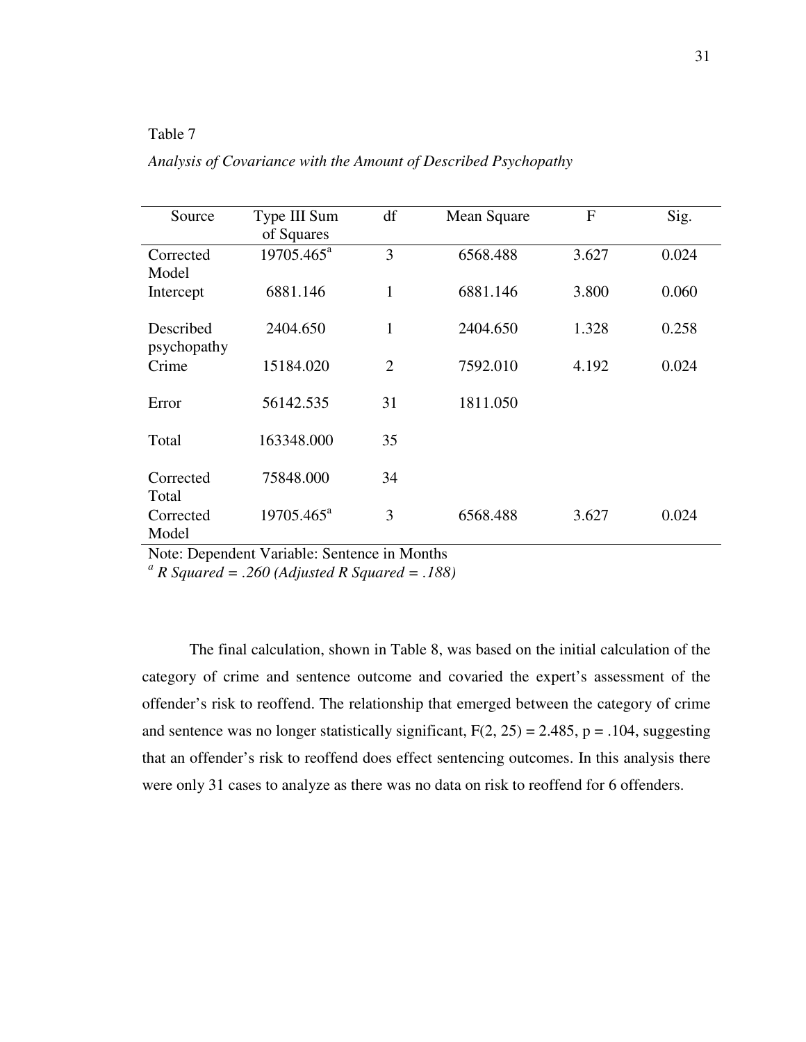Table 7

*Analysis of Covariance with the Amount of Described Psychopathy*

| Source | Type III Sum of Squares | df | Mean Square | F | Sig. |
|---|---|---|---|---|---|
| Corrected Model | 19705.465[a] | 3 | 6568.488 | 3.627 | 0.024 |
| Intercept | 6881.146 | 1 | 6881.146 | 3.800 | 0.060 |
| Described psychopathy | 2404.650 | 1 | 2404.650 | 1.328 | 0.258 |
| Crime | 15184.020 | 2 | 7592.010 | 4.192 | 0.024 |
| Error | 56142.535 | 31 | 1811.050 | | |
| Total | 163348.000 | 35 | | | |
| Corrected Total | 75848.000 | 34 | | | |
| Corrected Model | 19705.465[a] | 3 | 6568.488 | 3.627 | 0.024 |

Note: Dependent Variable: Sentence in Months
[a] *R Squared = .260 (Adjusted R Squared = .188)*

The final calculation, shown in Table 8, was based on the initial calculation of the category of crime and sentence outcome and covaried the expert's assessment of the offender's risk to reoffend. The relationship that emerged between the category of crime and sentence was no longer statistically significant, $F(2, 25) = 2.485$, $p = .104$, suggesting that an offender's risk to reoffend does effect sentencing outcomes. In this analysis there were only 31 cases to analyze as there was no data on risk to reoffend for 6 offenders.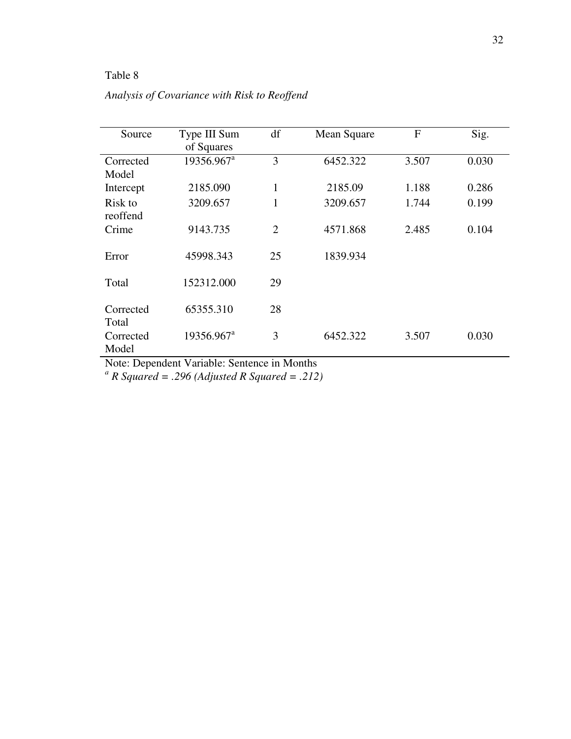Table 8

*Analysis of Covariance with Risk to Reoffend*

| Source | Type III Sum of Squares | df | Mean Square | F | Sig. |
|---|---|---|---|---|---|
| Corrected Model | 19356.967[a] | 3 | 6452.322 | 3.507 | 0.030 |
| Intercept | 2185.090 | 1 | 2185.09 | 1.188 | 0.286 |
| Risk to reoffend | 3209.657 | 1 | 3209.657 | 1.744 | 0.199 |
| Crime | 9143.735 | 2 | 4571.868 | 2.485 | 0.104 |
| Error | 45998.343 | 25 | 1839.934 | | |
| Total | 152312.000 | 29 | | | |
| Corrected Total | 65355.310 | 28 | | | |
| Corrected Model | 19356.967[a] | 3 | 6452.322 | 3.507 | 0.030 |

Note: Dependent Variable: Sentence in Months

[a] *R Squared = .296 (Adjusted R Squared = .212)*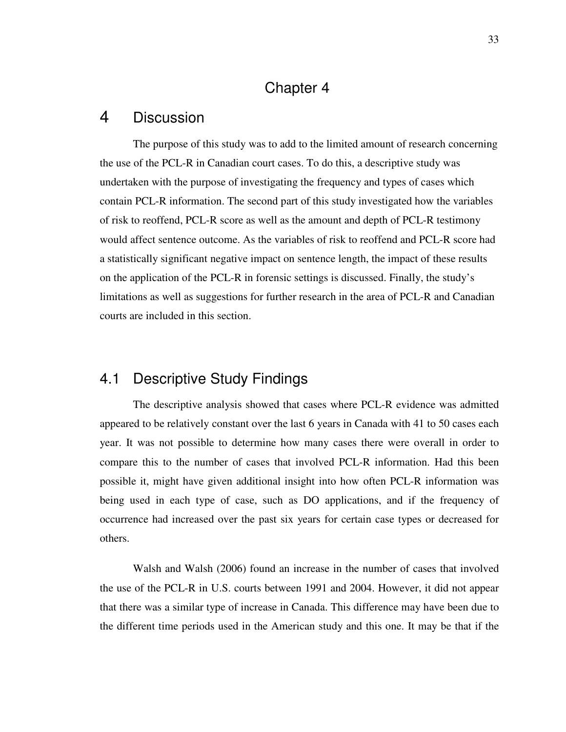# Chapter 4

# 4 Discussion

The purpose of this study was to add to the limited amount of research concerning the use of the PCL-R in Canadian court cases. To do this, a descriptive study was undertaken with the purpose of investigating the frequency and types of cases which contain PCL-R information. The second part of this study investigated how the variables of risk to reoffend, PCL-R score as well as the amount and depth of PCL-R testimony would affect sentence outcome. As the variables of risk to reoffend and PCL-R score had a statistically significant negative impact on sentence length, the impact of these results on the application of the PCL-R in forensic settings is discussed. Finally, the study's limitations as well as suggestions for further research in the area of PCL-R and Canadian courts are included in this section.

## 4.1 Descriptive Study Findings

The descriptive analysis showed that cases where PCL-R evidence was admitted appeared to be relatively constant over the last 6 years in Canada with 41 to 50 cases each year. It was not possible to determine how many cases there were overall in order to compare this to the number of cases that involved PCL-R information. Had this been possible it, might have given additional insight into how often PCL-R information was being used in each type of case, such as DO applications, and if the frequency of occurrence had increased over the past six years for certain case types or decreased for others.

Walsh and Walsh (2006) found an increase in the number of cases that involved the use of the PCL-R in U.S. courts between 1991 and 2004. However, it did not appear that there was a similar type of increase in Canada. This difference may have been due to the different time periods used in the American study and this one. It may be that if the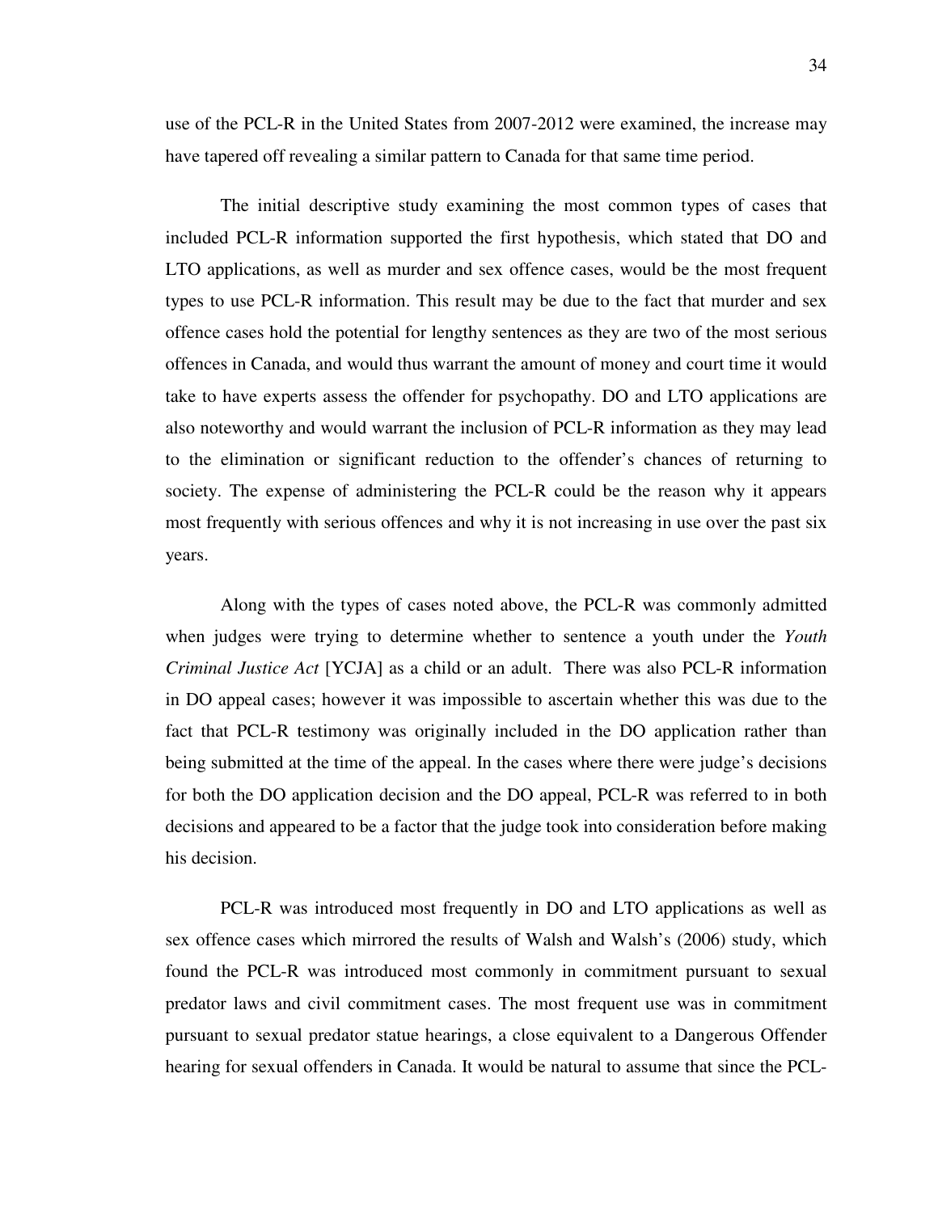use of the PCL-R in the United States from 2007-2012 were examined, the increase may have tapered off revealing a similar pattern to Canada for that same time period.

The initial descriptive study examining the most common types of cases that included PCL-R information supported the first hypothesis, which stated that DO and LTO applications, as well as murder and sex offence cases, would be the most frequent types to use PCL-R information. This result may be due to the fact that murder and sex offence cases hold the potential for lengthy sentences as they are two of the most serious offences in Canada, and would thus warrant the amount of money and court time it would take to have experts assess the offender for psychopathy. DO and LTO applications are also noteworthy and would warrant the inclusion of PCL-R information as they may lead to the elimination or significant reduction to the offender's chances of returning to society. The expense of administering the PCL-R could be the reason why it appears most frequently with serious offences and why it is not increasing in use over the past six years.

Along with the types of cases noted above, the PCL-R was commonly admitted when judges were trying to determine whether to sentence a youth under the *Youth Criminal Justice Act* [YCJA] as a child or an adult. There was also PCL-R information in DO appeal cases; however it was impossible to ascertain whether this was due to the fact that PCL-R testimony was originally included in the DO application rather than being submitted at the time of the appeal. In the cases where there were judge's decisions for both the DO application decision and the DO appeal, PCL-R was referred to in both decisions and appeared to be a factor that the judge took into consideration before making his decision.

PCL-R was introduced most frequently in DO and LTO applications as well as sex offence cases which mirrored the results of Walsh and Walsh's (2006) study, which found the PCL-R was introduced most commonly in commitment pursuant to sexual predator laws and civil commitment cases. The most frequent use was in commitment pursuant to sexual predator statue hearings, a close equivalent to a Dangerous Offender hearing for sexual offenders in Canada. It would be natural to assume that since the PCL-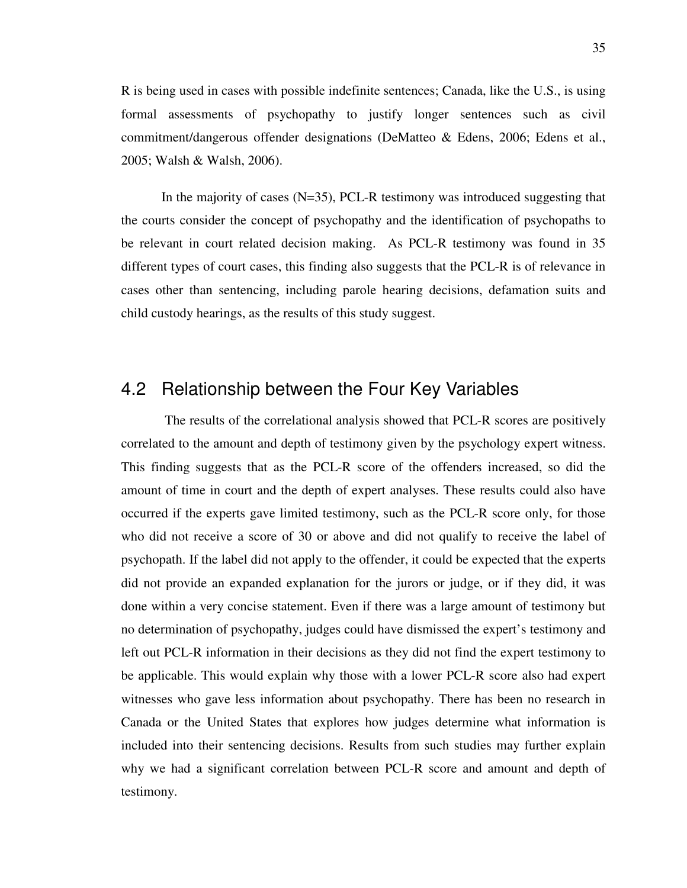R is being used in cases with possible indefinite sentences; Canada, like the U.S., is using formal assessments of psychopathy to justify longer sentences such as civil commitment/dangerous offender designations (DeMatteo & Edens, 2006; Edens et al., 2005; Walsh & Walsh, 2006).

In the majority of cases (N=35), PCL-R testimony was introduced suggesting that the courts consider the concept of psychopathy and the identification of psychopaths to be relevant in court related decision making. As PCL-R testimony was found in 35 different types of court cases, this finding also suggests that the PCL-R is of relevance in cases other than sentencing, including parole hearing decisions, defamation suits and child custody hearings, as the results of this study suggest.

## 4.2 Relationship between the Four Key Variables

The results of the correlational analysis showed that PCL-R scores are positively correlated to the amount and depth of testimony given by the psychology expert witness. This finding suggests that as the PCL-R score of the offenders increased, so did the amount of time in court and the depth of expert analyses. These results could also have occurred if the experts gave limited testimony, such as the PCL-R score only, for those who did not receive a score of 30 or above and did not qualify to receive the label of psychopath. If the label did not apply to the offender, it could be expected that the experts did not provide an expanded explanation for the jurors or judge, or if they did, it was done within a very concise statement. Even if there was a large amount of testimony but no determination of psychopathy, judges could have dismissed the expert's testimony and left out PCL-R information in their decisions as they did not find the expert testimony to be applicable. This would explain why those with a lower PCL-R score also had expert witnesses who gave less information about psychopathy. There has been no research in Canada or the United States that explores how judges determine what information is included into their sentencing decisions. Results from such studies may further explain why we had a significant correlation between PCL-R score and amount and depth of testimony.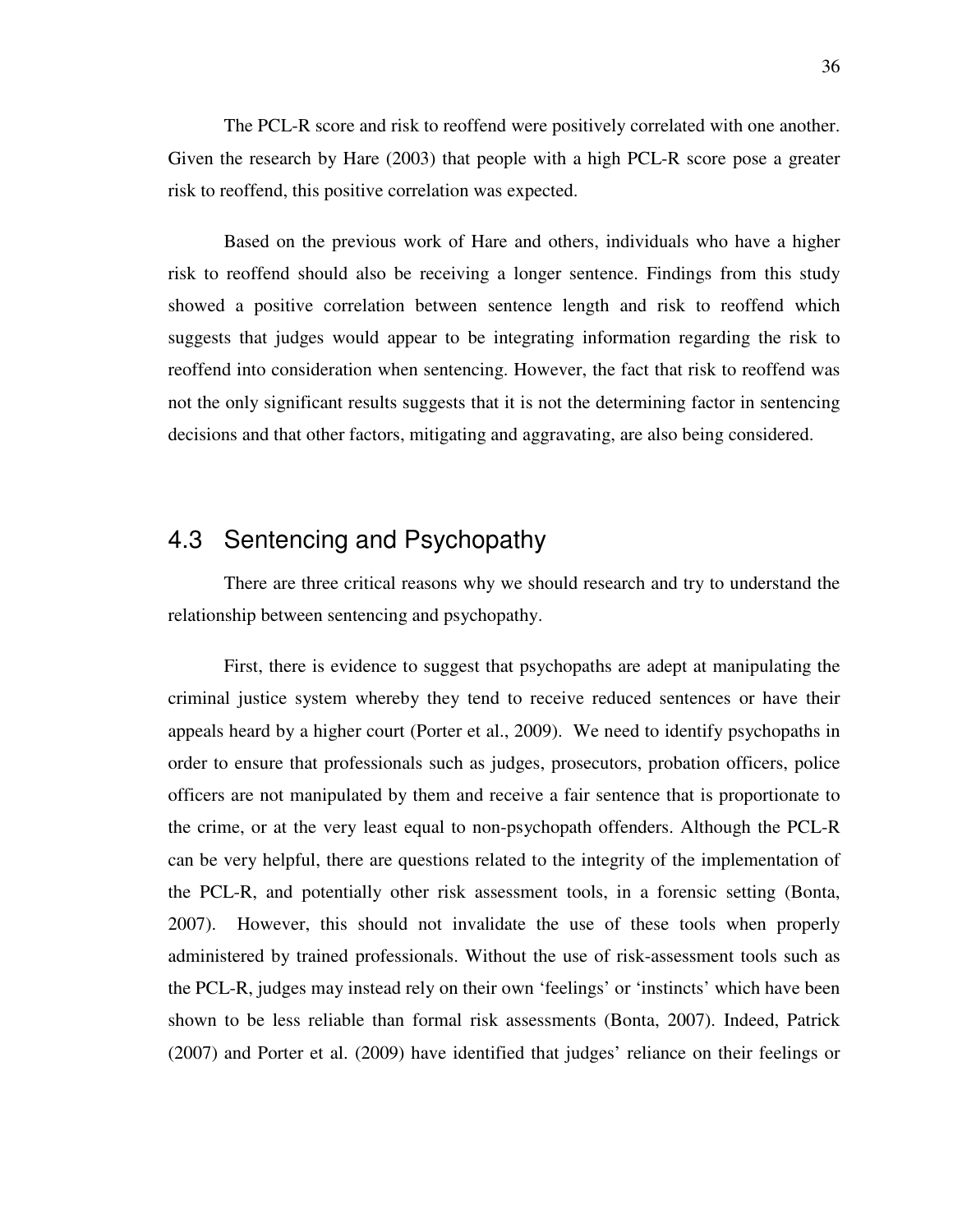The PCL-R score and risk to reoffend were positively correlated with one another. Given the research by Hare (2003) that people with a high PCL-R score pose a greater risk to reoffend, this positive correlation was expected.

Based on the previous work of Hare and others, individuals who have a higher risk to reoffend should also be receiving a longer sentence. Findings from this study showed a positive correlation between sentence length and risk to reoffend which suggests that judges would appear to be integrating information regarding the risk to reoffend into consideration when sentencing. However, the fact that risk to reoffend was not the only significant results suggests that it is not the determining factor in sentencing decisions and that other factors, mitigating and aggravating, are also being considered.

## 4.3 Sentencing and Psychopathy

There are three critical reasons why we should research and try to understand the relationship between sentencing and psychopathy.

First, there is evidence to suggest that psychopaths are adept at manipulating the criminal justice system whereby they tend to receive reduced sentences or have their appeals heard by a higher court (Porter et al., 2009). We need to identify psychopaths in order to ensure that professionals such as judges, prosecutors, probation officers, police officers are not manipulated by them and receive a fair sentence that is proportionate to the crime, or at the very least equal to non-psychopath offenders. Although the PCL-R can be very helpful, there are questions related to the integrity of the implementation of the PCL-R, and potentially other risk assessment tools, in a forensic setting (Bonta, 2007). However, this should not invalidate the use of these tools when properly administered by trained professionals. Without the use of risk-assessment tools such as the PCL-R, judges may instead rely on their own 'feelings' or 'instincts' which have been shown to be less reliable than formal risk assessments (Bonta, 2007). Indeed, Patrick (2007) and Porter et al. (2009) have identified that judges' reliance on their feelings or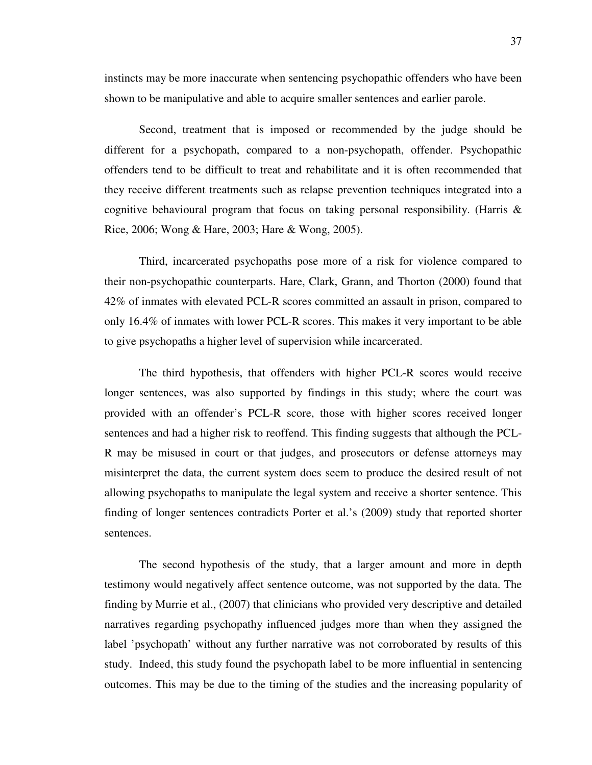instincts may be more inaccurate when sentencing psychopathic offenders who have been shown to be manipulative and able to acquire smaller sentences and earlier parole.

Second, treatment that is imposed or recommended by the judge should be different for a psychopath, compared to a non-psychopath, offender. Psychopathic offenders tend to be difficult to treat and rehabilitate and it is often recommended that they receive different treatments such as relapse prevention techniques integrated into a cognitive behavioural program that focus on taking personal responsibility. (Harris & Rice, 2006; Wong & Hare, 2003; Hare & Wong, 2005).

Third, incarcerated psychopaths pose more of a risk for violence compared to their non-psychopathic counterparts. Hare, Clark, Grann, and Thorton (2000) found that 42% of inmates with elevated PCL-R scores committed an assault in prison, compared to only 16.4% of inmates with lower PCL-R scores. This makes it very important to be able to give psychopaths a higher level of supervision while incarcerated.

The third hypothesis, that offenders with higher PCL-R scores would receive longer sentences, was also supported by findings in this study; where the court was provided with an offender's PCL-R score, those with higher scores received longer sentences and had a higher risk to reoffend. This finding suggests that although the PCL-R may be misused in court or that judges, and prosecutors or defense attorneys may misinterpret the data, the current system does seem to produce the desired result of not allowing psychopaths to manipulate the legal system and receive a shorter sentence. This finding of longer sentences contradicts Porter et al.'s (2009) study that reported shorter sentences.

The second hypothesis of the study, that a larger amount and more in depth testimony would negatively affect sentence outcome, was not supported by the data. The finding by Murrie et al., (2007) that clinicians who provided very descriptive and detailed narratives regarding psychopathy influenced judges more than when they assigned the label 'psychopath' without any further narrative was not corroborated by results of this study. Indeed, this study found the psychopath label to be more influential in sentencing outcomes. This may be due to the timing of the studies and the increasing popularity of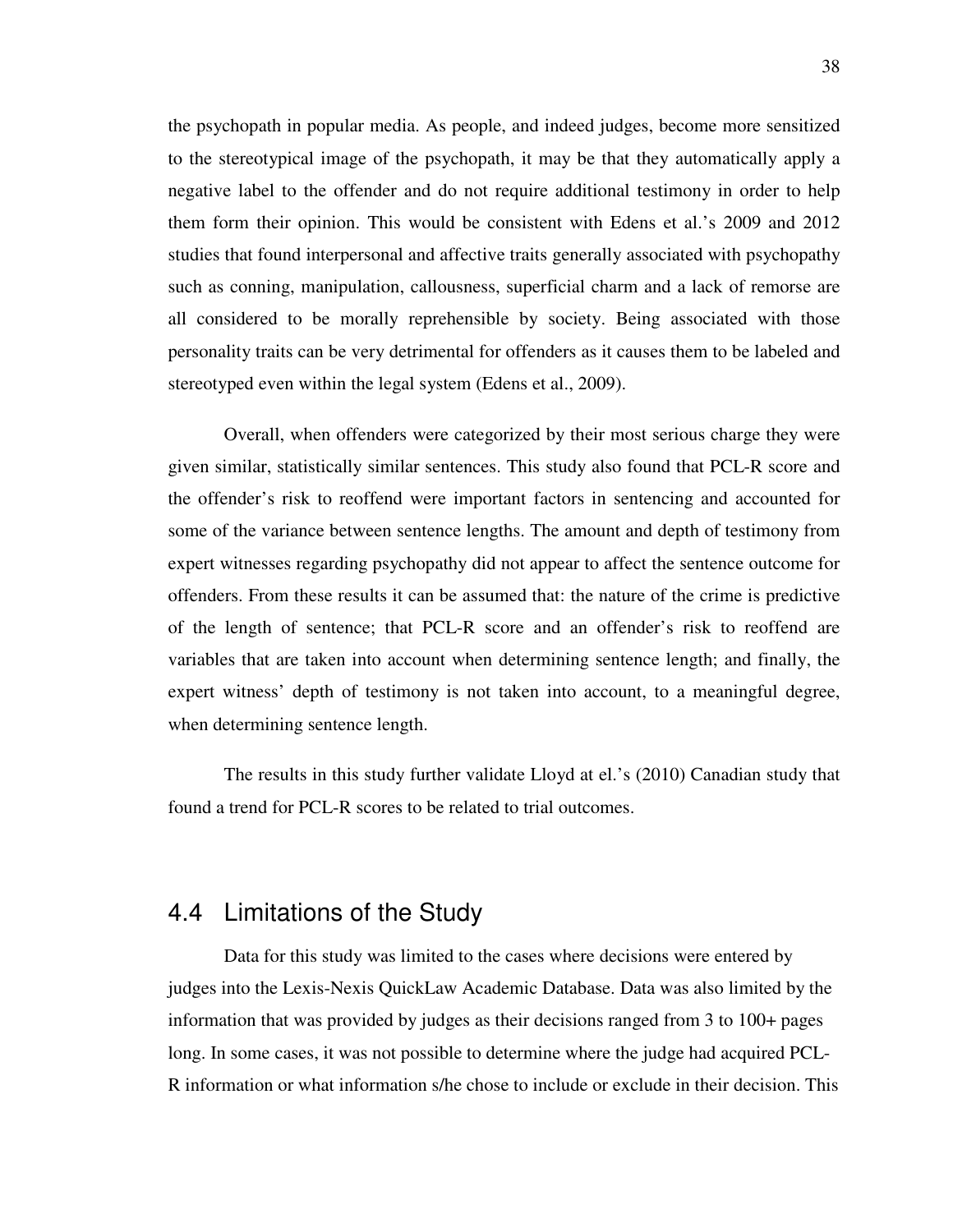the psychopath in popular media. As people, and indeed judges, become more sensitized to the stereotypical image of the psychopath, it may be that they automatically apply a negative label to the offender and do not require additional testimony in order to help them form their opinion. This would be consistent with Edens et al.'s 2009 and 2012 studies that found interpersonal and affective traits generally associated with psychopathy such as conning, manipulation, callousness, superficial charm and a lack of remorse are all considered to be morally reprehensible by society. Being associated with those personality traits can be very detrimental for offenders as it causes them to be labeled and stereotyped even within the legal system (Edens et al., 2009).

Overall, when offenders were categorized by their most serious charge they were given similar, statistically similar sentences. This study also found that PCL-R score and the offender's risk to reoffend were important factors in sentencing and accounted for some of the variance between sentence lengths. The amount and depth of testimony from expert witnesses regarding psychopathy did not appear to affect the sentence outcome for offenders. From these results it can be assumed that: the nature of the crime is predictive of the length of sentence; that PCL-R score and an offender's risk to reoffend are variables that are taken into account when determining sentence length; and finally, the expert witness' depth of testimony is not taken into account, to a meaningful degree, when determining sentence length.

The results in this study further validate Lloyd at el.'s (2010) Canadian study that found a trend for PCL-R scores to be related to trial outcomes.

## 4.4 Limitations of the Study

Data for this study was limited to the cases where decisions were entered by judges into the Lexis-Nexis QuickLaw Academic Database. Data was also limited by the information that was provided by judges as their decisions ranged from 3 to 100+ pages long. In some cases, it was not possible to determine where the judge had acquired PCL-R information or what information s/he chose to include or exclude in their decision. This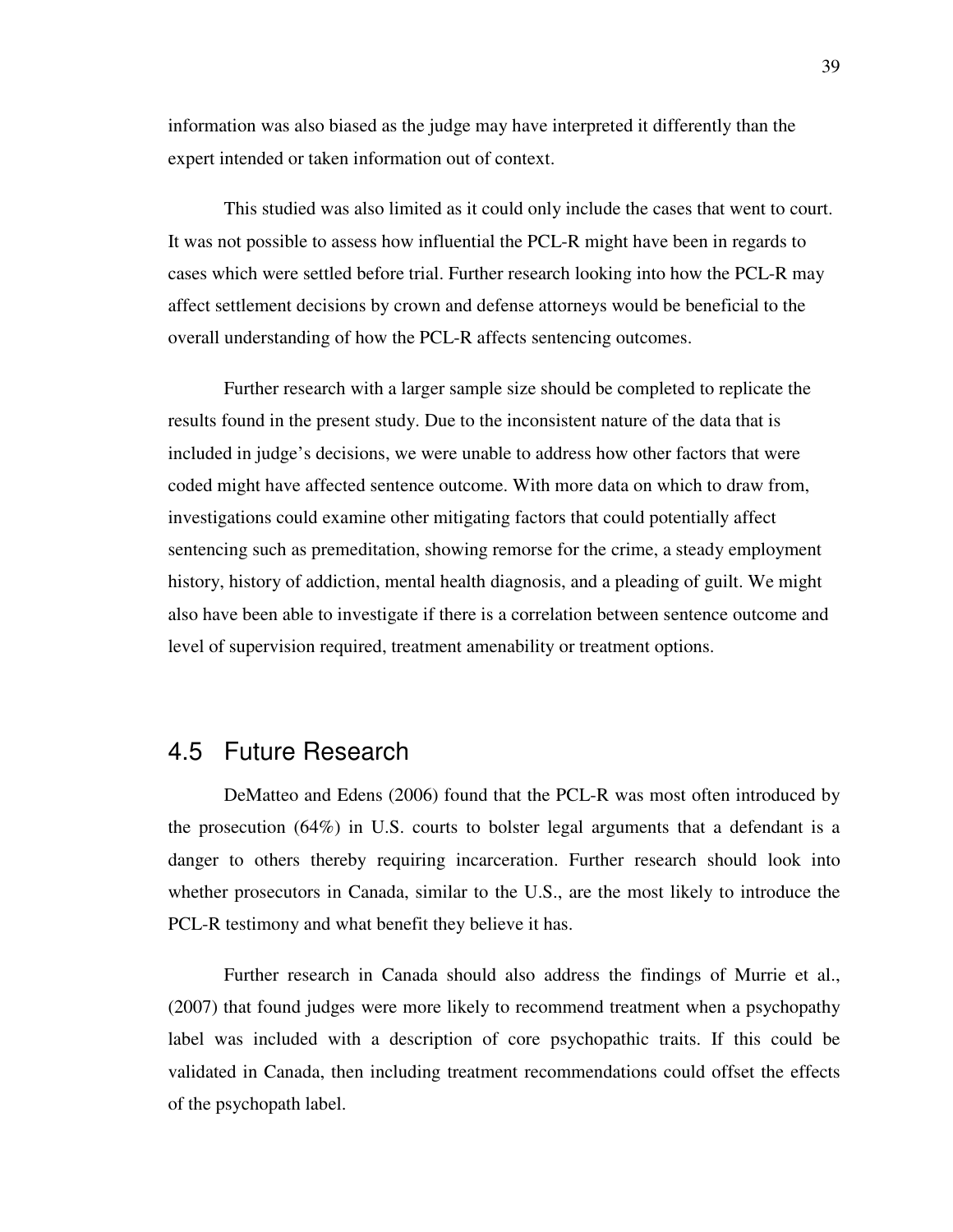information was also biased as the judge may have interpreted it differently than the expert intended or taken information out of context.

This studied was also limited as it could only include the cases that went to court. It was not possible to assess how influential the PCL-R might have been in regards to cases which were settled before trial. Further research looking into how the PCL-R may affect settlement decisions by crown and defense attorneys would be beneficial to the overall understanding of how the PCL-R affects sentencing outcomes.

Further research with a larger sample size should be completed to replicate the results found in the present study. Due to the inconsistent nature of the data that is included in judge's decisions, we were unable to address how other factors that were coded might have affected sentence outcome. With more data on which to draw from, investigations could examine other mitigating factors that could potentially affect sentencing such as premeditation, showing remorse for the crime, a steady employment history, history of addiction, mental health diagnosis, and a pleading of guilt. We might also have been able to investigate if there is a correlation between sentence outcome and level of supervision required, treatment amenability or treatment options.

## 4.5 Future Research

DeMatteo and Edens (2006) found that the PCL-R was most often introduced by the prosecution (64%) in U.S. courts to bolster legal arguments that a defendant is a danger to others thereby requiring incarceration. Further research should look into whether prosecutors in Canada, similar to the U.S., are the most likely to introduce the PCL-R testimony and what benefit they believe it has.

Further research in Canada should also address the findings of Murrie et al., (2007) that found judges were more likely to recommend treatment when a psychopathy label was included with a description of core psychopathic traits. If this could be validated in Canada, then including treatment recommendations could offset the effects of the psychopath label.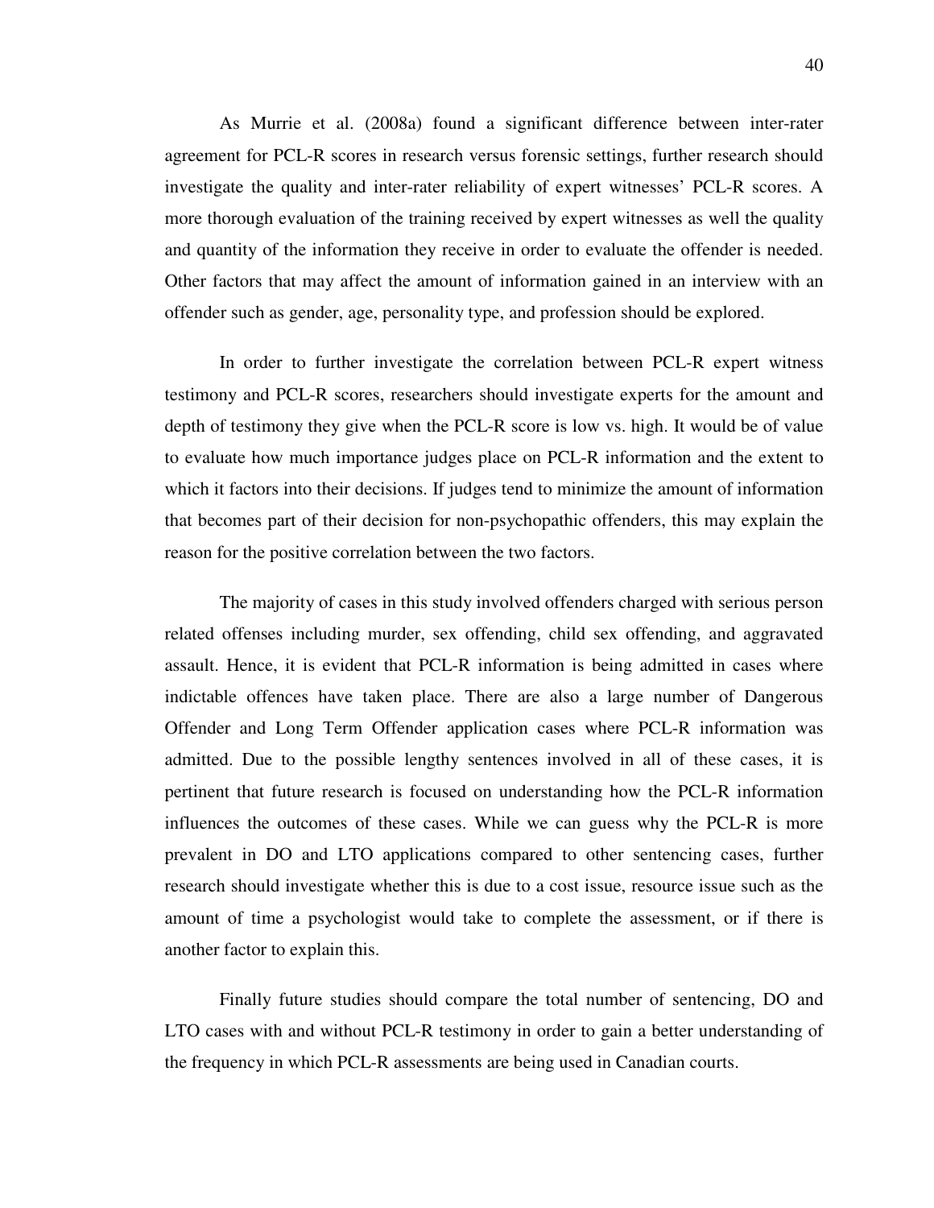As Murrie et al. (2008a) found a significant difference between inter-rater agreement for PCL-R scores in research versus forensic settings, further research should investigate the quality and inter-rater reliability of expert witnesses' PCL-R scores. A more thorough evaluation of the training received by expert witnesses as well the quality and quantity of the information they receive in order to evaluate the offender is needed. Other factors that may affect the amount of information gained in an interview with an offender such as gender, age, personality type, and profession should be explored.

In order to further investigate the correlation between PCL-R expert witness testimony and PCL-R scores, researchers should investigate experts for the amount and depth of testimony they give when the PCL-R score is low vs. high. It would be of value to evaluate how much importance judges place on PCL-R information and the extent to which it factors into their decisions. If judges tend to minimize the amount of information that becomes part of their decision for non-psychopathic offenders, this may explain the reason for the positive correlation between the two factors.

The majority of cases in this study involved offenders charged with serious person related offenses including murder, sex offending, child sex offending, and aggravated assault. Hence, it is evident that PCL-R information is being admitted in cases where indictable offences have taken place. There are also a large number of Dangerous Offender and Long Term Offender application cases where PCL-R information was admitted. Due to the possible lengthy sentences involved in all of these cases, it is pertinent that future research is focused on understanding how the PCL-R information influences the outcomes of these cases. While we can guess why the PCL-R is more prevalent in DO and LTO applications compared to other sentencing cases, further research should investigate whether this is due to a cost issue, resource issue such as the amount of time a psychologist would take to complete the assessment, or if there is another factor to explain this.

Finally future studies should compare the total number of sentencing, DO and LTO cases with and without PCL-R testimony in order to gain a better understanding of the frequency in which PCL-R assessments are being used in Canadian courts.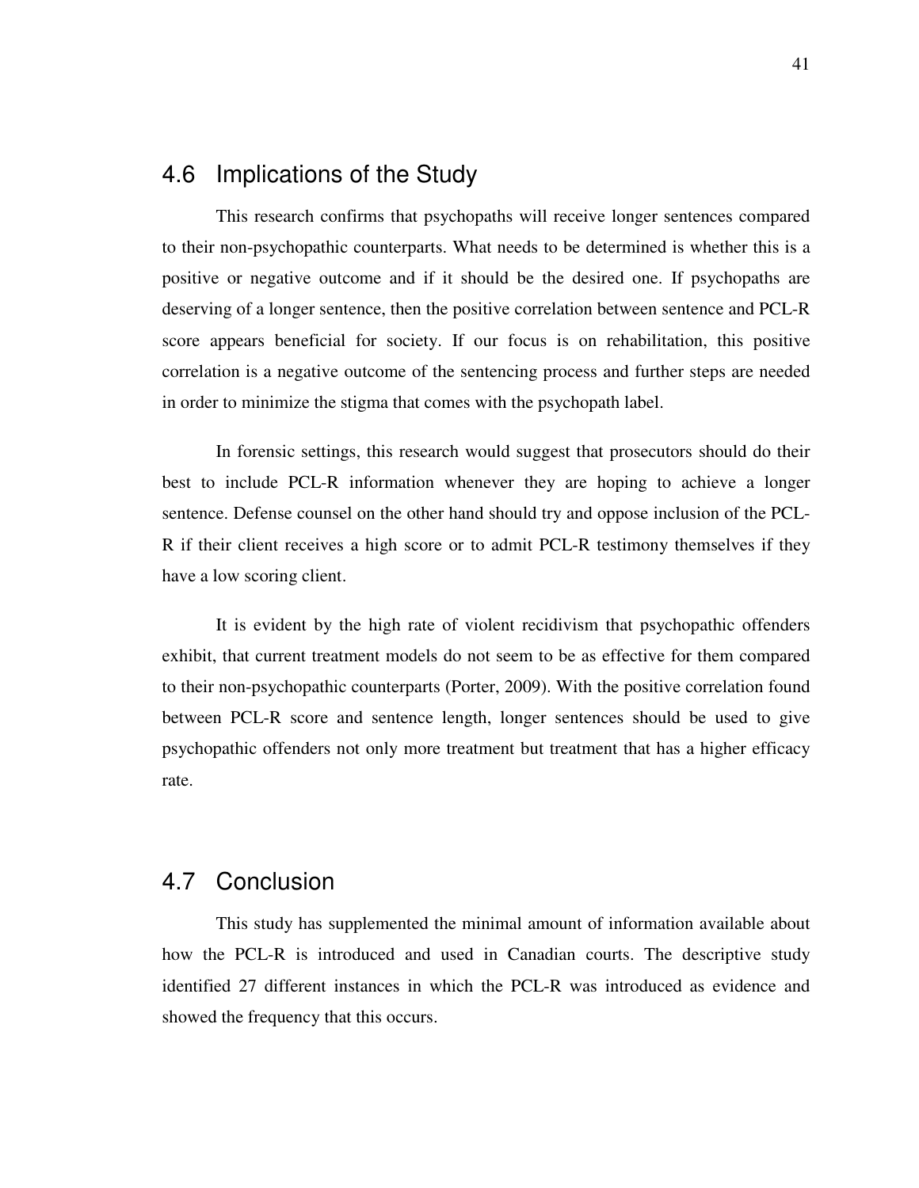## 4.6 Implications of the Study

This research confirms that psychopaths will receive longer sentences compared to their non-psychopathic counterparts. What needs to be determined is whether this is a positive or negative outcome and if it should be the desired one. If psychopaths are deserving of a longer sentence, then the positive correlation between sentence and PCL-R score appears beneficial for society. If our focus is on rehabilitation, this positive correlation is a negative outcome of the sentencing process and further steps are needed in order to minimize the stigma that comes with the psychopath label.

In forensic settings, this research would suggest that prosecutors should do their best to include PCL-R information whenever they are hoping to achieve a longer sentence. Defense counsel on the other hand should try and oppose inclusion of the PCL-R if their client receives a high score or to admit PCL-R testimony themselves if they have a low scoring client.

It is evident by the high rate of violent recidivism that psychopathic offenders exhibit, that current treatment models do not seem to be as effective for them compared to their non-psychopathic counterparts (Porter, 2009). With the positive correlation found between PCL-R score and sentence length, longer sentences should be used to give psychopathic offenders not only more treatment but treatment that has a higher efficacy rate.

## 4.7 Conclusion

This study has supplemented the minimal amount of information available about how the PCL-R is introduced and used in Canadian courts. The descriptive study identified 27 different instances in which the PCL-R was introduced as evidence and showed the frequency that this occurs.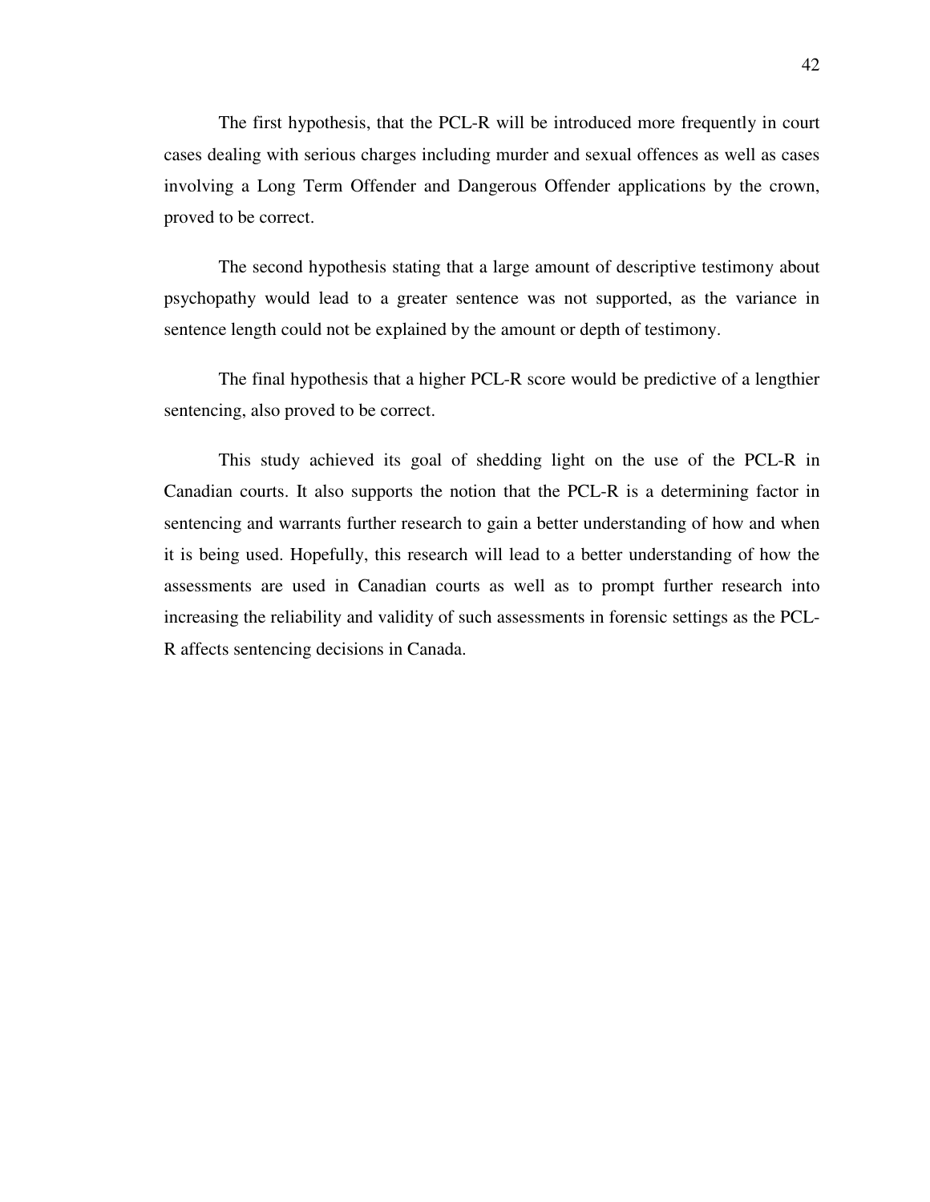The first hypothesis, that the PCL-R will be introduced more frequently in court cases dealing with serious charges including murder and sexual offences as well as cases involving a Long Term Offender and Dangerous Offender applications by the crown, proved to be correct.

The second hypothesis stating that a large amount of descriptive testimony about psychopathy would lead to a greater sentence was not supported, as the variance in sentence length could not be explained by the amount or depth of testimony.

The final hypothesis that a higher PCL-R score would be predictive of a lengthier sentencing, also proved to be correct.

This study achieved its goal of shedding light on the use of the PCL-R in Canadian courts. It also supports the notion that the PCL-R is a determining factor in sentencing and warrants further research to gain a better understanding of how and when it is being used. Hopefully, this research will lead to a better understanding of how the assessments are used in Canadian courts as well as to prompt further research into increasing the reliability and validity of such assessments in forensic settings as the PCL-R affects sentencing decisions in Canada.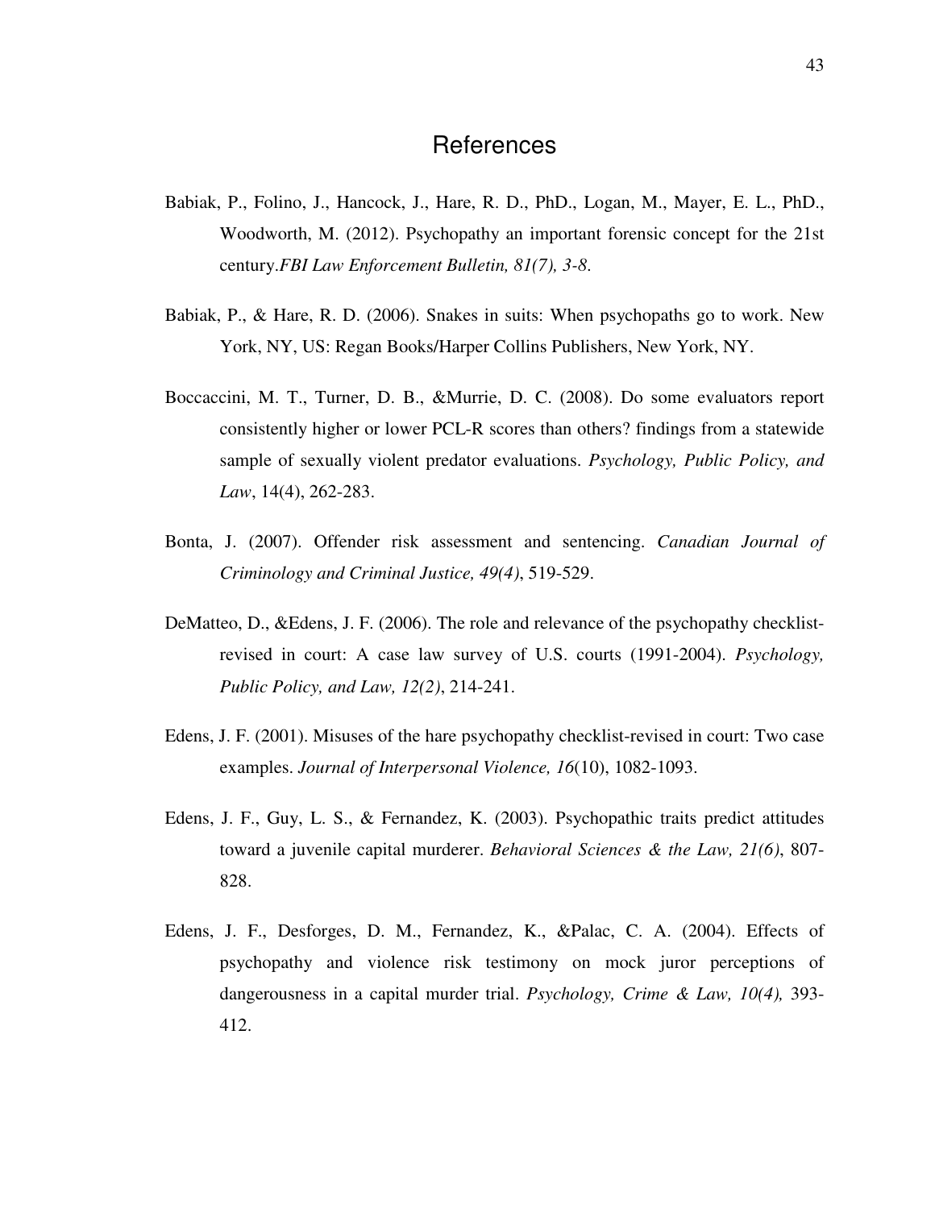# References

Babiak, P., Folino, J., Hancock, J., Hare, R. D., PhD., Logan, M., Mayer, E. L., PhD., Woodworth, M. (2012). Psychopathy an important forensic concept for the 21st century.*FBI Law Enforcement Bulletin, 81(7), 3-8.*

Babiak, P., & Hare, R. D. (2006). Snakes in suits: When psychopaths go to work. New York, NY, US: Regan Books/Harper Collins Publishers, New York, NY.

Boccaccini, M. T., Turner, D. B., &Murrie, D. C. (2008). Do some evaluators report consistently higher or lower PCL-R scores than others? findings from a statewide sample of sexually violent predator evaluations. *Psychology, Public Policy, and Law*, 14(4), 262-283.

Bonta, J. (2007). Offender risk assessment and sentencing. *Canadian Journal of Criminology and Criminal Justice, 49(4)*, 519-529.

DeMatteo, D., &Edens, J. F. (2006). The role and relevance of the psychopathy checklist-revised in court: A case law survey of U.S. courts (1991-2004). *Psychology, Public Policy, and Law, 12(2)*, 214-241.

Edens, J. F. (2001). Misuses of the hare psychopathy checklist-revised in court: Two case examples. *Journal of Interpersonal Violence, 16*(10), 1082-1093.

Edens, J. F., Guy, L. S., & Fernandez, K. (2003). Psychopathic traits predict attitudes toward a juvenile capital murderer. *Behavioral Sciences & the Law, 21(6)*, 807-828.

Edens, J. F., Desforges, D. M., Fernandez, K., &Palac, C. A. (2004). Effects of psychopathy and violence risk testimony on mock juror perceptions of dangerousness in a capital murder trial. *Psychology, Crime & Law, 10(4),* 393-412.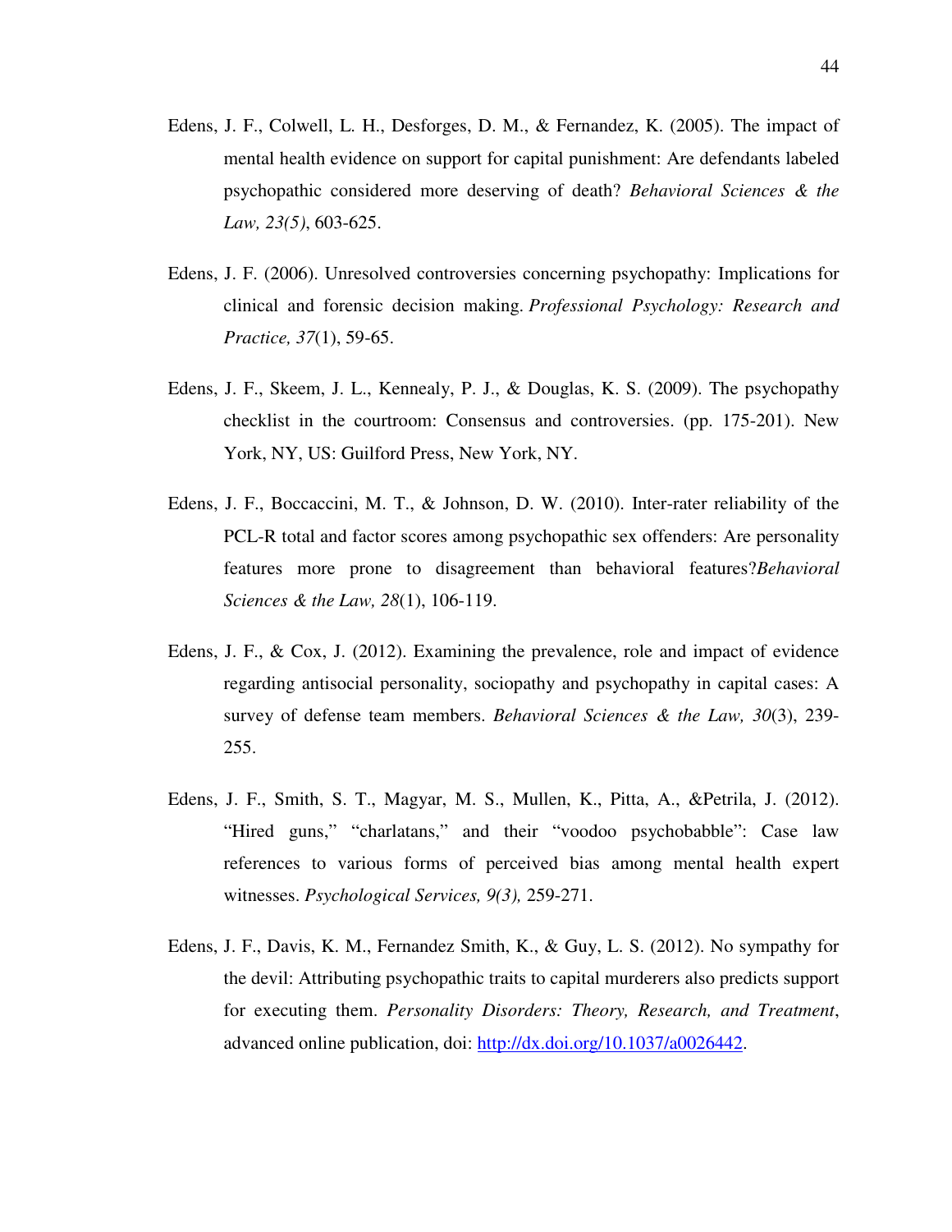Edens, J. F., Colwell, L. H., Desforges, D. M., & Fernandez, K. (2005). The impact of mental health evidence on support for capital punishment: Are defendants labeled psychopathic considered more deserving of death? *Behavioral Sciences & the Law, 23(5)*, 603-625.

Edens, J. F. (2006). Unresolved controversies concerning psychopathy: Implications for clinical and forensic decision making. *Professional Psychology: Research and Practice, 37*(1), 59-65.

Edens, J. F., Skeem, J. L., Kennealy, P. J., & Douglas, K. S. (2009). The psychopathy checklist in the courtroom: Consensus and controversies. (pp. 175-201). New York, NY, US: Guilford Press, New York, NY.

Edens, J. F., Boccaccini, M. T., & Johnson, D. W. (2010). Inter-rater reliability of the PCL-R total and factor scores among psychopathic sex offenders: Are personality features more prone to disagreement than behavioral features?*Behavioral Sciences & the Law, 28*(1), 106-119.

Edens, J. F., & Cox, J. (2012). Examining the prevalence, role and impact of evidence regarding antisocial personality, sociopathy and psychopathy in capital cases: A survey of defense team members. *Behavioral Sciences & the Law, 30*(3), 239-255.

Edens, J. F., Smith, S. T., Magyar, M. S., Mullen, K., Pitta, A., &Petrila, J. (2012). "Hired guns," "charlatans," and their "voodoo psychobabble": Case law references to various forms of perceived bias among mental health expert witnesses. *Psychological Services, 9(3),* 259-271.

Edens, J. F., Davis, K. M., Fernandez Smith, K., & Guy, L. S. (2012). No sympathy for the devil: Attributing psychopathic traits to capital murderers also predicts support for executing them. *Personality Disorders: Theory, Research, and Treatment*, advanced online publication, doi: http://dx.doi.org/10.1037/a0026442.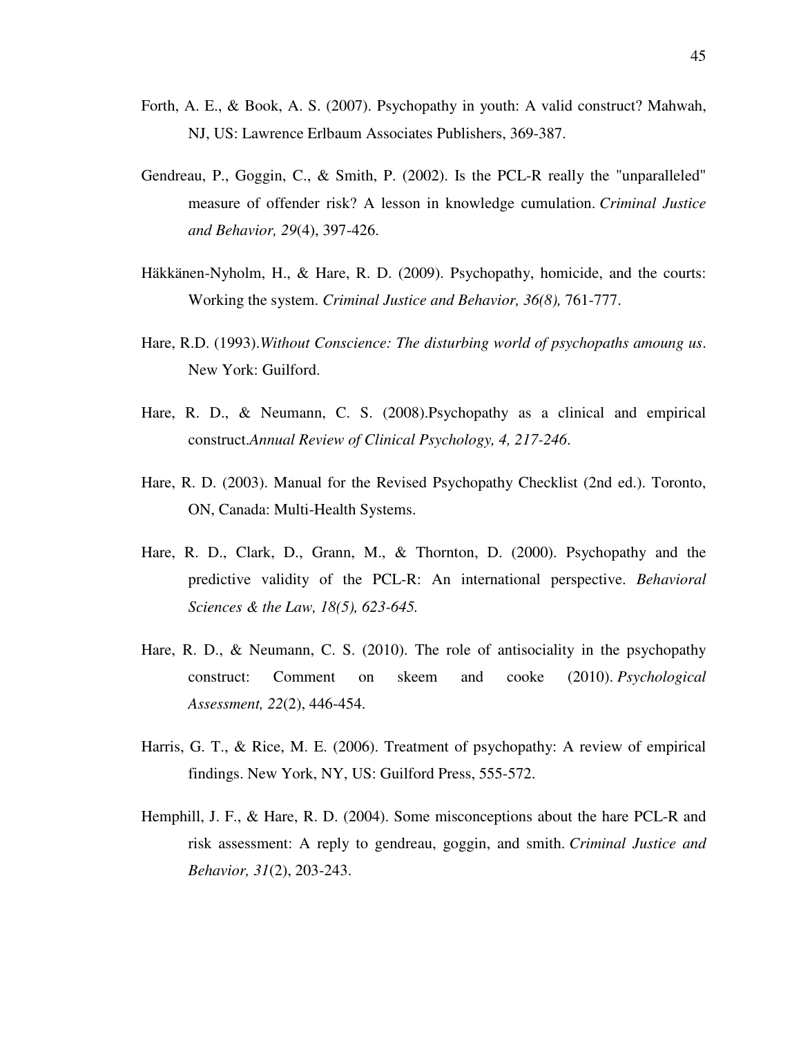Forth, A. E., & Book, A. S. (2007). Psychopathy in youth: A valid construct? Mahwah, NJ, US: Lawrence Erlbaum Associates Publishers, 369-387.

Gendreau, P., Goggin, C., & Smith, P. (2002). Is the PCL-R really the "unparalleled" measure of offender risk? A lesson in knowledge cumulation. *Criminal Justice and Behavior, 29*(4), 397-426.

Häkkänen-Nyholm, H., & Hare, R. D. (2009). Psychopathy, homicide, and the courts: Working the system. *Criminal Justice and Behavior, 36(8),* 761-777.

Hare, R.D. (1993).*Without Conscience: The disturbing world of psychopaths amoung us*. New York: Guilford.

Hare, R. D., & Neumann, C. S. (2008).Psychopathy as a clinical and empirical construct.*Annual Review of Clinical Psychology, 4, 217-246*.

Hare, R. D. (2003). Manual for the Revised Psychopathy Checklist (2nd ed.). Toronto, ON, Canada: Multi-Health Systems.

Hare, R. D., Clark, D., Grann, M., & Thornton, D. (2000). Psychopathy and the predictive validity of the PCL-R: An international perspective. *Behavioral Sciences & the Law, 18(5), 623-645.*

Hare, R. D., & Neumann, C. S. (2010). The role of antisociality in the psychopathy construct: Comment on skeem and cooke (2010). *Psychological Assessment, 22*(2), 446-454.

Harris, G. T., & Rice, M. E. (2006). Treatment of psychopathy: A review of empirical findings. New York, NY, US: Guilford Press, 555-572.

Hemphill, J. F., & Hare, R. D. (2004). Some misconceptions about the hare PCL-R and risk assessment: A reply to gendreau, goggin, and smith. *Criminal Justice and Behavior, 31*(2), 203-243.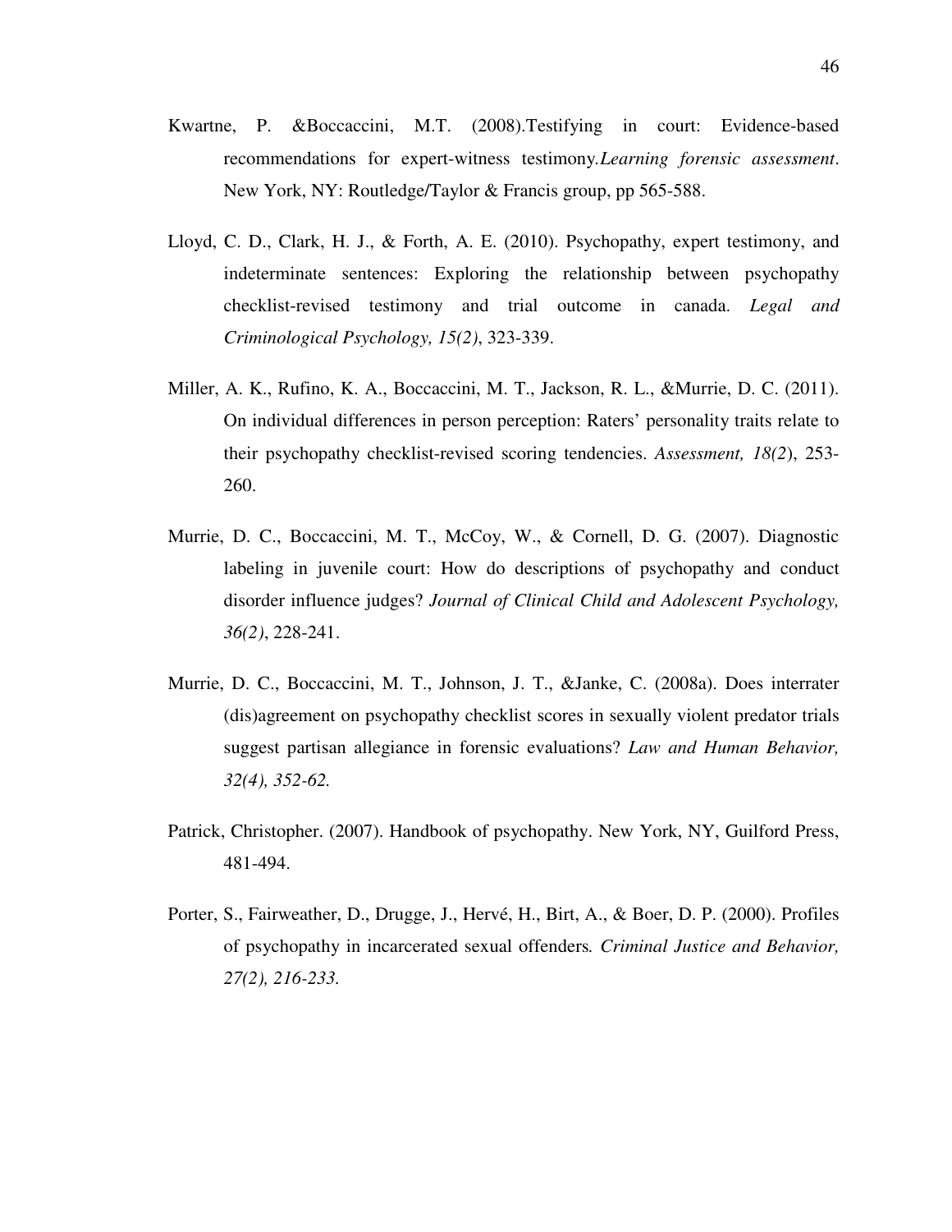Kwartne, P. &Boccaccini, M.T. (2008).Testifying in court: Evidence-based recommendations for expert-witness testimony.*Learning forensic assessment*. New York, NY: Routledge/Taylor & Francis group, pp 565-588.

Lloyd, C. D., Clark, H. J., & Forth, A. E. (2010). Psychopathy, expert testimony, and indeterminate sentences: Exploring the relationship between psychopathy checklist-revised testimony and trial outcome in canada. *Legal and Criminological Psychology, 15(2)*, 323-339.

Miller, A. K., Rufino, K. A., Boccaccini, M. T., Jackson, R. L., &Murrie, D. C. (2011). On individual differences in person perception: Raters' personality traits relate to their psychopathy checklist-revised scoring tendencies. *Assessment, 18(2*), 253-260.

Murrie, D. C., Boccaccini, M. T., McCoy, W., & Cornell, D. G. (2007). Diagnostic labeling in juvenile court: How do descriptions of psychopathy and conduct disorder influence judges? *Journal of Clinical Child and Adolescent Psychology, 36(2)*, 228-241.

Murrie, D. C., Boccaccini, M. T., Johnson, J. T., &Janke, C. (2008a). Does interrater (dis)agreement on psychopathy checklist scores in sexually violent predator trials suggest partisan allegiance in forensic evaluations? *Law and Human Behavior, 32(4), 352-62.*

Patrick, Christopher. (2007). Handbook of psychopathy. New York, NY, Guilford Press, 481-494.

Porter, S., Fairweather, D., Drugge, J., Hervé, H., Birt, A., & Boer, D. P. (2000). Profiles of psychopathy in incarcerated sexual offenders*. Criminal Justice and Behavior, 27(2), 216-233.*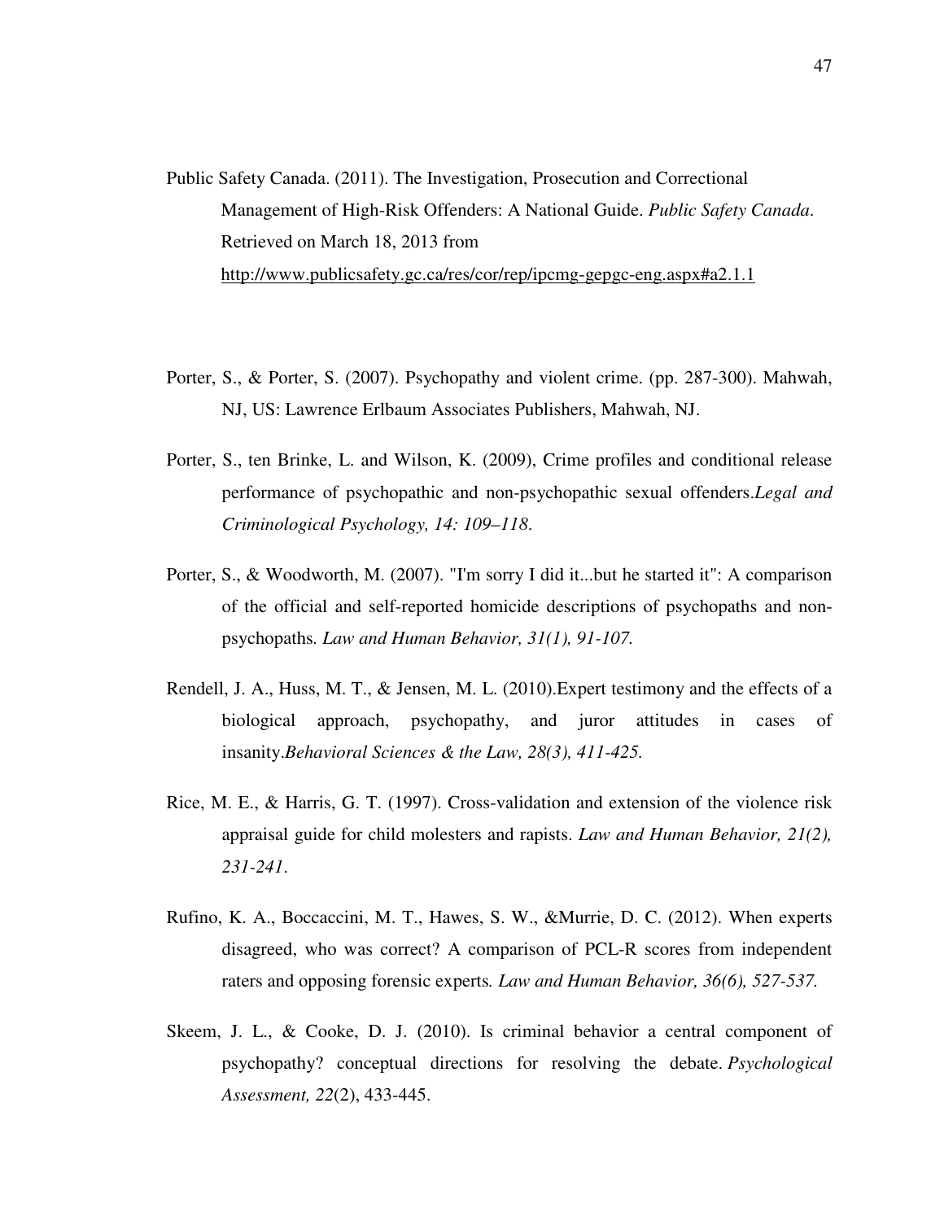Public Safety Canada. (2011). The Investigation, Prosecution and Correctional Management of High-Risk Offenders: A National Guide. *Public Safety Canada*. Retrieved on March 18, 2013 from http://www.publicsafety.gc.ca/res/cor/rep/ipcmg-gepgc-eng.aspx#a2.1.1

Porter, S., & Porter, S. (2007). Psychopathy and violent crime. (pp. 287-300). Mahwah, NJ, US: Lawrence Erlbaum Associates Publishers, Mahwah, NJ.

Porter, S., ten Brinke, L. and Wilson, K. (2009), Crime profiles and conditional release performance of psychopathic and non-psychopathic sexual offenders.*Legal and Criminological Psychology, 14: 109–118*.

Porter, S., & Woodworth, M. (2007). "I'm sorry I did it...but he started it": A comparison of the official and self-reported homicide descriptions of psychopaths and non-psychopaths*. Law and Human Behavior, 31(1), 91-107.*

Rendell, J. A., Huss, M. T., & Jensen, M. L. (2010).Expert testimony and the effects of a biological approach, psychopathy, and juror attitudes in cases of insanity.*Behavioral Sciences & the Law, 28(3), 411-425.*

Rice, M. E., & Harris, G. T. (1997). Cross-validation and extension of the violence risk appraisal guide for child molesters and rapists. *Law and Human Behavior, 21(2), 231-241*.

Rufino, K. A., Boccaccini, M. T., Hawes, S. W., &Murrie, D. C. (2012). When experts disagreed, who was correct? A comparison of PCL-R scores from independent raters and opposing forensic experts*. Law and Human Behavior, 36(6), 527-537.*

Skeem, J. L., & Cooke, D. J. (2010). Is criminal behavior a central component of psychopathy? conceptual directions for resolving the debate. *Psychological Assessment, 22*(2), 433-445.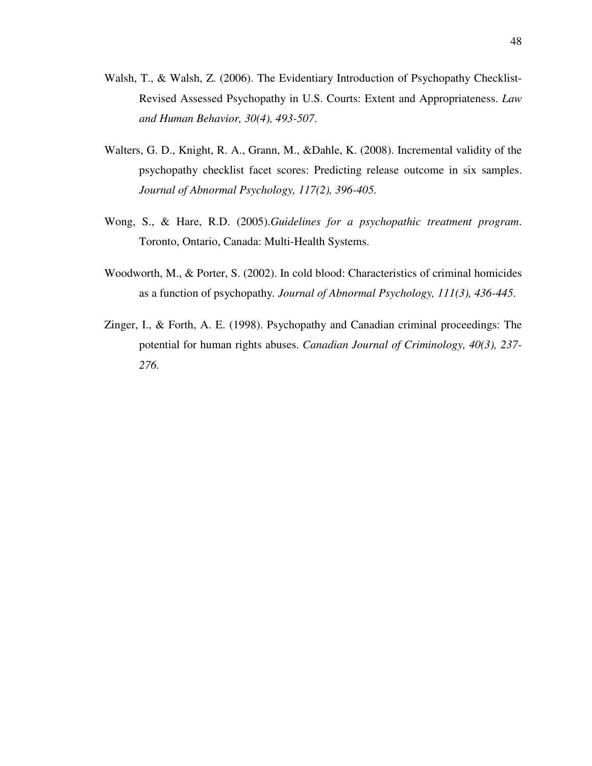Walsh, T., & Walsh, Z. (2006). The Evidentiary Introduction of Psychopathy Checklist-Revised Assessed Psychopathy in U.S. Courts: Extent and Appropriateness. *Law and Human Behavior, 30(4), 493-507*.

Walters, G. D., Knight, R. A., Grann, M., &Dahle, K. (2008). Incremental validity of the psychopathy checklist facet scores: Predicting release outcome in six samples. *Journal of Abnormal Psychology, 117(2), 396-405.*

Wong, S., & Hare, R.D. (2005).*Guidelines for a psychopathic treatment program*. Toronto, Ontario, Canada: Multi-Health Systems.

Woodworth, M., & Porter, S. (2002). In cold blood: Characteristics of criminal homicides as a function of psychopathy. *Journal of Abnormal Psychology, 111(3), 436-445*.

Zinger, I., & Forth, A. E. (1998). Psychopathy and Canadian criminal proceedings: The potential for human rights abuses. *Canadian Journal of Criminology, 40(3), 237-276.*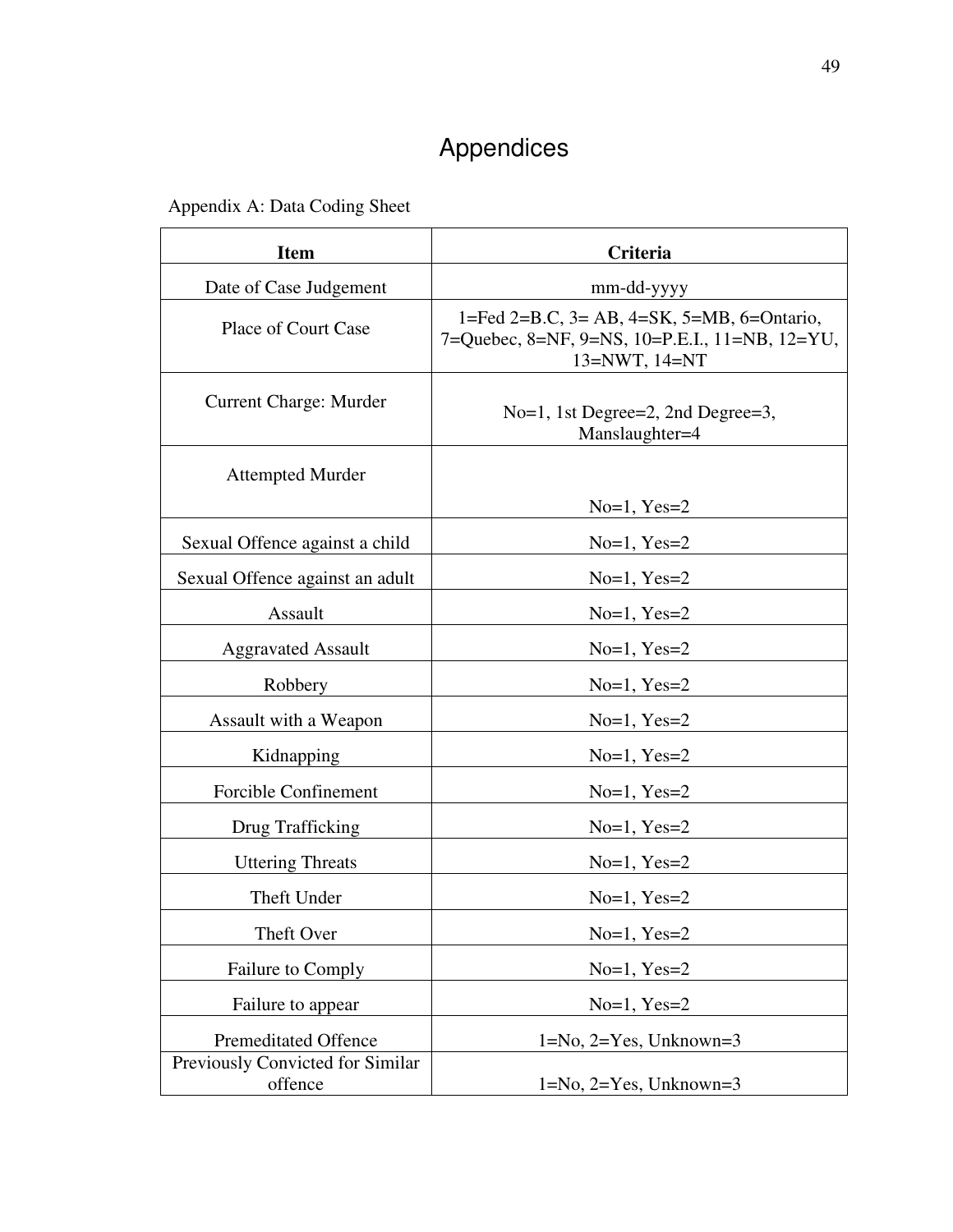# Appendices

Appendix A: Data Coding Sheet

| Item | Criteria |
|---|---|
| Date of Case Judgement | mm-dd-yyyy |
| Place of Court Case | 1=Fed 2=B.C, 3= AB, 4=SK, 5=MB, 6=Ontario, 7=Quebec, 8=NF, 9=NS, 10=P.E.I., 11=NB, 12=YU, 13=NWT, 14=NT |
| Current Charge: Murder | No=1, 1st Degree=2, 2nd Degree=3, Manslaughter=4 |
| Attempted Murder | No=1, Yes=2 |
| Sexual Offence against a child | No=1, Yes=2 |
| Sexual Offence against an adult | No=1, Yes=2 |
| Assault | No=1, Yes=2 |
| Aggravated Assault | No=1, Yes=2 |
| Robbery | No=1, Yes=2 |
| Assault with a Weapon | No=1, Yes=2 |
| Kidnapping | No=1, Yes=2 |
| Forcible Confinement | No=1, Yes=2 |
| Drug Trafficking | No=1, Yes=2 |
| Uttering Threats | No=1, Yes=2 |
| Theft Under | No=1, Yes=2 |
| Theft Over | No=1, Yes=2 |
| Failure to Comply | No=1, Yes=2 |
| Failure to appear | No=1, Yes=2 |
| Premeditated Offence | 1=No, 2=Yes, Unknown=3 |
| Previously Convicted for Similar offence | 1=No, 2=Yes, Unknown=3 |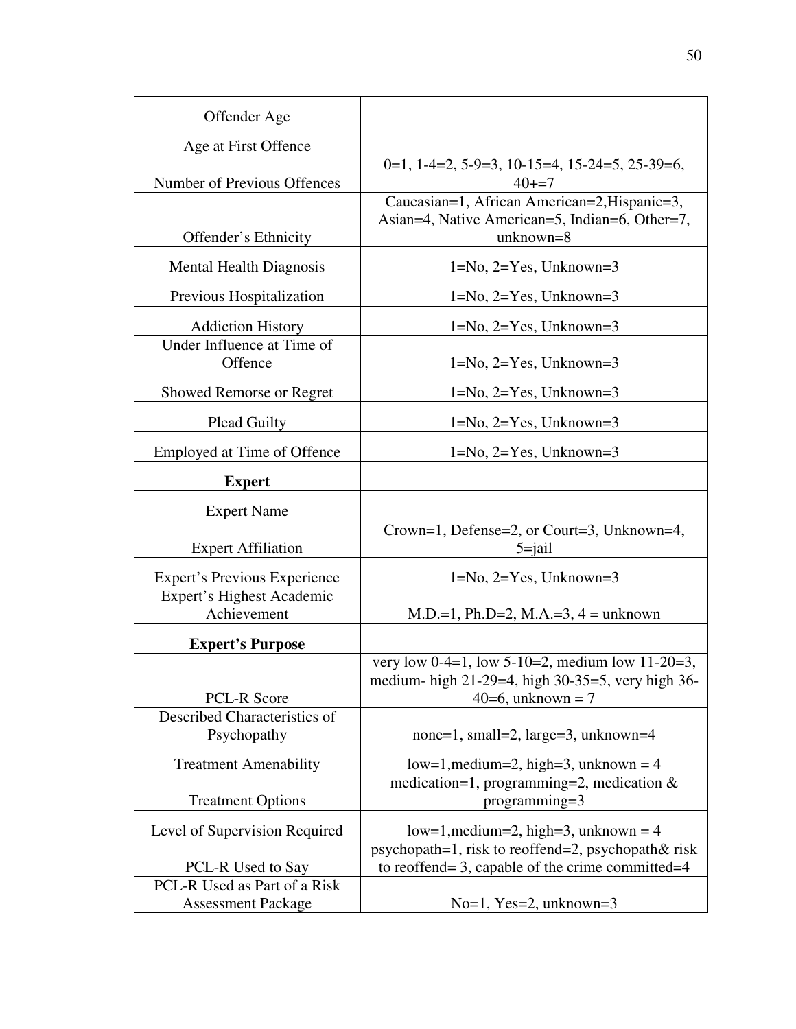| Offender Age | |
|---|---|
| Age at First Offence | |
| Number of Previous Offences | 0=1, 1-4=2, 5-9=3, 10-15=4, 15-24=5, 25-39=6, 40+=7 |
| Offender's Ethnicity | Caucasian=1, African American=2,Hispanic=3, Asian=4, Native American=5, Indian=6, Other=7, unknown=8 |
| Mental Health Diagnosis | 1=No, 2=Yes, Unknown=3 |
| Previous Hospitalization | 1=No, 2=Yes, Unknown=3 |
| Addiction History | 1=No, 2=Yes, Unknown=3 |
| Under Influence at Time of Offence | 1=No, 2=Yes, Unknown=3 |
| Showed Remorse or Regret | 1=No, 2=Yes, Unknown=3 |
| Plead Guilty | 1=No, 2=Yes, Unknown=3 |
| Employed at Time of Offence | 1=No, 2=Yes, Unknown=3 |
| **Expert** | |
| Expert Name | |
| Expert Affiliation | Crown=1, Defense=2, or Court=3, Unknown=4, 5=jail |
| Expert's Previous Experience | 1=No, 2=Yes, Unknown=3 |
| Expert's Highest Academic Achievement | M.D.=1, Ph.D=2, M.A.=3, 4 = unknown |
| **Expert's Purpose** | |
| PCL-R Score | very low 0-4=1, low 5-10=2, medium low 11-20=3, medium- high 21-29=4, high 30-35=5, very high 36-40=6, unknown = 7 |
| Described Characteristics of Psychopathy | none=1, small=2, large=3, unknown=4 |
| Treatment Amenability | low=1,medium=2, high=3, unknown = 4 |
| Treatment Options | medication=1, programming=2, medication & programming=3 |
| Level of Supervision Required | low=1,medium=2, high=3, unknown = 4 |
| PCL-R Used to Say | psychopath=1, risk to reoffend=2, psychopath& risk to reoffend= 3, capable of the crime committed=4 |
| PCL-R Used as Part of a Risk Assessment Package | No=1, Yes=2, unknown=3 |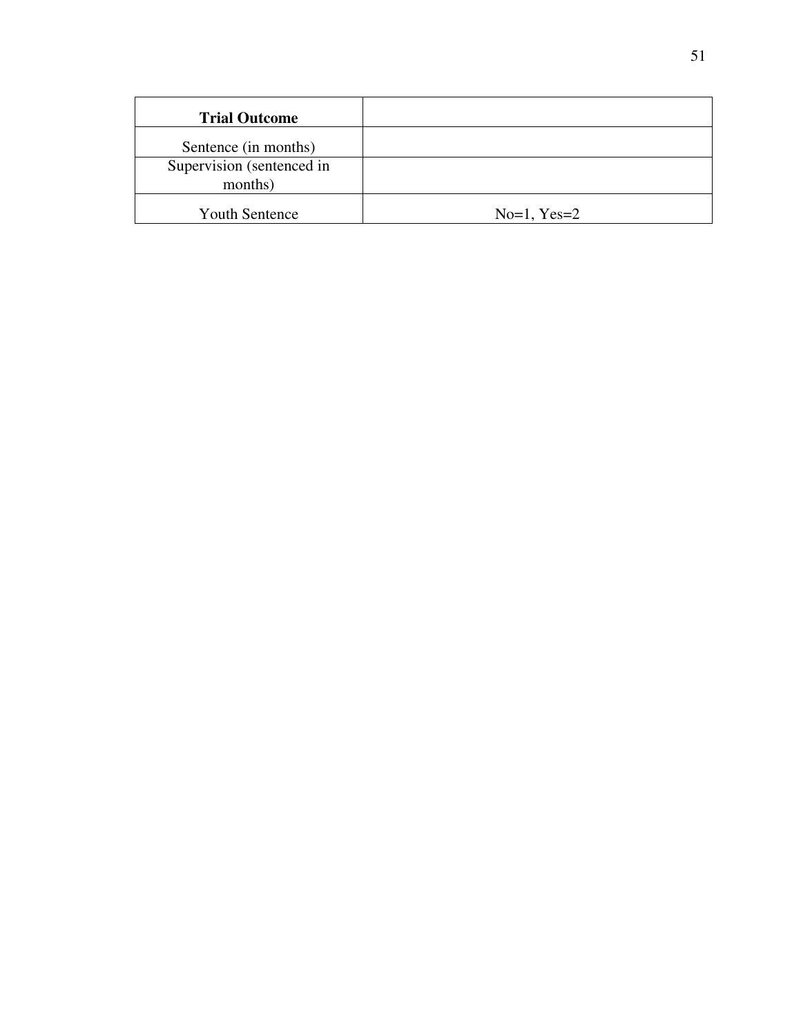| **Trial Outcome** | |
|---|---|
| Sentence (in months) | |
| Supervision (sentenced in months) | |
| Youth Sentence | No=1, Yes=2 |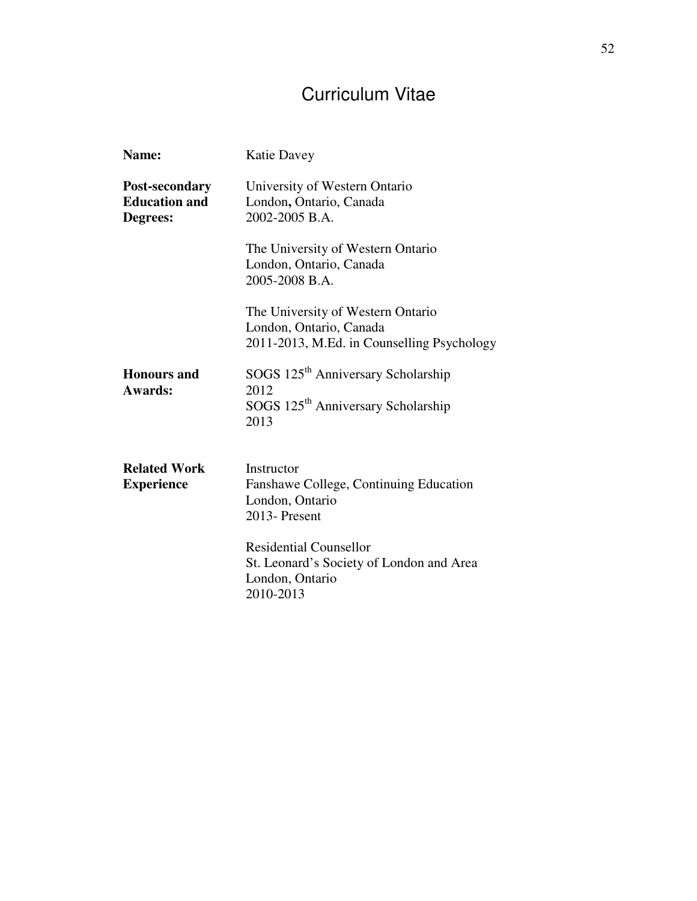# Curriculum Vitae

**Name:** Katie Davey

**Post-secondary Education and Degrees:**

University of Western Ontario
London, Ontario, Canada
2002-2005 B.A.

The University of Western Ontario
London, Ontario, Canada
2005-2008 B.A.

The University of Western Ontario
London, Ontario, Canada
2011-2013, M.Ed. in Counselling Psychology

**Honours and Awards:**

SOGS 125th Anniversary Scholarship
2012
SOGS 125th Anniversary Scholarship
2013

**Related Work Experience**

Instructor
Fanshawe College, Continuing Education
London, Ontario
2013- Present

Residential Counsellor
St. Leonard's Society of London and Area
London, Ontario
2010-2013